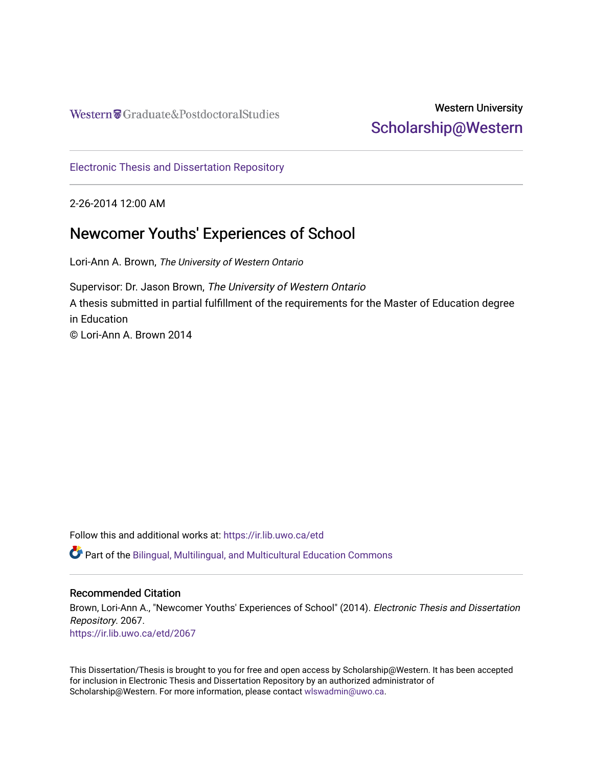Western Graduate&PostdoctoralStudies

Western University
Scholarship@Western

Electronic Thesis and Dissertation Repository

2-26-2014 12:00 AM

# Newcomer Youths' Experiences of School

Lori-Ann A. Brown, *The University of Western Ontario*

Supervisor: Dr. Jason Brown, *The University of Western Ontario*
A thesis submitted in partial fulfillment of the requirements for the Master of Education degree in Education
© Lori-Ann A. Brown 2014

Follow this and additional works at: https://ir.lib.uwo.ca/etd

Part of the Bilingual, Multilingual, and Multicultural Education Commons

## Recommended Citation

Brown, Lori-Ann A., "Newcomer Youths' Experiences of School" (2014). *Electronic Thesis and Dissertation Repository*. 2067.
https://ir.lib.uwo.ca/etd/2067

This Dissertation/Thesis is brought to you for free and open access by Scholarship@Western. It has been accepted for inclusion in Electronic Thesis and Dissertation Repository by an authorized administrator of Scholarship@Western. For more information, please contact wlswadmin@uwo.ca.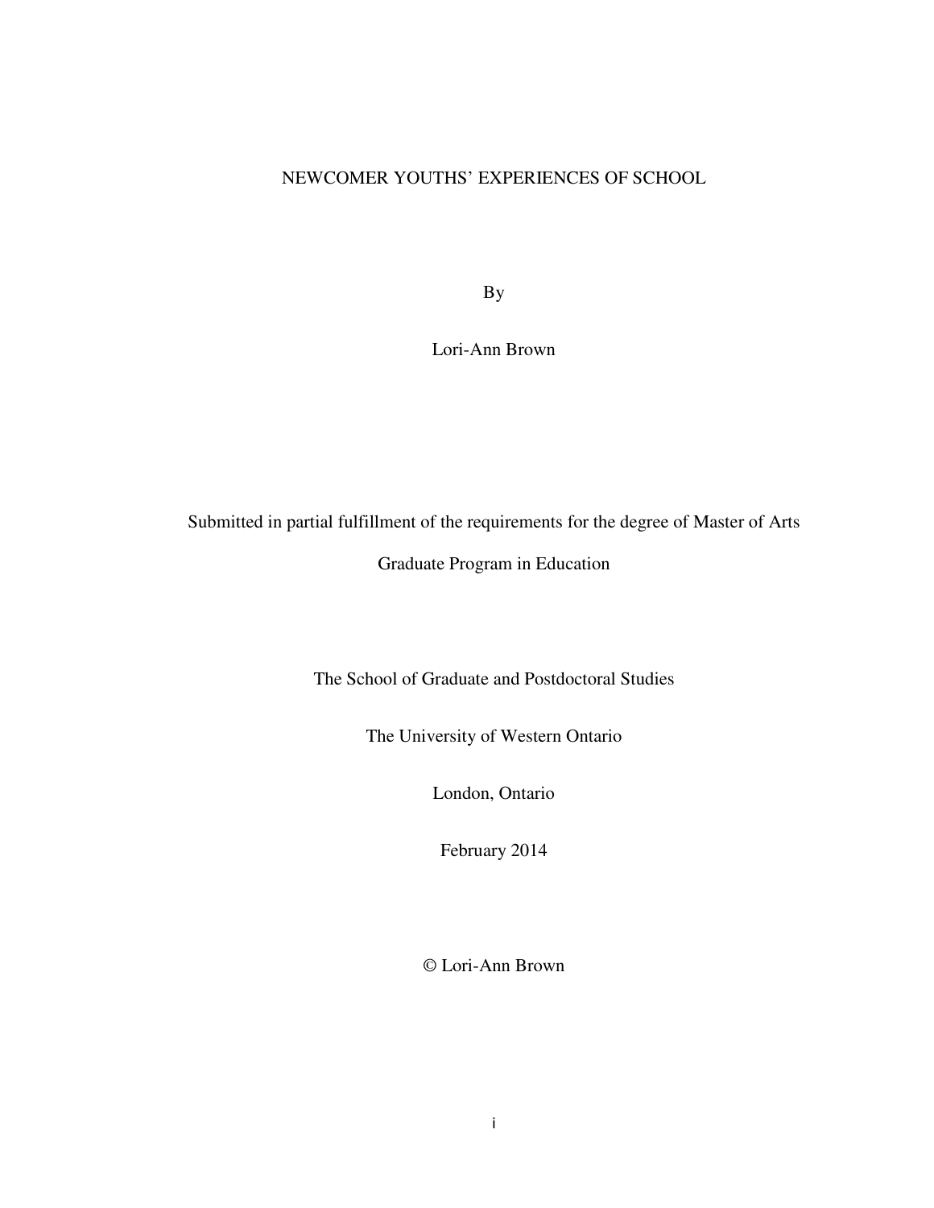# NEWCOMER YOUTHS' EXPERIENCES OF SCHOOL

By

Lori-Ann Brown

Submitted in partial fulfillment of the requirements for the degree of Master of Arts

Graduate Program in Education

The School of Graduate and Postdoctoral Studies

The University of Western Ontario

London, Ontario

February 2014

© Lori-Ann Brown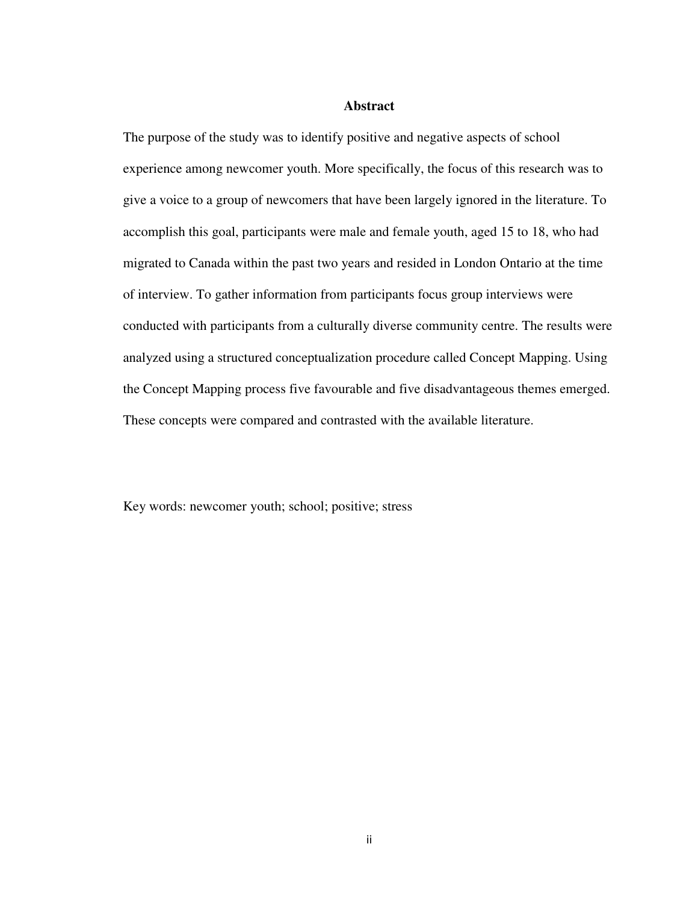## Abstract

The purpose of the study was to identify positive and negative aspects of school experience among newcomer youth. More specifically, the focus of this research was to give a voice to a group of newcomers that have been largely ignored in the literature. To accomplish this goal, participants were male and female youth, aged 15 to 18, who had migrated to Canada within the past two years and resided in London Ontario at the time of interview. To gather information from participants focus group interviews were conducted with participants from a culturally diverse community centre. The results were analyzed using a structured conceptualization procedure called Concept Mapping. Using the Concept Mapping process five favourable and five disadvantageous themes emerged. These concepts were compared and contrasted with the available literature.

Key words: newcomer youth; school; positive; stress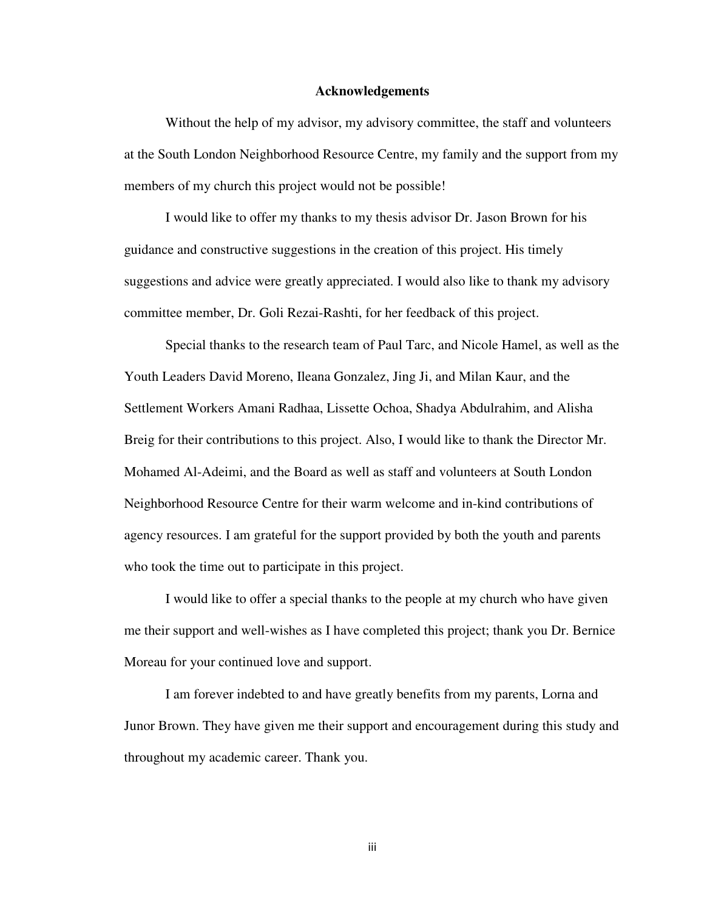# Acknowledgements

Without the help of my advisor, my advisory committee, the staff and volunteers at the South London Neighborhood Resource Centre, my family and the support from my members of my church this project would not be possible!

I would like to offer my thanks to my thesis advisor Dr. Jason Brown for his guidance and constructive suggestions in the creation of this project. His timely suggestions and advice were greatly appreciated. I would also like to thank my advisory committee member, Dr. Goli Rezai-Rashti, for her feedback of this project.

Special thanks to the research team of Paul Tarc, and Nicole Hamel, as well as the Youth Leaders David Moreno, Ileana Gonzalez, Jing Ji, and Milan Kaur, and the Settlement Workers Amani Radhaa, Lissette Ochoa, Shadya Abdulrahim, and Alisha Breig for their contributions to this project. Also, I would like to thank the Director Mr. Mohamed Al-Adeimi, and the Board as well as staff and volunteers at South London Neighborhood Resource Centre for their warm welcome and in-kind contributions of agency resources. I am grateful for the support provided by both the youth and parents who took the time out to participate in this project.

I would like to offer a special thanks to the people at my church who have given me their support and well-wishes as I have completed this project; thank you Dr. Bernice Moreau for your continued love and support.

I am forever indebted to and have greatly benefits from my parents, Lorna and Junor Brown. They have given me their support and encouragement during this study and throughout my academic career. Thank you.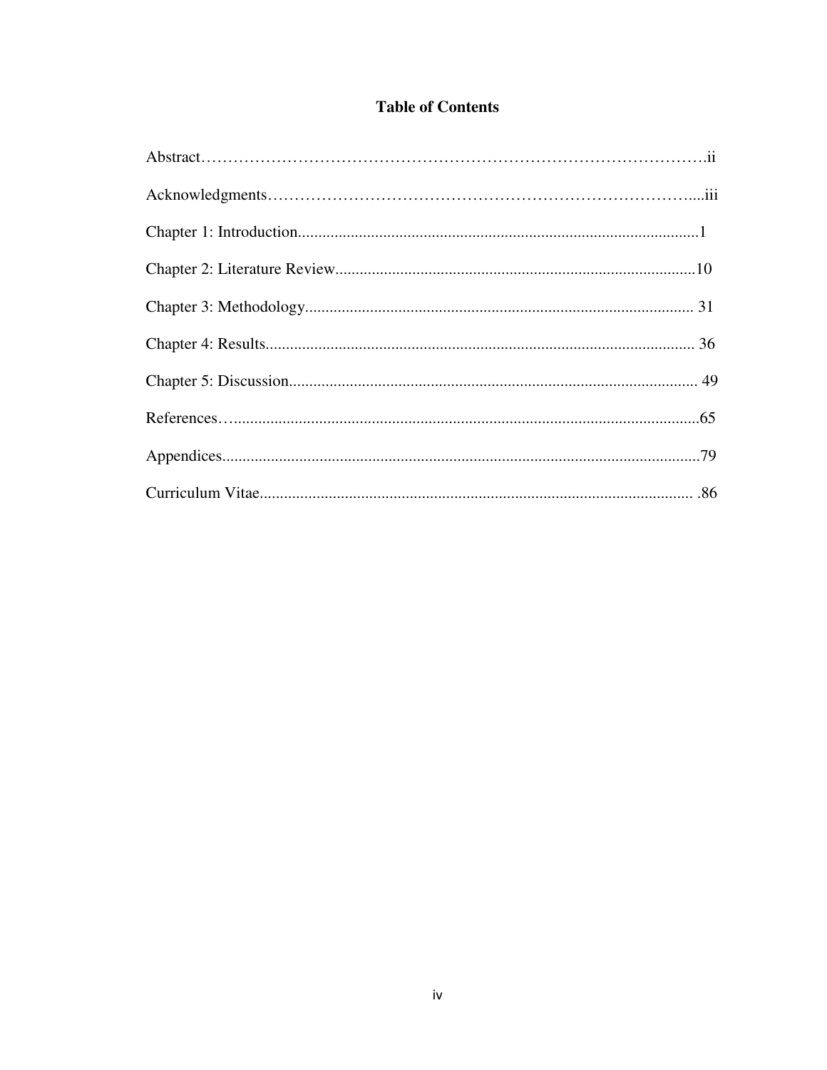## Table of Contents

Abstract……………………………………………………………………………….ii

Acknowledgments…………………………………………………………………....iii

Chapter 1: Introduction...................................................................................................1

Chapter 2: Literature Review.........................................................................................10

Chapter 3: Methodology............................................................................................... 31

Chapter 4: Results......................................................................................................... 36

Chapter 5: Discussion.................................................................................................... 49

References…...................................................................................................................65

Appendices.....................................................................................................................79

Curriculum Vitae........................................................................................................... .86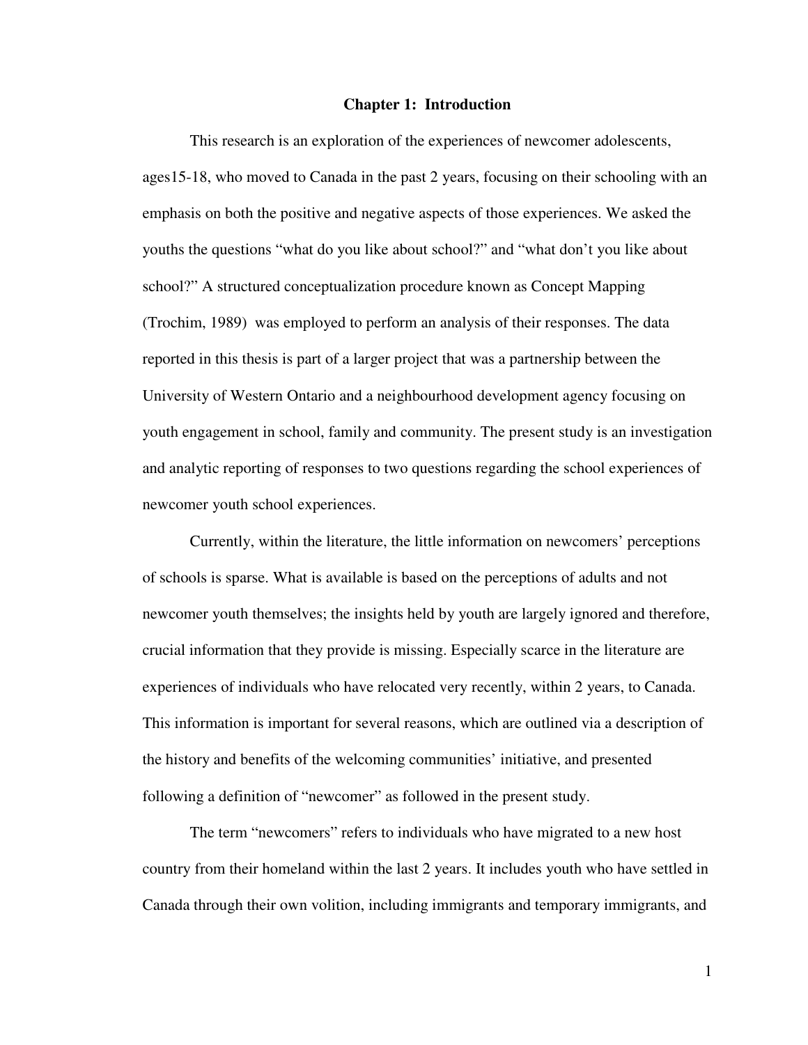## Chapter 1: Introduction

This research is an exploration of the experiences of newcomer adolescents, ages15-18, who moved to Canada in the past 2 years, focusing on their schooling with an emphasis on both the positive and negative aspects of those experiences. We asked the youths the questions "what do you like about school?" and "what don't you like about school?" A structured conceptualization procedure known as Concept Mapping (Trochim, 1989) was employed to perform an analysis of their responses. The data reported in this thesis is part of a larger project that was a partnership between the University of Western Ontario and a neighbourhood development agency focusing on youth engagement in school, family and community. The present study is an investigation and analytic reporting of responses to two questions regarding the school experiences of newcomer youth school experiences.

Currently, within the literature, the little information on newcomers' perceptions of schools is sparse. What is available is based on the perceptions of adults and not newcomer youth themselves; the insights held by youth are largely ignored and therefore, crucial information that they provide is missing. Especially scarce in the literature are experiences of individuals who have relocated very recently, within 2 years, to Canada. This information is important for several reasons, which are outlined via a description of the history and benefits of the welcoming communities' initiative, and presented following a definition of "newcomer" as followed in the present study.

The term "newcomers" refers to individuals who have migrated to a new host country from their homeland within the last 2 years. It includes youth who have settled in Canada through their own volition, including immigrants and temporary immigrants, and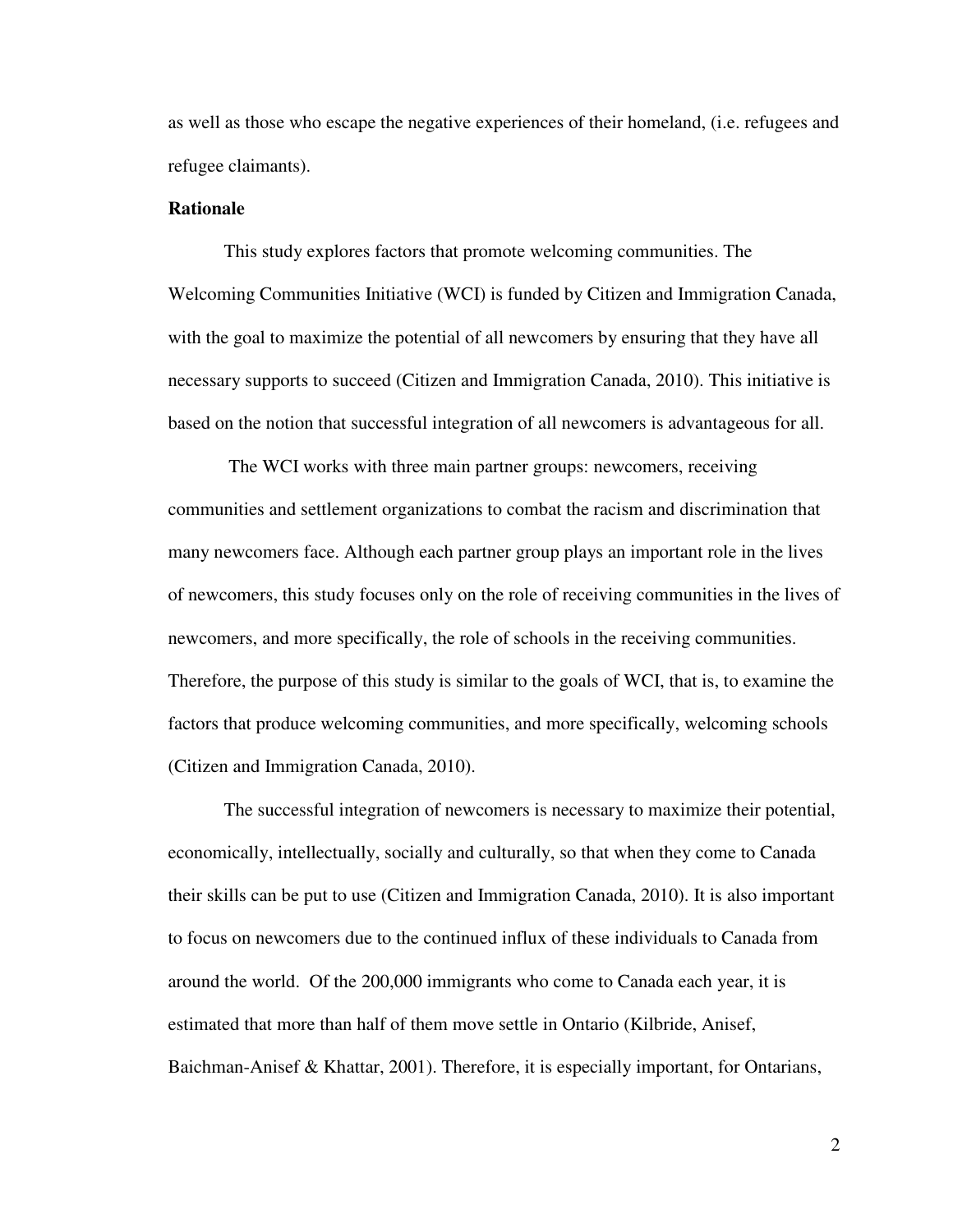as well as those who escape the negative experiences of their homeland, (i.e. refugees and refugee claimants).

**Rationale**

This study explores factors that promote welcoming communities. The Welcoming Communities Initiative (WCI) is funded by Citizen and Immigration Canada, with the goal to maximize the potential of all newcomers by ensuring that they have all necessary supports to succeed (Citizen and Immigration Canada, 2010). This initiative is based on the notion that successful integration of all newcomers is advantageous for all.

The WCI works with three main partner groups: newcomers, receiving communities and settlement organizations to combat the racism and discrimination that many newcomers face. Although each partner group plays an important role in the lives of newcomers, this study focuses only on the role of receiving communities in the lives of newcomers, and more specifically, the role of schools in the receiving communities. Therefore, the purpose of this study is similar to the goals of WCI, that is, to examine the factors that produce welcoming communities, and more specifically, welcoming schools (Citizen and Immigration Canada, 2010).

The successful integration of newcomers is necessary to maximize their potential, economically, intellectually, socially and culturally, so that when they come to Canada their skills can be put to use (Citizen and Immigration Canada, 2010). It is also important to focus on newcomers due to the continued influx of these individuals to Canada from around the world. Of the 200,000 immigrants who come to Canada each year, it is estimated that more than half of them move settle in Ontario (Kilbride, Anisef, Baichman-Anisef & Khattar, 2001). Therefore, it is especially important, for Ontarians,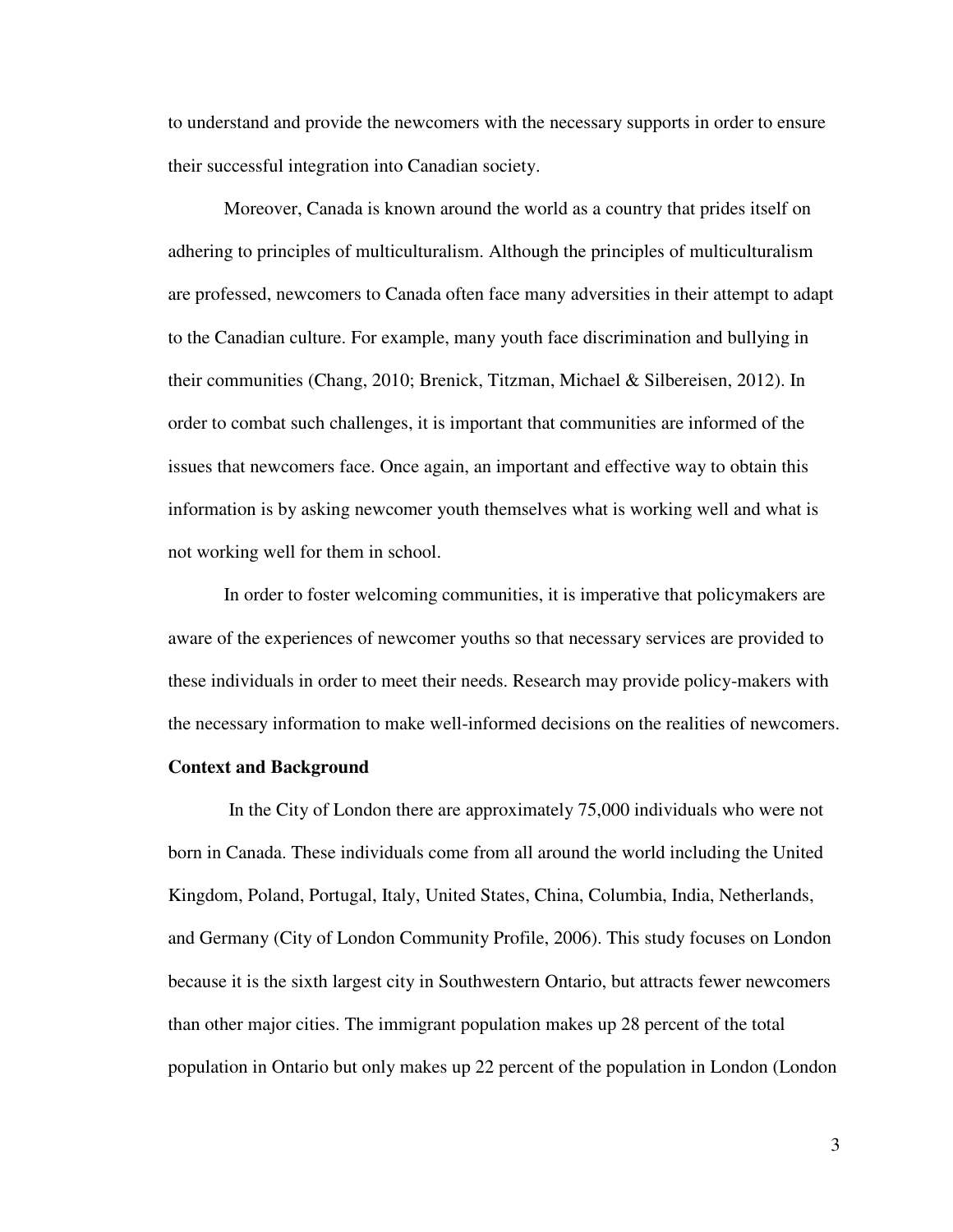to understand and provide the newcomers with the necessary supports in order to ensure their successful integration into Canadian society.

Moreover, Canada is known around the world as a country that prides itself on adhering to principles of multiculturalism. Although the principles of multiculturalism are professed, newcomers to Canada often face many adversities in their attempt to adapt to the Canadian culture. For example, many youth face discrimination and bullying in their communities (Chang, 2010; Brenick, Titzman, Michael & Silbereisen, 2012). In order to combat such challenges, it is important that communities are informed of the issues that newcomers face. Once again, an important and effective way to obtain this information is by asking newcomer youth themselves what is working well and what is not working well for them in school.

In order to foster welcoming communities, it is imperative that policymakers are aware of the experiences of newcomer youths so that necessary services are provided to these individuals in order to meet their needs. Research may provide policy-makers with the necessary information to make well-informed decisions on the realities of newcomers.

**Context and Background**

In the City of London there are approximately 75,000 individuals who were not born in Canada. These individuals come from all around the world including the United Kingdom, Poland, Portugal, Italy, United States, China, Columbia, India, Netherlands, and Germany (City of London Community Profile, 2006). This study focuses on London because it is the sixth largest city in Southwestern Ontario, but attracts fewer newcomers than other major cities. The immigrant population makes up 28 percent of the total population in Ontario but only makes up 22 percent of the population in London (London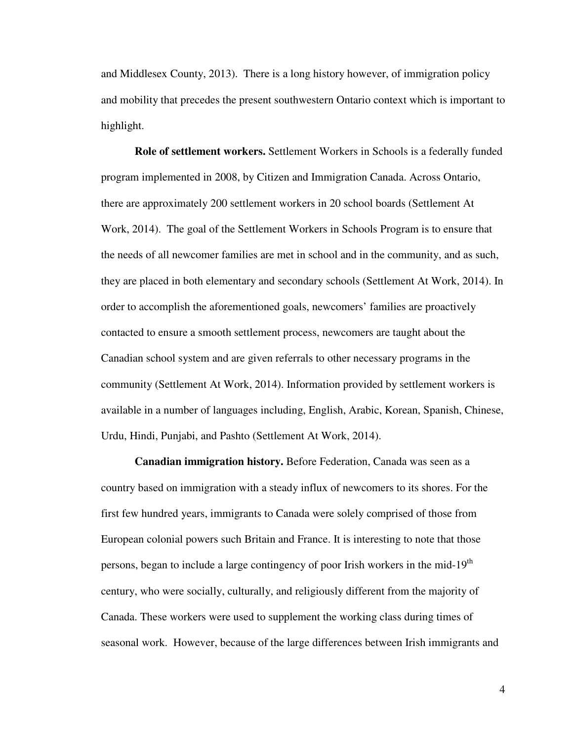and Middlesex County, 2013). There is a long history however, of immigration policy and mobility that precedes the present southwestern Ontario context which is important to highlight.

**Role of settlement workers.** Settlement Workers in Schools is a federally funded program implemented in 2008, by Citizen and Immigration Canada. Across Ontario, there are approximately 200 settlement workers in 20 school boards (Settlement At Work, 2014). The goal of the Settlement Workers in Schools Program is to ensure that the needs of all newcomer families are met in school and in the community, and as such, they are placed in both elementary and secondary schools (Settlement At Work, 2014). In order to accomplish the aforementioned goals, newcomers' families are proactively contacted to ensure a smooth settlement process, newcomers are taught about the Canadian school system and are given referrals to other necessary programs in the community (Settlement At Work, 2014). Information provided by settlement workers is available in a number of languages including, English, Arabic, Korean, Spanish, Chinese, Urdu, Hindi, Punjabi, and Pashto (Settlement At Work, 2014).

**Canadian immigration history.** Before Federation, Canada was seen as a country based on immigration with a steady influx of newcomers to its shores. For the first few hundred years, immigrants to Canada were solely comprised of those from European colonial powers such Britain and France. It is interesting to note that those persons, began to include a large contingency of poor Irish workers in the mid-19th century, who were socially, culturally, and religiously different from the majority of Canada. These workers were used to supplement the working class during times of seasonal work. However, because of the large differences between Irish immigrants and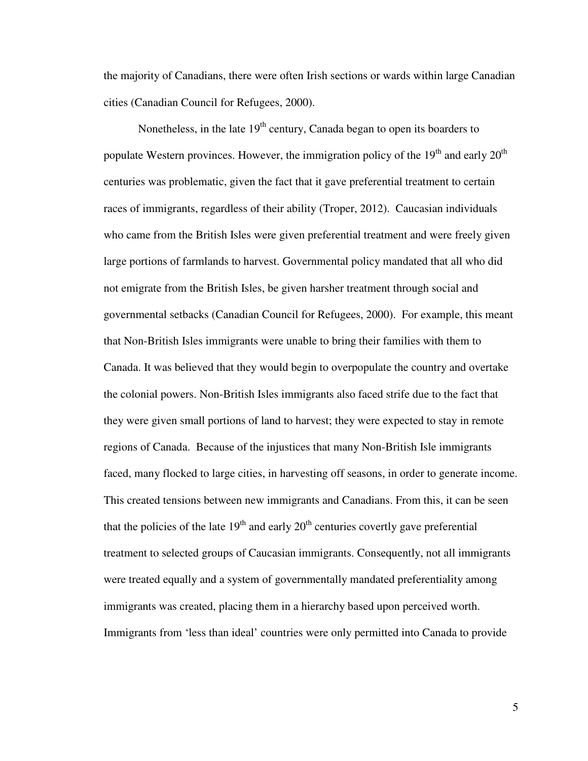the majority of Canadians, there were often Irish sections or wards within large Canadian cities (Canadian Council for Refugees, 2000).

Nonetheless, in the late 19th century, Canada began to open its boarders to populate Western provinces. However, the immigration policy of the 19th and early 20th centuries was problematic, given the fact that it gave preferential treatment to certain races of immigrants, regardless of their ability (Troper, 2012). Caucasian individuals who came from the British Isles were given preferential treatment and were freely given large portions of farmlands to harvest. Governmental policy mandated that all who did not emigrate from the British Isles, be given harsher treatment through social and governmental setbacks (Canadian Council for Refugees, 2000). For example, this meant that Non-British Isles immigrants were unable to bring their families with them to Canada. It was believed that they would begin to overpopulate the country and overtake the colonial powers. Non-British Isles immigrants also faced strife due to the fact that they were given small portions of land to harvest; they were expected to stay in remote regions of Canada. Because of the injustices that many Non-British Isle immigrants faced, many flocked to large cities, in harvesting off seasons, in order to generate income. This created tensions between new immigrants and Canadians. From this, it can be seen that the policies of the late 19th and early 20th centuries covertly gave preferential treatment to selected groups of Caucasian immigrants. Consequently, not all immigrants were treated equally and a system of governmentally mandated preferentiality among immigrants was created, placing them in a hierarchy based upon perceived worth. Immigrants from 'less than ideal' countries were only permitted into Canada to provide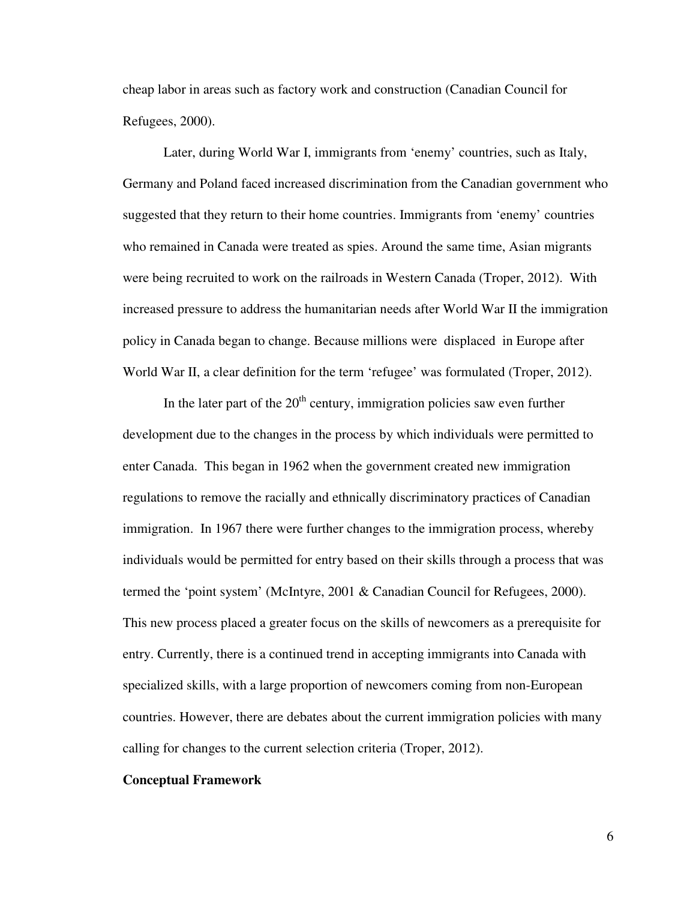cheap labor in areas such as factory work and construction (Canadian Council for Refugees, 2000).

Later, during World War I, immigrants from 'enemy' countries, such as Italy, Germany and Poland faced increased discrimination from the Canadian government who suggested that they return to their home countries. Immigrants from 'enemy' countries who remained in Canada were treated as spies. Around the same time, Asian migrants were being recruited to work on the railroads in Western Canada (Troper, 2012). With increased pressure to address the humanitarian needs after World War II the immigration policy in Canada began to change. Because millions were displaced in Europe after World War II, a clear definition for the term 'refugee' was formulated (Troper, 2012).

In the later part of the 20th century, immigration policies saw even further development due to the changes in the process by which individuals were permitted to enter Canada. This began in 1962 when the government created new immigration regulations to remove the racially and ethnically discriminatory practices of Canadian immigration. In 1967 there were further changes to the immigration process, whereby individuals would be permitted for entry based on their skills through a process that was termed the 'point system' (McIntyre, 2001 & Canadian Council for Refugees, 2000). This new process placed a greater focus on the skills of newcomers as a prerequisite for entry. Currently, there is a continued trend in accepting immigrants into Canada with specialized skills, with a large proportion of newcomers coming from non-European countries. However, there are debates about the current immigration policies with many calling for changes to the current selection criteria (Troper, 2012).

**Conceptual Framework**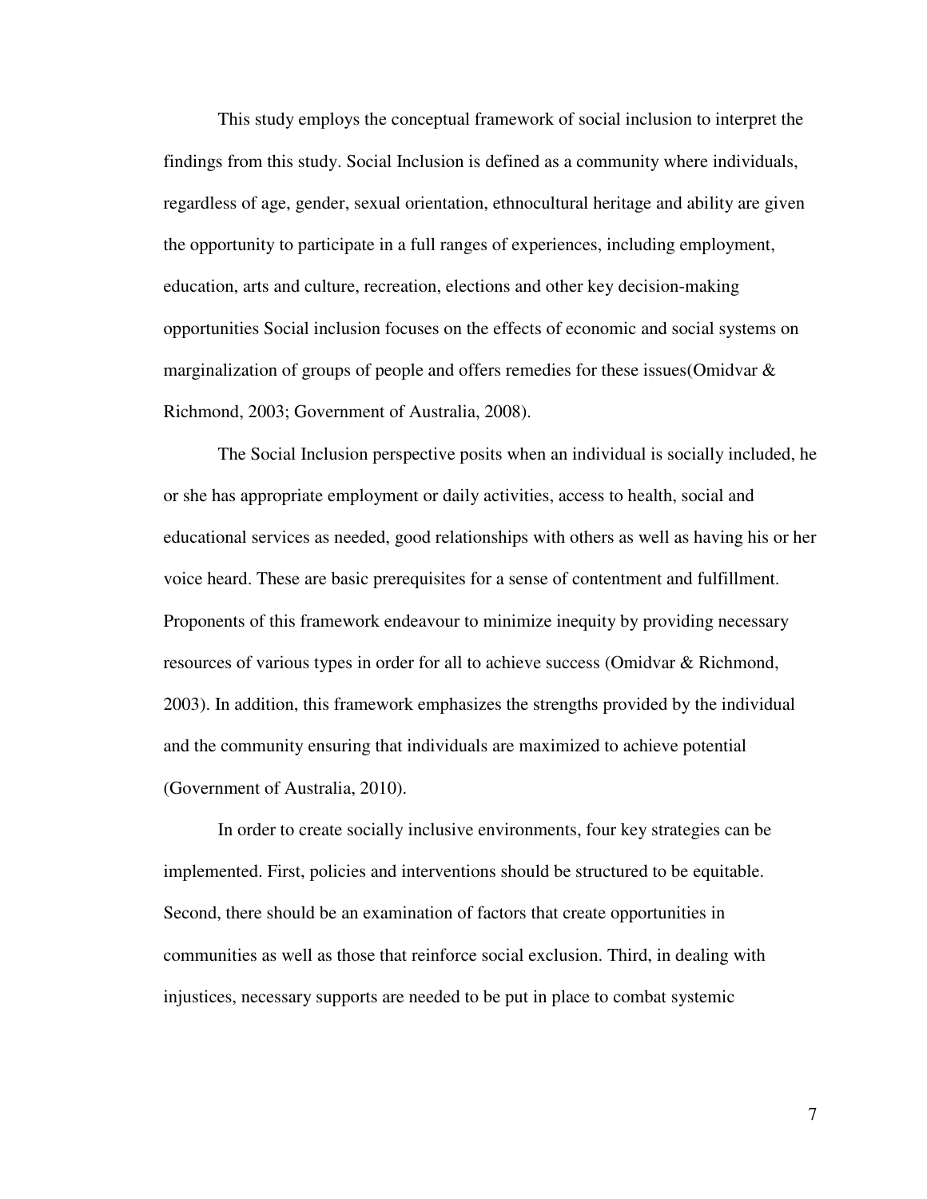This study employs the conceptual framework of social inclusion to interpret the findings from this study. Social Inclusion is defined as a community where individuals, regardless of age, gender, sexual orientation, ethnocultural heritage and ability are given the opportunity to participate in a full ranges of experiences, including employment, education, arts and culture, recreation, elections and other key decision-making opportunities Social inclusion focuses on the effects of economic and social systems on marginalization of groups of people and offers remedies for these issues(Omidvar & Richmond, 2003; Government of Australia, 2008).

The Social Inclusion perspective posits when an individual is socially included, he or she has appropriate employment or daily activities, access to health, social and educational services as needed, good relationships with others as well as having his or her voice heard. These are basic prerequisites for a sense of contentment and fulfillment. Proponents of this framework endeavour to minimize inequity by providing necessary resources of various types in order for all to achieve success (Omidvar & Richmond, 2003). In addition, this framework emphasizes the strengths provided by the individual and the community ensuring that individuals are maximized to achieve potential (Government of Australia, 2010).

In order to create socially inclusive environments, four key strategies can be implemented. First, policies and interventions should be structured to be equitable. Second, there should be an examination of factors that create opportunities in communities as well as those that reinforce social exclusion. Third, in dealing with injustices, necessary supports are needed to be put in place to combat systemic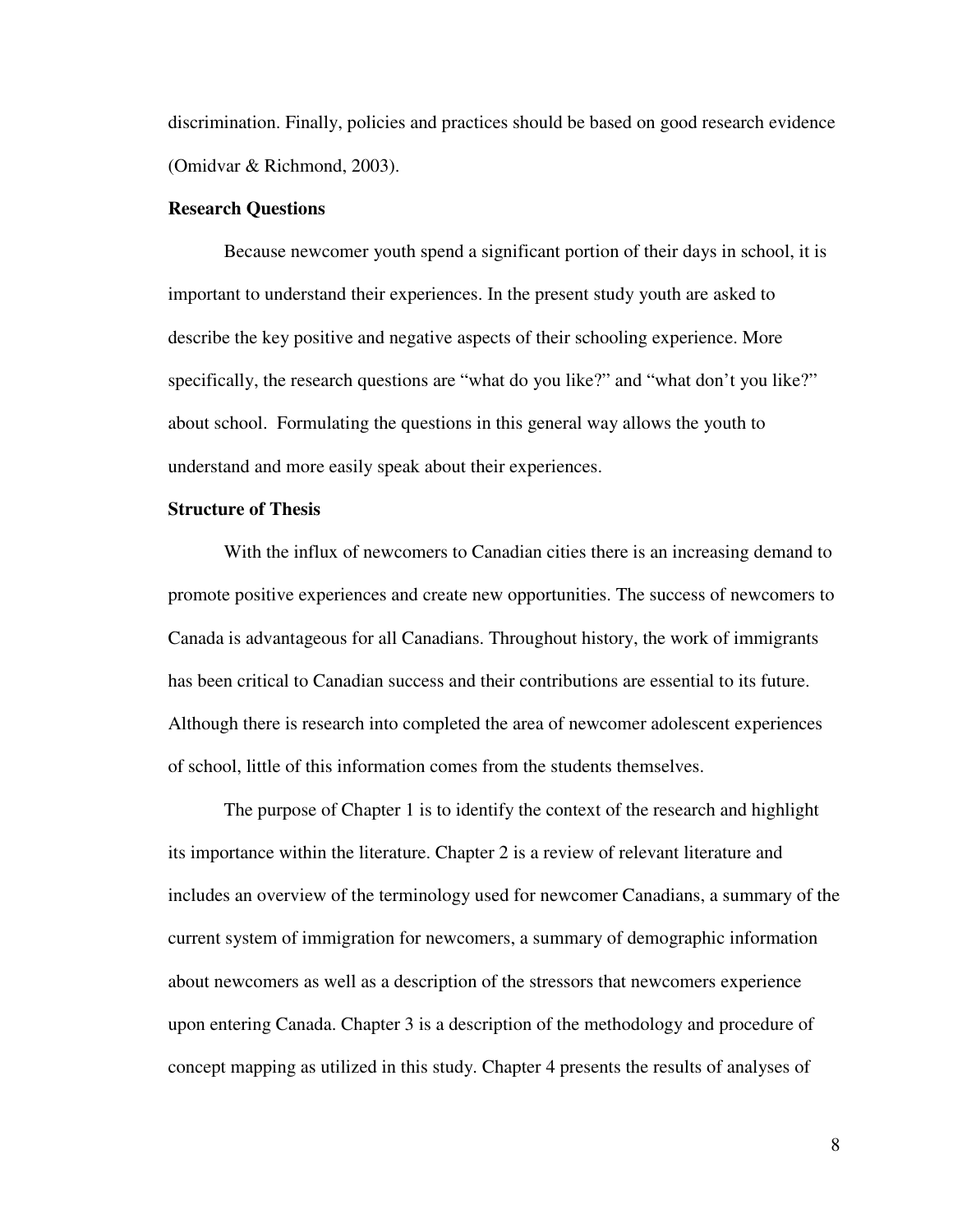discrimination. Finally, policies and practices should be based on good research evidence (Omidvar & Richmond, 2003).

### Research Questions

Because newcomer youth spend a significant portion of their days in school, it is important to understand their experiences. In the present study youth are asked to describe the key positive and negative aspects of their schooling experience. More specifically, the research questions are “what do you like?” and “what don’t you like?” about school. Formulating the questions in this general way allows the youth to understand and more easily speak about their experiences.

### Structure of Thesis

With the influx of newcomers to Canadian cities there is an increasing demand to promote positive experiences and create new opportunities. The success of newcomers to Canada is advantageous for all Canadians. Throughout history, the work of immigrants has been critical to Canadian success and their contributions are essential to its future. Although there is research into completed the area of newcomer adolescent experiences of school, little of this information comes from the students themselves.

The purpose of Chapter 1 is to identify the context of the research and highlight its importance within the literature. Chapter 2 is a review of relevant literature and includes an overview of the terminology used for newcomer Canadians, a summary of the current system of immigration for newcomers, a summary of demographic information about newcomers as well as a description of the stressors that newcomers experience upon entering Canada. Chapter 3 is a description of the methodology and procedure of concept mapping as utilized in this study. Chapter 4 presents the results of analyses of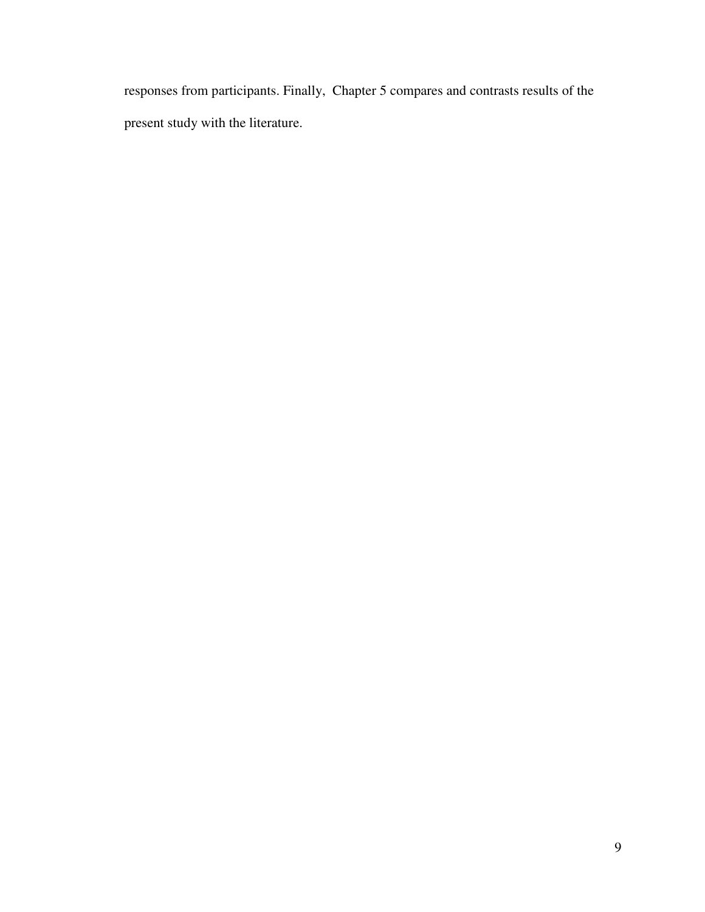responses from participants. Finally,  Chapter 5 compares and contrasts results of the present study with the literature.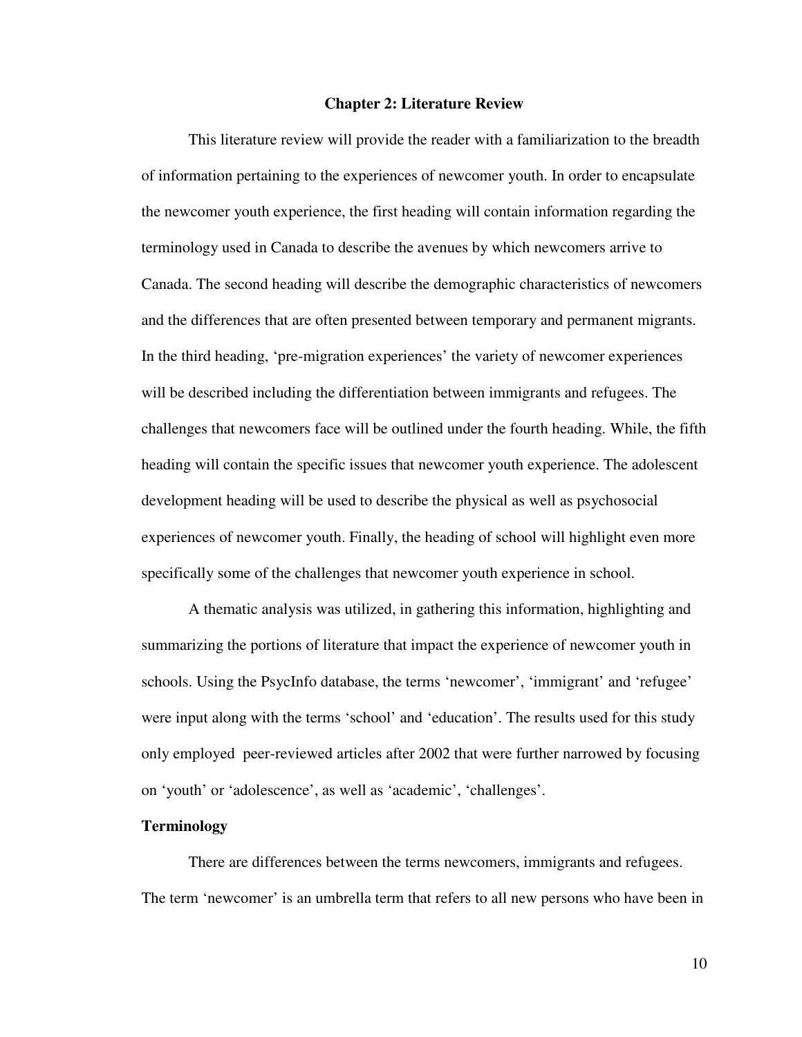## Chapter 2: Literature Review

This literature review will provide the reader with a familiarization to the breadth of information pertaining to the experiences of newcomer youth. In order to encapsulate the newcomer youth experience, the first heading will contain information regarding the terminology used in Canada to describe the avenues by which newcomers arrive to Canada. The second heading will describe the demographic characteristics of newcomers and the differences that are often presented between temporary and permanent migrants. In the third heading, 'pre-migration experiences' the variety of newcomer experiences will be described including the differentiation between immigrants and refugees. The challenges that newcomers face will be outlined under the fourth heading. While, the fifth heading will contain the specific issues that newcomer youth experience. The adolescent development heading will be used to describe the physical as well as psychosocial experiences of newcomer youth. Finally, the heading of school will highlight even more specifically some of the challenges that newcomer youth experience in school.

A thematic analysis was utilized, in gathering this information, highlighting and summarizing the portions of literature that impact the experience of newcomer youth in schools. Using the PsycInfo database, the terms 'newcomer', 'immigrant' and 'refugee' were input along with the terms 'school' and 'education'. The results used for this study only employed peer-reviewed articles after 2002 that were further narrowed by focusing on 'youth' or 'adolescence', as well as 'academic', 'challenges'.

### Terminology

There are differences between the terms newcomers, immigrants and refugees. The term 'newcomer' is an umbrella term that refers to all new persons who have been in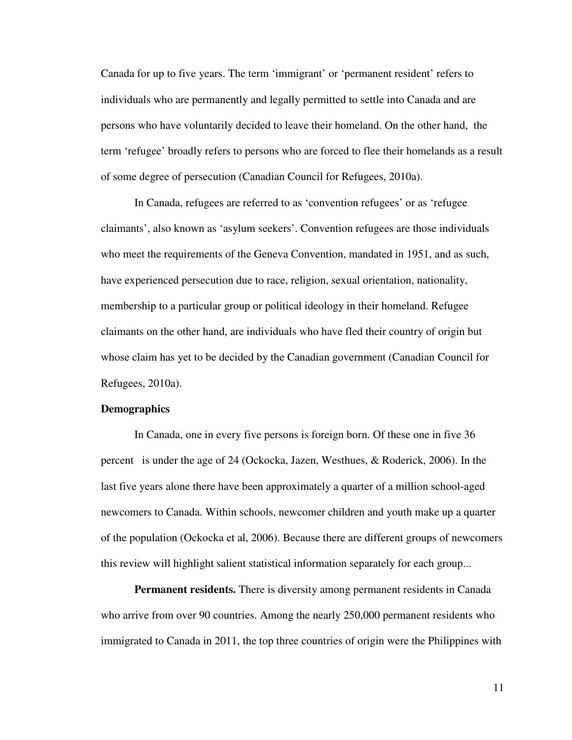Canada for up to five years. The term ‘immigrant’ or ‘permanent resident’ refers to individuals who are permanently and legally permitted to settle into Canada and are persons who have voluntarily decided to leave their homeland. On the other hand, the term ‘refugee’ broadly refers to persons who are forced to flee their homelands as a result of some degree of persecution (Canadian Council for Refugees, 2010a).

In Canada, refugees are referred to as ‘convention refugees’ or as ‘refugee claimants’, also known as ‘asylum seekers’. Convention refugees are those individuals who meet the requirements of the Geneva Convention, mandated in 1951, and as such, have experienced persecution due to race, religion, sexual orientation, nationality, membership to a particular group or political ideology in their homeland. Refugee claimants on the other hand, are individuals who have fled their country of origin but whose claim has yet to be decided by the Canadian government (Canadian Council for Refugees, 2010a).

**Demographics**

In Canada, one in every five persons is foreign born. Of these one in five 36 percent is under the age of 24 (Ockocka, Jazen, Westhues, & Roderick, 2006). In the last five years alone there have been approximately a quarter of a million school-aged newcomers to Canada. Within schools, newcomer children and youth make up a quarter of the population (Ockocka et al, 2006). Because there are different groups of newcomers this review will highlight salient statistical information separately for each group...

**Permanent residents.** There is diversity among permanent residents in Canada who arrive from over 90 countries. Among the nearly 250,000 permanent residents who immigrated to Canada in 2011, the top three countries of origin were the Philippines with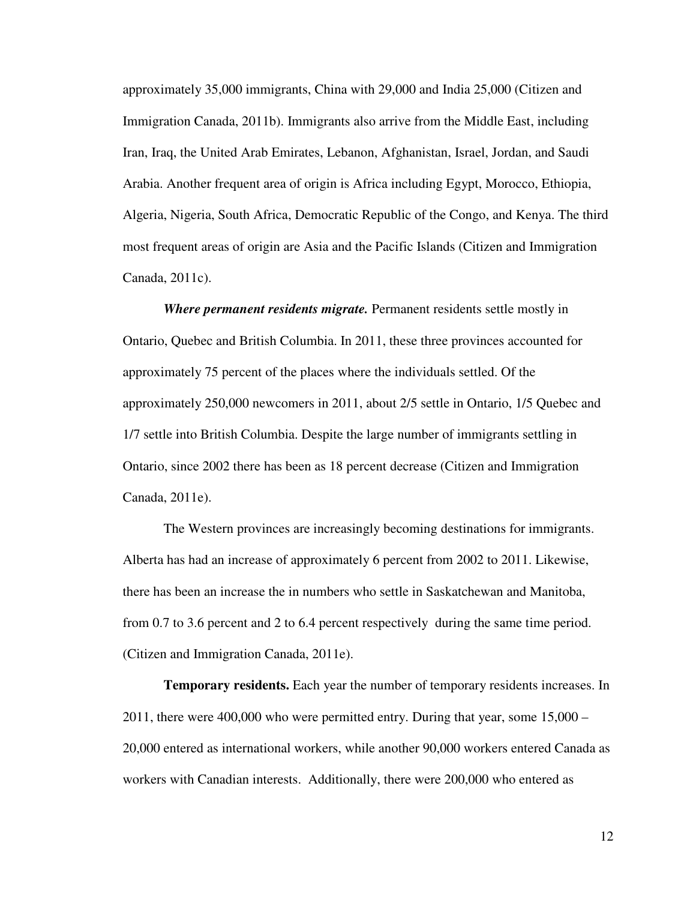approximately 35,000 immigrants, China with 29,000 and India 25,000 (Citizen and Immigration Canada, 2011b). Immigrants also arrive from the Middle East, including Iran, Iraq, the United Arab Emirates, Lebanon, Afghanistan, Israel, Jordan, and Saudi Arabia. Another frequent area of origin is Africa including Egypt, Morocco, Ethiopia, Algeria, Nigeria, South Africa, Democratic Republic of the Congo, and Kenya. The third most frequent areas of origin are Asia and the Pacific Islands (Citizen and Immigration Canada, 2011c).

***Where permanent residents migrate.*** Permanent residents settle mostly in Ontario, Quebec and British Columbia. In 2011, these three provinces accounted for approximately 75 percent of the places where the individuals settled. Of the approximately 250,000 newcomers in 2011, about 2/5 settle in Ontario, 1/5 Quebec and 1/7 settle into British Columbia. Despite the large number of immigrants settling in Ontario, since 2002 there has been as 18 percent decrease (Citizen and Immigration Canada, 2011e).

The Western provinces are increasingly becoming destinations for immigrants. Alberta has had an increase of approximately 6 percent from 2002 to 2011. Likewise, there has been an increase the in numbers who settle in Saskatchewan and Manitoba, from 0.7 to 3.6 percent and 2 to 6.4 percent respectively during the same time period. (Citizen and Immigration Canada, 2011e).

**Temporary residents.** Each year the number of temporary residents increases. In 2011, there were 400,000 who were permitted entry. During that year, some 15,000 – 20,000 entered as international workers, while another 90,000 workers entered Canada as workers with Canadian interests. Additionally, there were 200,000 who entered as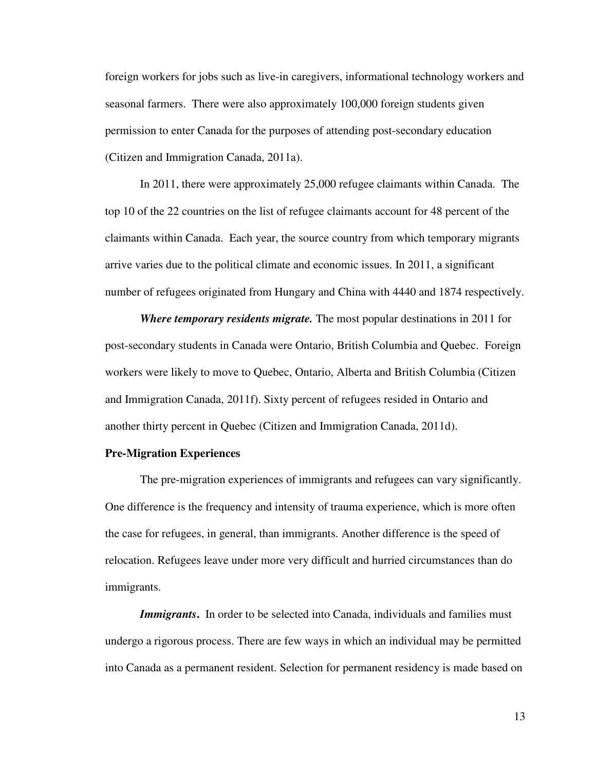foreign workers for jobs such as live-in caregivers, informational technology workers and seasonal farmers. There were also approximately 100,000 foreign students given permission to enter Canada for the purposes of attending post-secondary education (Citizen and Immigration Canada, 2011a).

In 2011, there were approximately 25,000 refugee claimants within Canada. The top 10 of the 22 countries on the list of refugee claimants account for 48 percent of the claimants within Canada. Each year, the source country from which temporary migrants arrive varies due to the political climate and economic issues. In 2011, a significant number of refugees originated from Hungary and China with 4440 and 1874 respectively.

***Where temporary residents migrate.*** The most popular destinations in 2011 for post-secondary students in Canada were Ontario, British Columbia and Quebec. Foreign workers were likely to move to Quebec, Ontario, Alberta and British Columbia (Citizen and Immigration Canada, 2011f). Sixty percent of refugees resided in Ontario and another thirty percent in Quebec (Citizen and Immigration Canada, 2011d).

**Pre-Migration Experiences**

The pre-migration experiences of immigrants and refugees can vary significantly. One difference is the frequency and intensity of trauma experience, which is more often the case for refugees, in general, than immigrants. Another difference is the speed of relocation. Refugees leave under more very difficult and hurried circumstances than do immigrants.

***Immigrants*.** In order to be selected into Canada, individuals and families must undergo a rigorous process. There are few ways in which an individual may be permitted into Canada as a permanent resident. Selection for permanent residency is made based on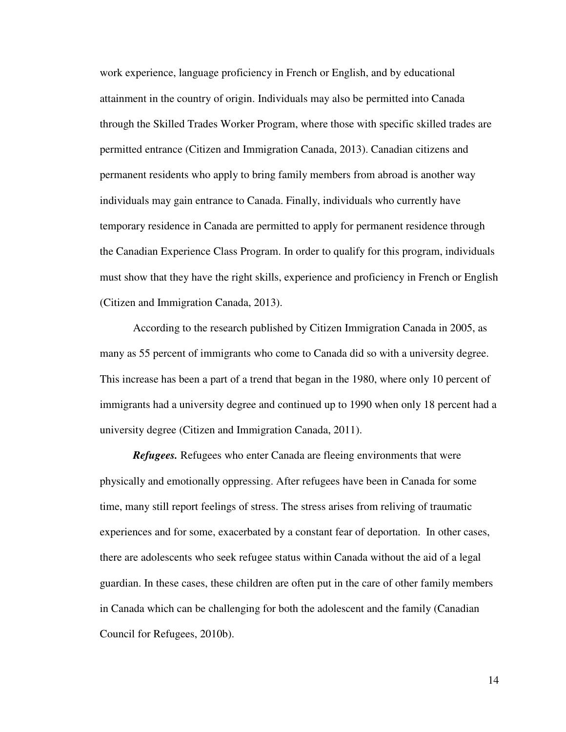work experience, language proficiency in French or English, and by educational attainment in the country of origin. Individuals may also be permitted into Canada through the Skilled Trades Worker Program, where those with specific skilled trades are permitted entrance (Citizen and Immigration Canada, 2013). Canadian citizens and permanent residents who apply to bring family members from abroad is another way individuals may gain entrance to Canada. Finally, individuals who currently have temporary residence in Canada are permitted to apply for permanent residence through the Canadian Experience Class Program. In order to qualify for this program, individuals must show that they have the right skills, experience and proficiency in French or English (Citizen and Immigration Canada, 2013).

According to the research published by Citizen Immigration Canada in 2005, as many as 55 percent of immigrants who come to Canada did so with a university degree. This increase has been a part of a trend that began in the 1980, where only 10 percent of immigrants had a university degree and continued up to 1990 when only 18 percent had a university degree (Citizen and Immigration Canada, 2011).

***Refugees.*** Refugees who enter Canada are fleeing environments that were physically and emotionally oppressing. After refugees have been in Canada for some time, many still report feelings of stress. The stress arises from reliving of traumatic experiences and for some, exacerbated by a constant fear of deportation. In other cases, there are adolescents who seek refugee status within Canada without the aid of a legal guardian. In these cases, these children are often put in the care of other family members in Canada which can be challenging for both the adolescent and the family (Canadian Council for Refugees, 2010b).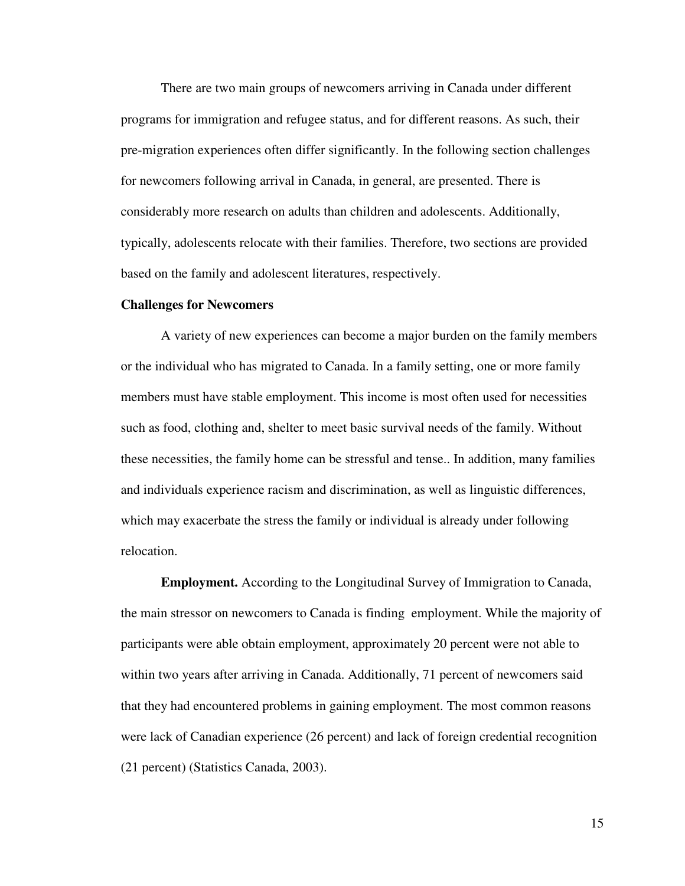There are two main groups of newcomers arriving in Canada under different programs for immigration and refugee status, and for different reasons. As such, their pre-migration experiences often differ significantly. In the following section challenges for newcomers following arrival in Canada, in general, are presented. There is considerably more research on adults than children and adolescents. Additionally, typically, adolescents relocate with their families. Therefore, two sections are provided based on the family and adolescent literatures, respectively.

## Challenges for Newcomers

A variety of new experiences can become a major burden on the family members or the individual who has migrated to Canada. In a family setting, one or more family members must have stable employment. This income is most often used for necessities such as food, clothing and, shelter to meet basic survival needs of the family. Without these necessities, the family home can be stressful and tense.. In addition, many families and individuals experience racism and discrimination, as well as linguistic differences, which may exacerbate the stress the family or individual is already under following relocation.

**Employment.** According to the Longitudinal Survey of Immigration to Canada, the main stressor on newcomers to Canada is finding employment. While the majority of participants were able obtain employment, approximately 20 percent were not able to within two years after arriving in Canada. Additionally, 71 percent of newcomers said that they had encountered problems in gaining employment. The most common reasons were lack of Canadian experience (26 percent) and lack of foreign credential recognition (21 percent) (Statistics Canada, 2003).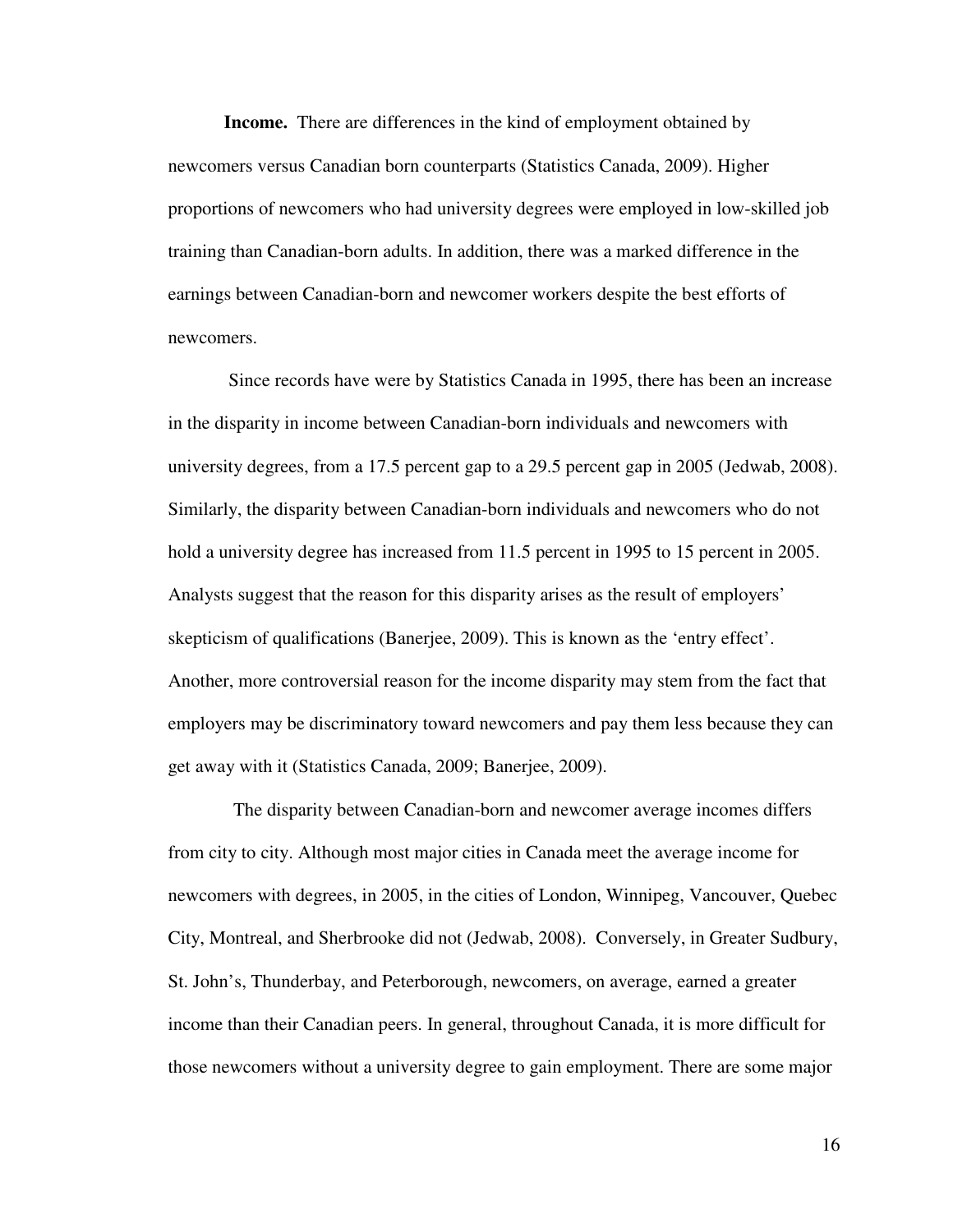**Income.** There are differences in the kind of employment obtained by newcomers versus Canadian born counterparts (Statistics Canada, 2009). Higher proportions of newcomers who had university degrees were employed in low-skilled job training than Canadian-born adults. In addition, there was a marked difference in the earnings between Canadian-born and newcomer workers despite the best efforts of newcomers.

Since records have were by Statistics Canada in 1995, there has been an increase in the disparity in income between Canadian-born individuals and newcomers with university degrees, from a 17.5 percent gap to a 29.5 percent gap in 2005 (Jedwab, 2008). Similarly, the disparity between Canadian-born individuals and newcomers who do not hold a university degree has increased from 11.5 percent in 1995 to 15 percent in 2005. Analysts suggest that the reason for this disparity arises as the result of employers' skepticism of qualifications (Banerjee, 2009). This is known as the 'entry effect'. Another, more controversial reason for the income disparity may stem from the fact that employers may be discriminatory toward newcomers and pay them less because they can get away with it (Statistics Canada, 2009; Banerjee, 2009).

The disparity between Canadian-born and newcomer average incomes differs from city to city. Although most major cities in Canada meet the average income for newcomers with degrees, in 2005, in the cities of London, Winnipeg, Vancouver, Quebec City, Montreal, and Sherbrooke did not (Jedwab, 2008). Conversely, in Greater Sudbury, St. John's, Thunderbay, and Peterborough, newcomers, on average, earned a greater income than their Canadian peers. In general, throughout Canada, it is more difficult for those newcomers without a university degree to gain employment. There are some major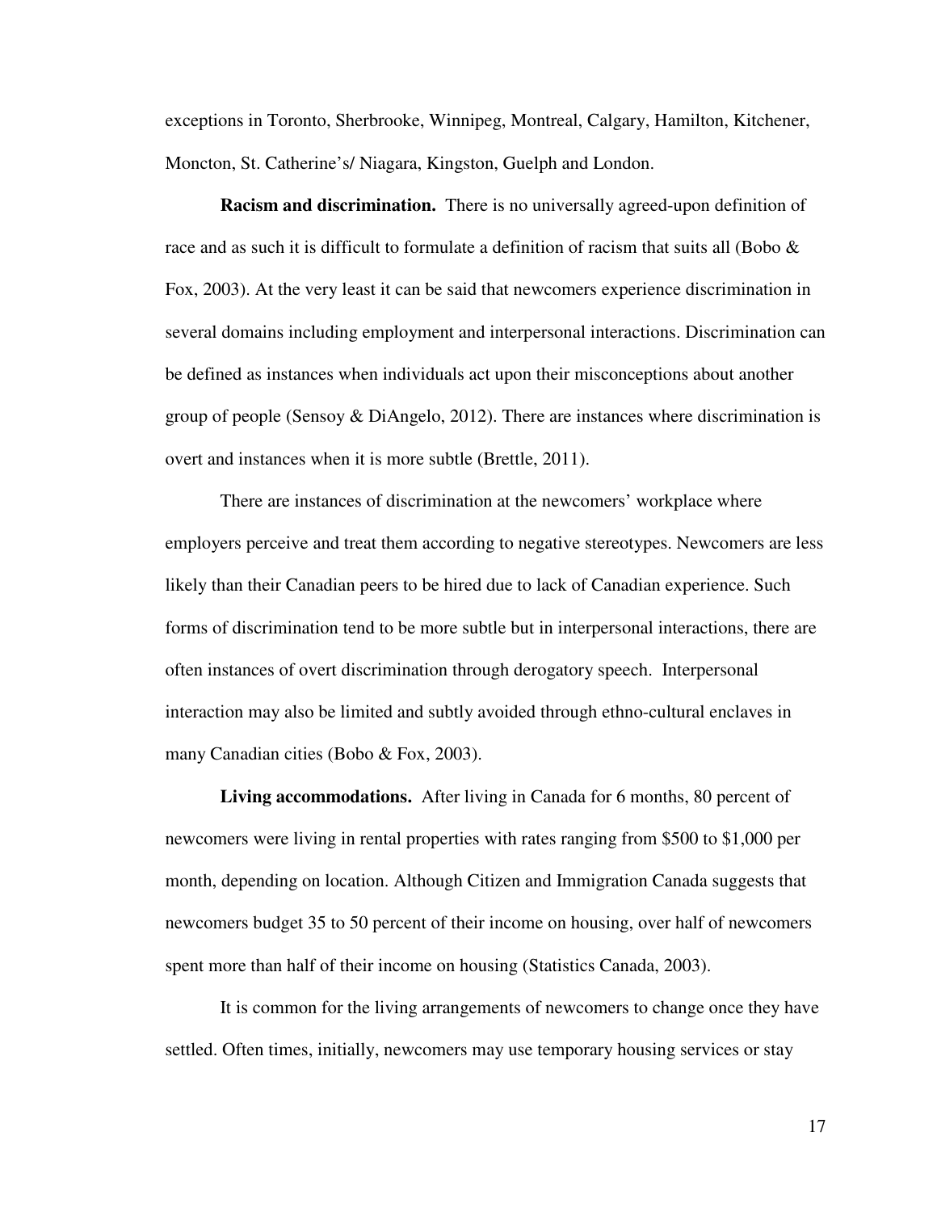exceptions in Toronto, Sherbrooke, Winnipeg, Montreal, Calgary, Hamilton, Kitchener, Moncton, St. Catherine's/ Niagara, Kingston, Guelph and London.

**Racism and discrimination.** There is no universally agreed-upon definition of race and as such it is difficult to formulate a definition of racism that suits all (Bobo & Fox, 2003). At the very least it can be said that newcomers experience discrimination in several domains including employment and interpersonal interactions. Discrimination can be defined as instances when individuals act upon their misconceptions about another group of people (Sensoy & DiAngelo, 2012). There are instances where discrimination is overt and instances when it is more subtle (Brettle, 2011).

There are instances of discrimination at the newcomers' workplace where employers perceive and treat them according to negative stereotypes. Newcomers are less likely than their Canadian peers to be hired due to lack of Canadian experience. Such forms of discrimination tend to be more subtle but in interpersonal interactions, there are often instances of overt discrimination through derogatory speech. Interpersonal interaction may also be limited and subtly avoided through ethno-cultural enclaves in many Canadian cities (Bobo & Fox, 2003).

**Living accommodations.** After living in Canada for 6 months, 80 percent of newcomers were living in rental properties with rates ranging from $500 to $1,000 per month, depending on location. Although Citizen and Immigration Canada suggests that newcomers budget 35 to 50 percent of their income on housing, over half of newcomers spent more than half of their income on housing (Statistics Canada, 2003).

It is common for the living arrangements of newcomers to change once they have settled. Often times, initially, newcomers may use temporary housing services or stay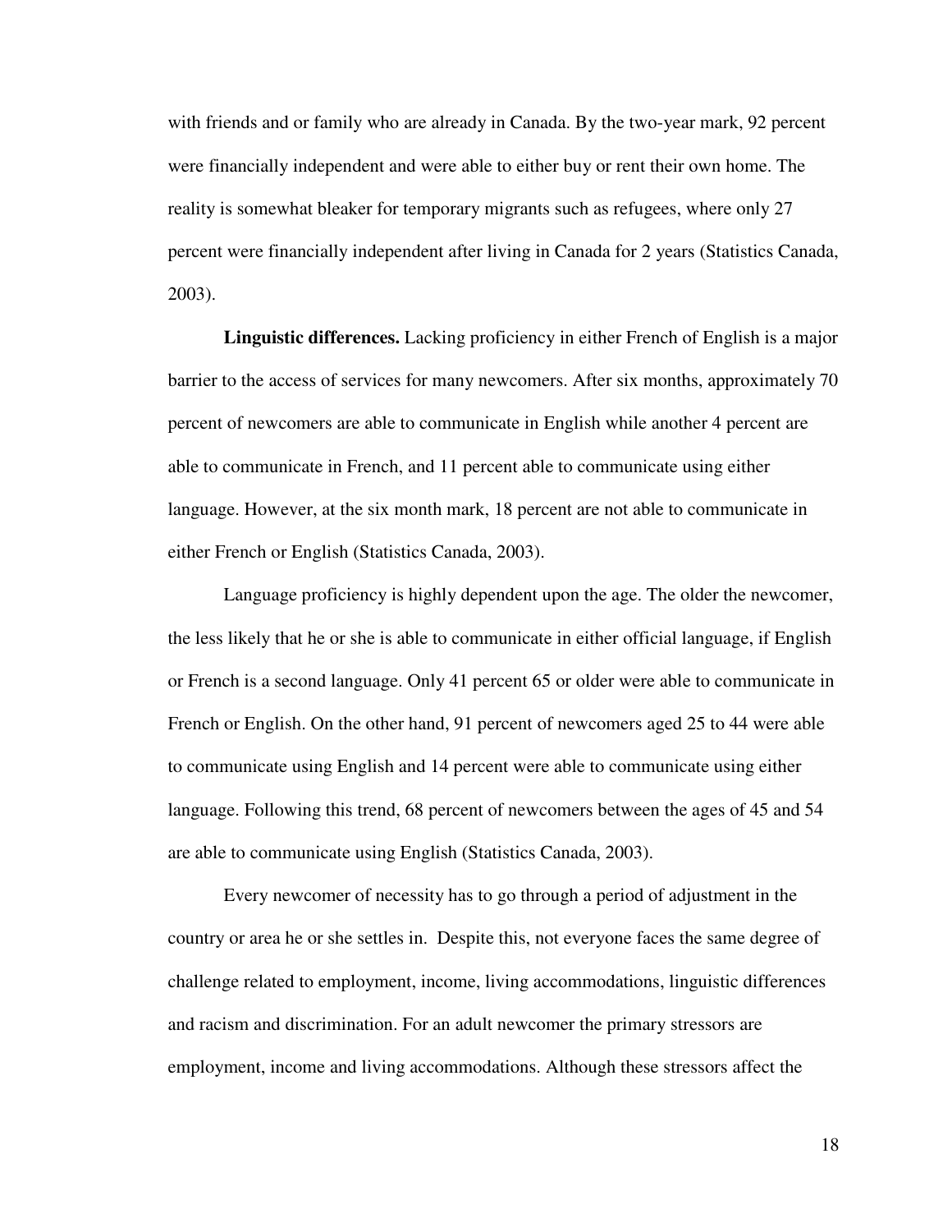with friends and or family who are already in Canada. By the two-year mark, 92 percent were financially independent and were able to either buy or rent their own home. The reality is somewhat bleaker for temporary migrants such as refugees, where only 27 percent were financially independent after living in Canada for 2 years (Statistics Canada, 2003).

**Linguistic differences.** Lacking proficiency in either French of English is a major barrier to the access of services for many newcomers. After six months, approximately 70 percent of newcomers are able to communicate in English while another 4 percent are able to communicate in French, and 11 percent able to communicate using either language. However, at the six month mark, 18 percent are not able to communicate in either French or English (Statistics Canada, 2003).

Language proficiency is highly dependent upon the age. The older the newcomer, the less likely that he or she is able to communicate in either official language, if English or French is a second language. Only 41 percent 65 or older were able to communicate in French or English. On the other hand, 91 percent of newcomers aged 25 to 44 were able to communicate using English and 14 percent were able to communicate using either language. Following this trend, 68 percent of newcomers between the ages of 45 and 54 are able to communicate using English (Statistics Canada, 2003).

Every newcomer of necessity has to go through a period of adjustment in the country or area he or she settles in. Despite this, not everyone faces the same degree of challenge related to employment, income, living accommodations, linguistic differences and racism and discrimination. For an adult newcomer the primary stressors are employment, income and living accommodations. Although these stressors affect the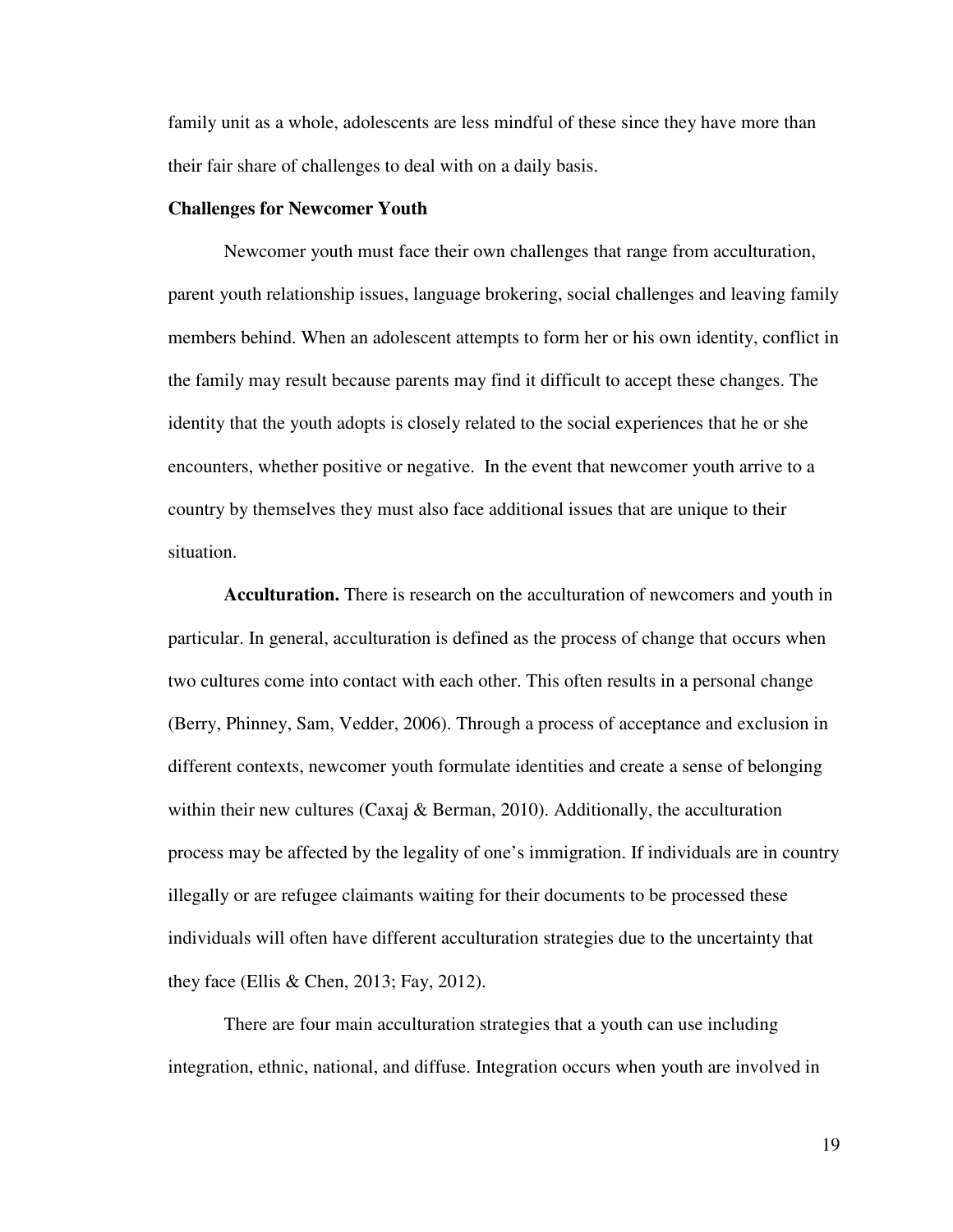family unit as a whole, adolescents are less mindful of these since they have more than their fair share of challenges to deal with on a daily basis.

### Challenges for Newcomer Youth

Newcomer youth must face their own challenges that range from acculturation, parent youth relationship issues, language brokering, social challenges and leaving family members behind. When an adolescent attempts to form her or his own identity, conflict in the family may result because parents may find it difficult to accept these changes. The identity that the youth adopts is closely related to the social experiences that he or she encounters, whether positive or negative. In the event that newcomer youth arrive to a country by themselves they must also face additional issues that are unique to their situation.

**Acculturation.** There is research on the acculturation of newcomers and youth in particular. In general, acculturation is defined as the process of change that occurs when two cultures come into contact with each other. This often results in a personal change (Berry, Phinney, Sam, Vedder, 2006). Through a process of acceptance and exclusion in different contexts, newcomer youth formulate identities and create a sense of belonging within their new cultures (Caxaj & Berman, 2010). Additionally, the acculturation process may be affected by the legality of one's immigration. If individuals are in country illegally or are refugee claimants waiting for their documents to be processed these individuals will often have different acculturation strategies due to the uncertainty that they face (Ellis & Chen, 2013; Fay, 2012).

There are four main acculturation strategies that a youth can use including integration, ethnic, national, and diffuse. Integration occurs when youth are involved in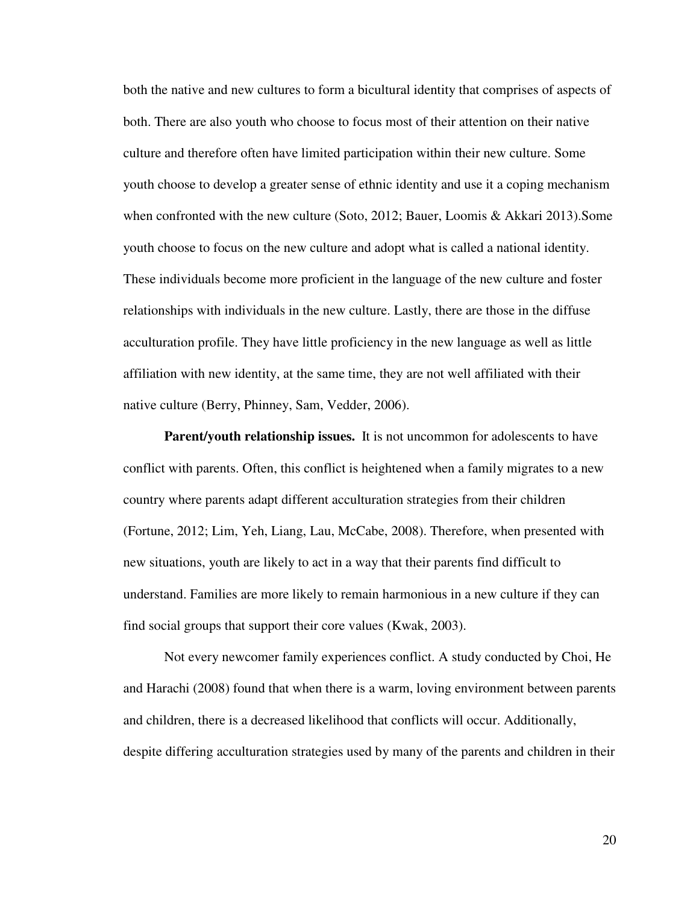both the native and new cultures to form a bicultural identity that comprises of aspects of both. There are also youth who choose to focus most of their attention on their native culture and therefore often have limited participation within their new culture. Some youth choose to develop a greater sense of ethnic identity and use it a coping mechanism when confronted with the new culture (Soto, 2012; Bauer, Loomis & Akkari 2013).Some youth choose to focus on the new culture and adopt what is called a national identity. These individuals become more proficient in the language of the new culture and foster relationships with individuals in the new culture. Lastly, there are those in the diffuse acculturation profile. They have little proficiency in the new language as well as little affiliation with new identity, at the same time, they are not well affiliated with their native culture (Berry, Phinney, Sam, Vedder, 2006).

**Parent/youth relationship issues.** It is not uncommon for adolescents to have conflict with parents. Often, this conflict is heightened when a family migrates to a new country where parents adapt different acculturation strategies from their children (Fortune, 2012; Lim, Yeh, Liang, Lau, McCabe, 2008). Therefore, when presented with new situations, youth are likely to act in a way that their parents find difficult to understand. Families are more likely to remain harmonious in a new culture if they can find social groups that support their core values (Kwak, 2003).

Not every newcomer family experiences conflict. A study conducted by Choi, He and Harachi (2008) found that when there is a warm, loving environment between parents and children, there is a decreased likelihood that conflicts will occur. Additionally, despite differing acculturation strategies used by many of the parents and children in their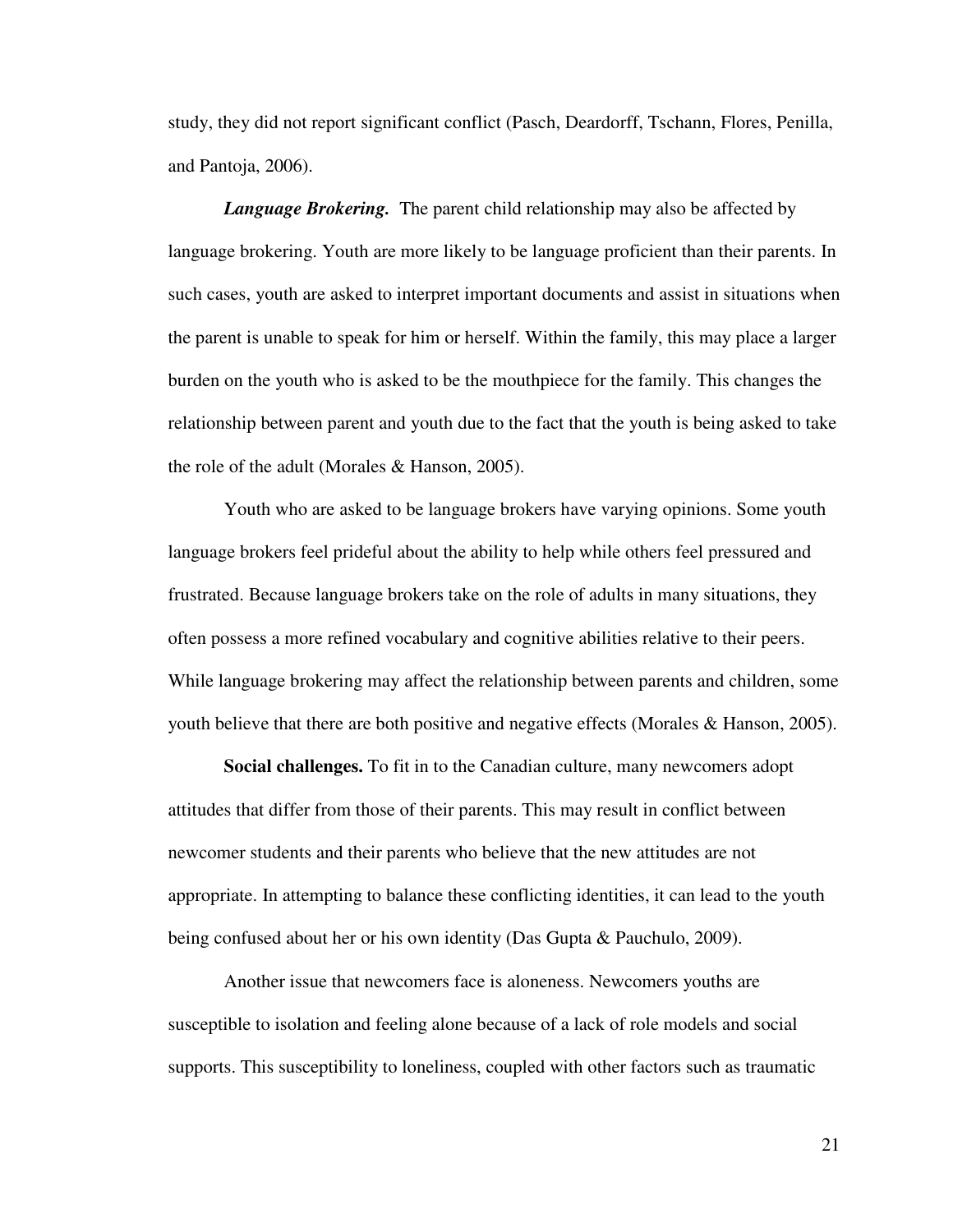study, they did not report significant conflict (Pasch, Deardorff, Tschann, Flores, Penilla, and Pantoja, 2006).

***Language Brokering.*** The parent child relationship may also be affected by language brokering. Youth are more likely to be language proficient than their parents. In such cases, youth are asked to interpret important documents and assist in situations when the parent is unable to speak for him or herself. Within the family, this may place a larger burden on the youth who is asked to be the mouthpiece for the family. This changes the relationship between parent and youth due to the fact that the youth is being asked to take the role of the adult (Morales & Hanson, 2005).

Youth who are asked to be language brokers have varying opinions. Some youth language brokers feel prideful about the ability to help while others feel pressured and frustrated. Because language brokers take on the role of adults in many situations, they often possess a more refined vocabulary and cognitive abilities relative to their peers. While language brokering may affect the relationship between parents and children, some youth believe that there are both positive and negative effects (Morales & Hanson, 2005).

**Social challenges.** To fit in to the Canadian culture, many newcomers adopt attitudes that differ from those of their parents. This may result in conflict between newcomer students and their parents who believe that the new attitudes are not appropriate. In attempting to balance these conflicting identities, it can lead to the youth being confused about her or his own identity (Das Gupta & Pauchulo, 2009).

Another issue that newcomers face is aloneness. Newcomers youths are susceptible to isolation and feeling alone because of a lack of role models and social supports. This susceptibility to loneliness, coupled with other factors such as traumatic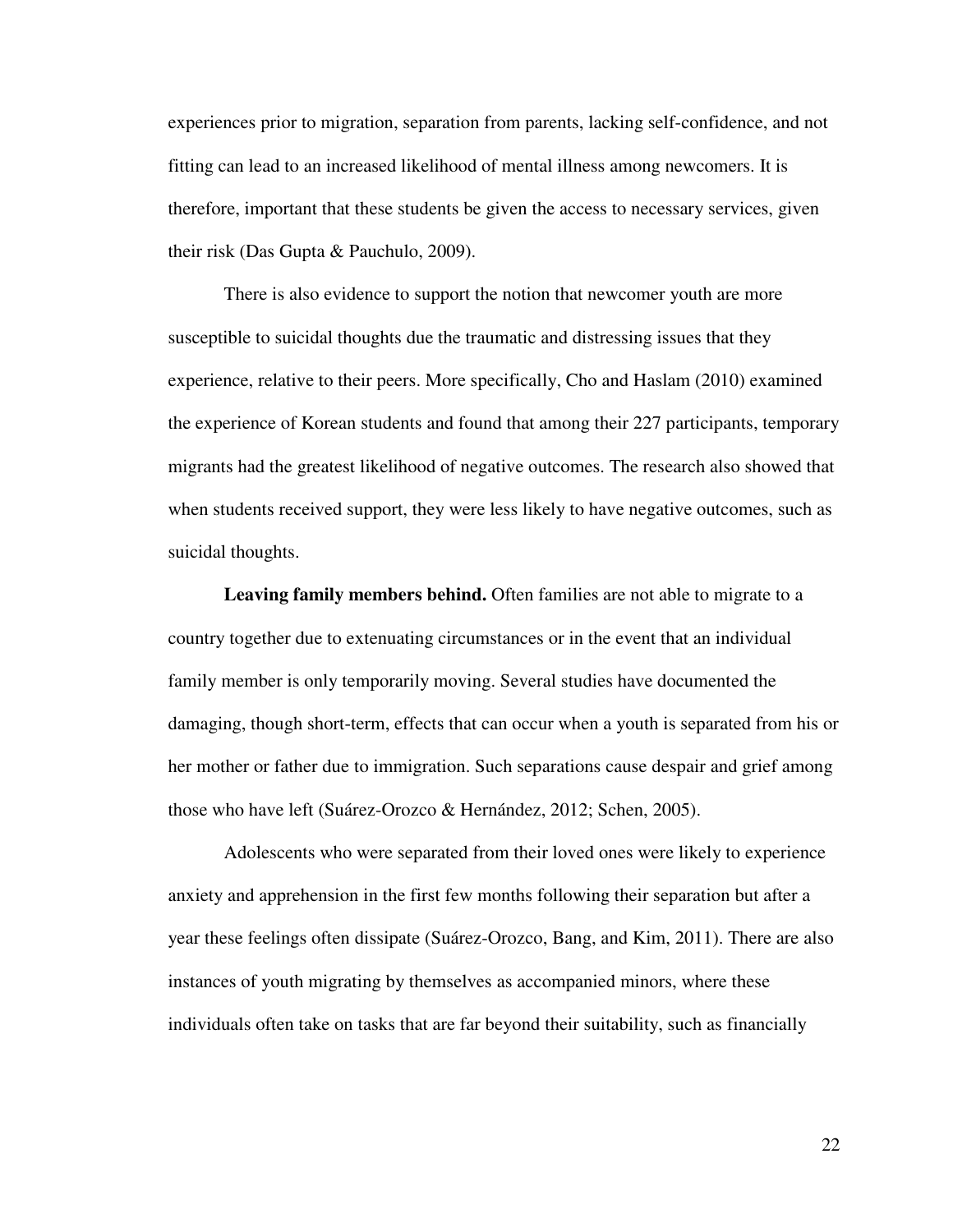experiences prior to migration, separation from parents, lacking self-confidence, and not fitting can lead to an increased likelihood of mental illness among newcomers. It is therefore, important that these students be given the access to necessary services, given their risk (Das Gupta & Pauchulo, 2009).

There is also evidence to support the notion that newcomer youth are more susceptible to suicidal thoughts due the traumatic and distressing issues that they experience, relative to their peers. More specifically, Cho and Haslam (2010) examined the experience of Korean students and found that among their 227 participants, temporary migrants had the greatest likelihood of negative outcomes. The research also showed that when students received support, they were less likely to have negative outcomes, such as suicidal thoughts.

**Leaving family members behind.** Often families are not able to migrate to a country together due to extenuating circumstances or in the event that an individual family member is only temporarily moving. Several studies have documented the damaging, though short-term, effects that can occur when a youth is separated from his or her mother or father due to immigration. Such separations cause despair and grief among those who have left (Suárez-Orozco & Hernández, 2012; Schen, 2005).

Adolescents who were separated from their loved ones were likely to experience anxiety and apprehension in the first few months following their separation but after a year these feelings often dissipate (Suárez-Orozco, Bang, and Kim, 2011). There are also instances of youth migrating by themselves as accompanied minors, where these individuals often take on tasks that are far beyond their suitability, such as financially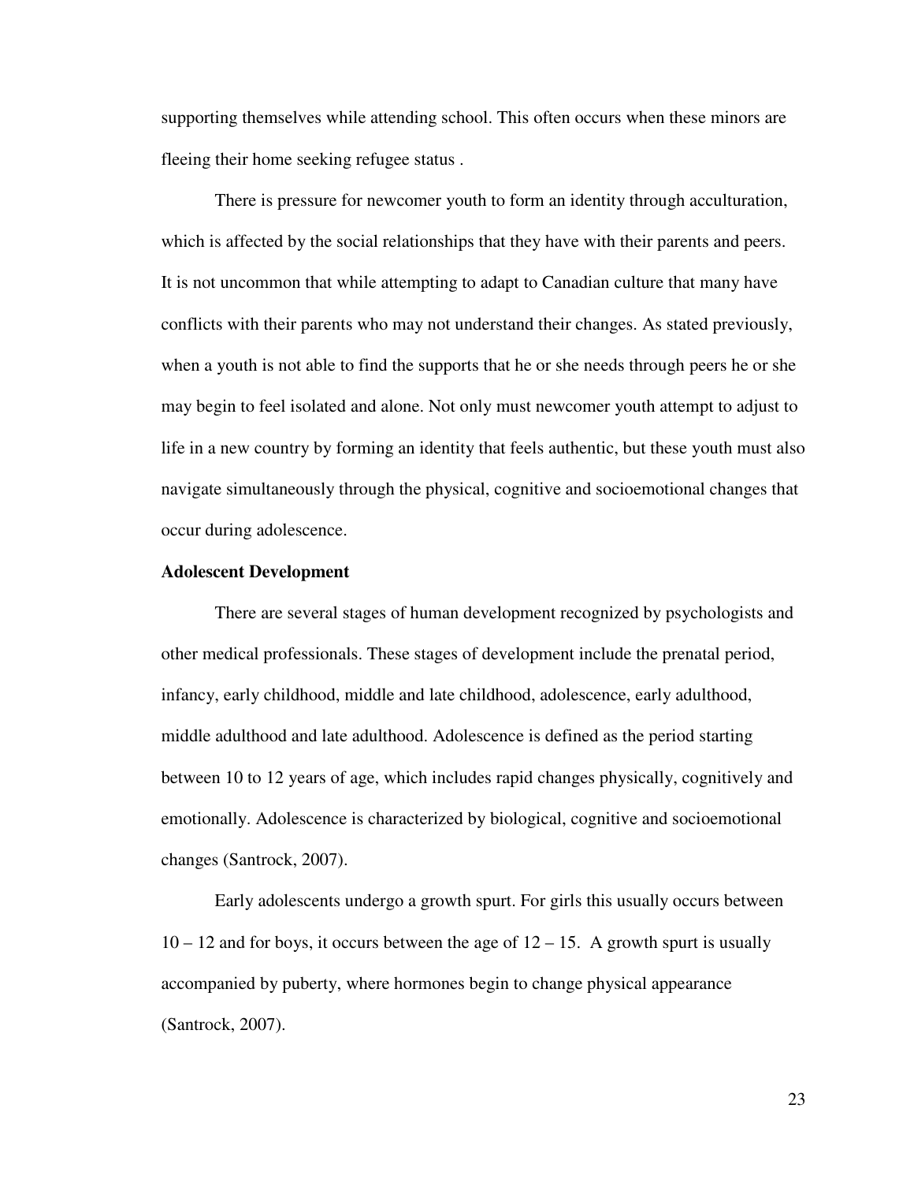supporting themselves while attending school. This often occurs when these minors are fleeing their home seeking refugee status .

There is pressure for newcomer youth to form an identity through acculturation, which is affected by the social relationships that they have with their parents and peers. It is not uncommon that while attempting to adapt to Canadian culture that many have conflicts with their parents who may not understand their changes. As stated previously, when a youth is not able to find the supports that he or she needs through peers he or she may begin to feel isolated and alone. Not only must newcomer youth attempt to adjust to life in a new country by forming an identity that feels authentic, but these youth must also navigate simultaneously through the physical, cognitive and socioemotional changes that occur during adolescence.

**Adolescent Development**

There are several stages of human development recognized by psychologists and other medical professionals. These stages of development include the prenatal period, infancy, early childhood, middle and late childhood, adolescence, early adulthood, middle adulthood and late adulthood. Adolescence is defined as the period starting between 10 to 12 years of age, which includes rapid changes physically, cognitively and emotionally. Adolescence is characterized by biological, cognitive and socioemotional changes (Santrock, 2007).

Early adolescents undergo a growth spurt. For girls this usually occurs between 10 – 12 and for boys, it occurs between the age of 12 – 15. A growth spurt is usually accompanied by puberty, where hormones begin to change physical appearance (Santrock, 2007).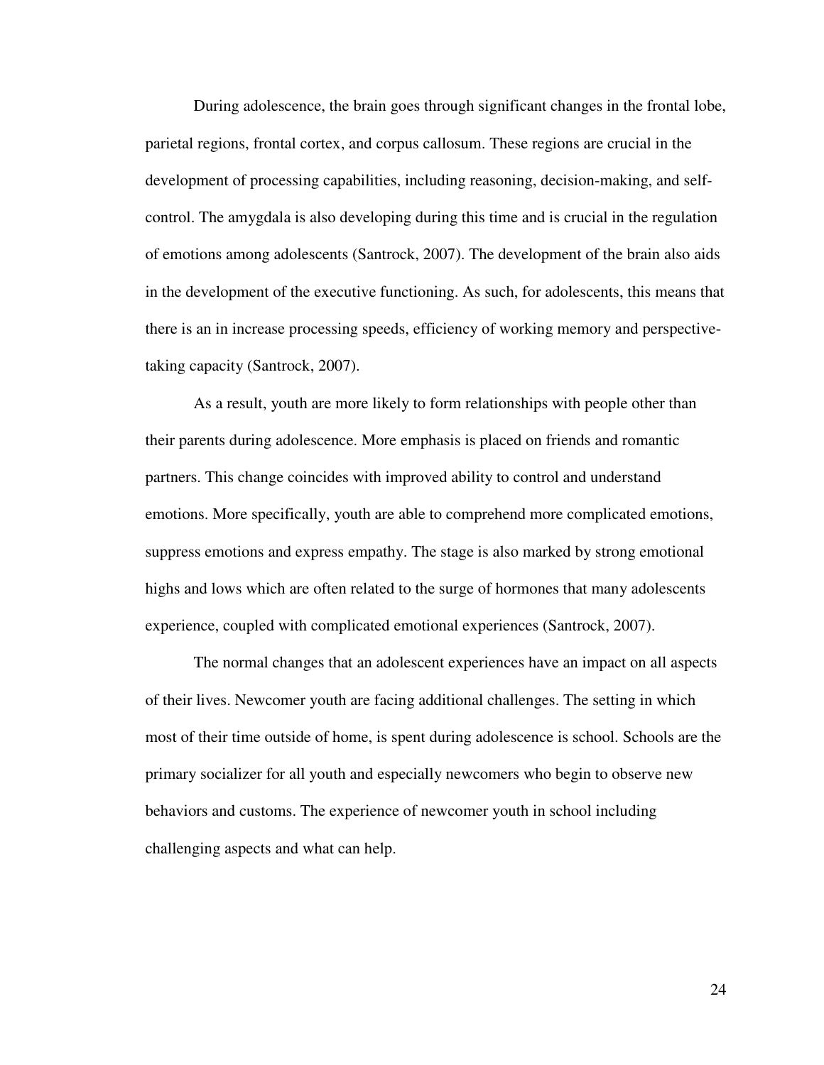During adolescence, the brain goes through significant changes in the frontal lobe, parietal regions, frontal cortex, and corpus callosum. These regions are crucial in the development of processing capabilities, including reasoning, decision-making, and self-control. The amygdala is also developing during this time and is crucial in the regulation of emotions among adolescents (Santrock, 2007). The development of the brain also aids in the development of the executive functioning. As such, for adolescents, this means that there is an in increase processing speeds, efficiency of working memory and perspective-taking capacity (Santrock, 2007).

As a result, youth are more likely to form relationships with people other than their parents during adolescence. More emphasis is placed on friends and romantic partners. This change coincides with improved ability to control and understand emotions. More specifically, youth are able to comprehend more complicated emotions, suppress emotions and express empathy. The stage is also marked by strong emotional highs and lows which are often related to the surge of hormones that many adolescents experience, coupled with complicated emotional experiences (Santrock, 2007).

The normal changes that an adolescent experiences have an impact on all aspects of their lives. Newcomer youth are facing additional challenges. The setting in which most of their time outside of home, is spent during adolescence is school. Schools are the primary socializer for all youth and especially newcomers who begin to observe new behaviors and customs. The experience of newcomer youth in school including challenging aspects and what can help.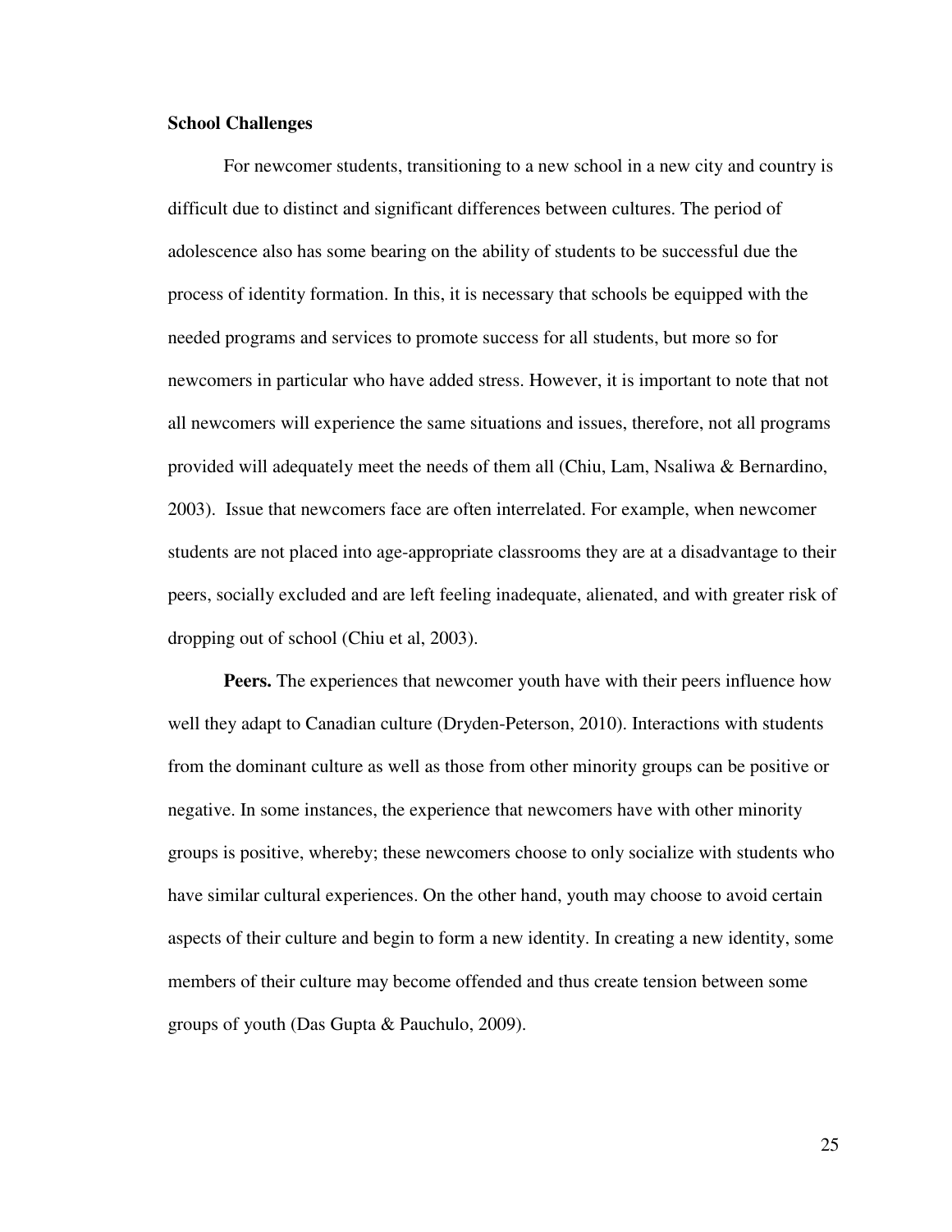**School Challenges**

For newcomer students, transitioning to a new school in a new city and country is difficult due to distinct and significant differences between cultures. The period of adolescence also has some bearing on the ability of students to be successful due the process of identity formation. In this, it is necessary that schools be equipped with the needed programs and services to promote success for all students, but more so for newcomers in particular who have added stress. However, it is important to note that not all newcomers will experience the same situations and issues, therefore, not all programs provided will adequately meet the needs of them all (Chiu, Lam, Nsaliwa & Bernardino, 2003). Issue that newcomers face are often interrelated. For example, when newcomer students are not placed into age-appropriate classrooms they are at a disadvantage to their peers, socially excluded and are left feeling inadequate, alienated, and with greater risk of dropping out of school (Chiu et al, 2003).

**Peers.** The experiences that newcomer youth have with their peers influence how well they adapt to Canadian culture (Dryden-Peterson, 2010). Interactions with students from the dominant culture as well as those from other minority groups can be positive or negative. In some instances, the experience that newcomers have with other minority groups is positive, whereby; these newcomers choose to only socialize with students who have similar cultural experiences. On the other hand, youth may choose to avoid certain aspects of their culture and begin to form a new identity. In creating a new identity, some members of their culture may become offended and thus create tension between some groups of youth (Das Gupta & Pauchulo, 2009).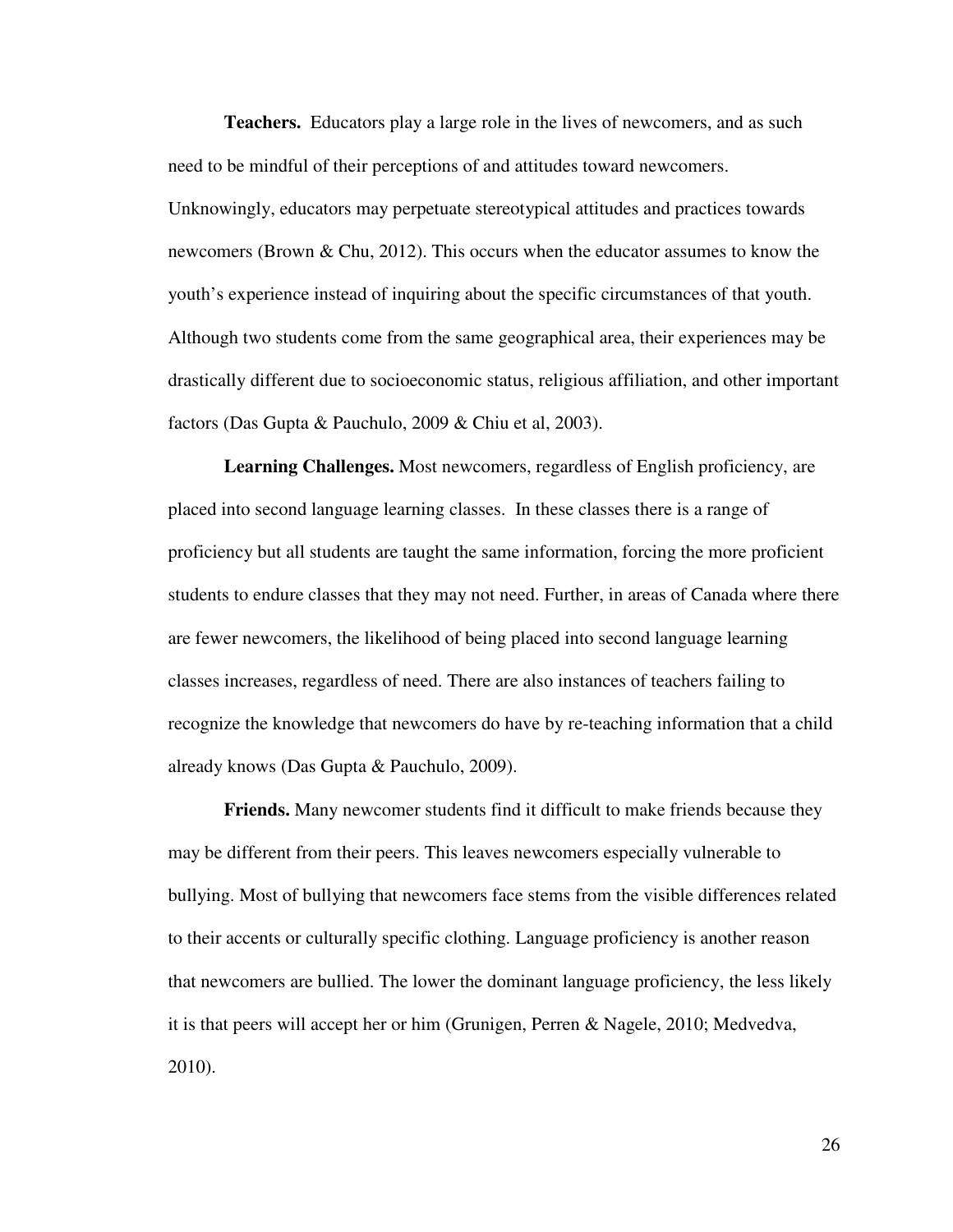**Teachers.** Educators play a large role in the lives of newcomers, and as such need to be mindful of their perceptions of and attitudes toward newcomers. Unknowingly, educators may perpetuate stereotypical attitudes and practices towards newcomers (Brown & Chu, 2012). This occurs when the educator assumes to know the youth's experience instead of inquiring about the specific circumstances of that youth. Although two students come from the same geographical area, their experiences may be drastically different due to socioeconomic status, religious affiliation, and other important factors (Das Gupta & Pauchulo, 2009 & Chiu et al, 2003).

**Learning Challenges.** Most newcomers, regardless of English proficiency, are placed into second language learning classes. In these classes there is a range of proficiency but all students are taught the same information, forcing the more proficient students to endure classes that they may not need. Further, in areas of Canada where there are fewer newcomers, the likelihood of being placed into second language learning classes increases, regardless of need. There are also instances of teachers failing to recognize the knowledge that newcomers do have by re-teaching information that a child already knows (Das Gupta & Pauchulo, 2009).

**Friends.** Many newcomer students find it difficult to make friends because they may be different from their peers. This leaves newcomers especially vulnerable to bullying. Most of bullying that newcomers face stems from the visible differences related to their accents or culturally specific clothing. Language proficiency is another reason that newcomers are bullied. The lower the dominant language proficiency, the less likely it is that peers will accept her or him (Grunigen, Perren & Nagele, 2010; Medvedva, 2010).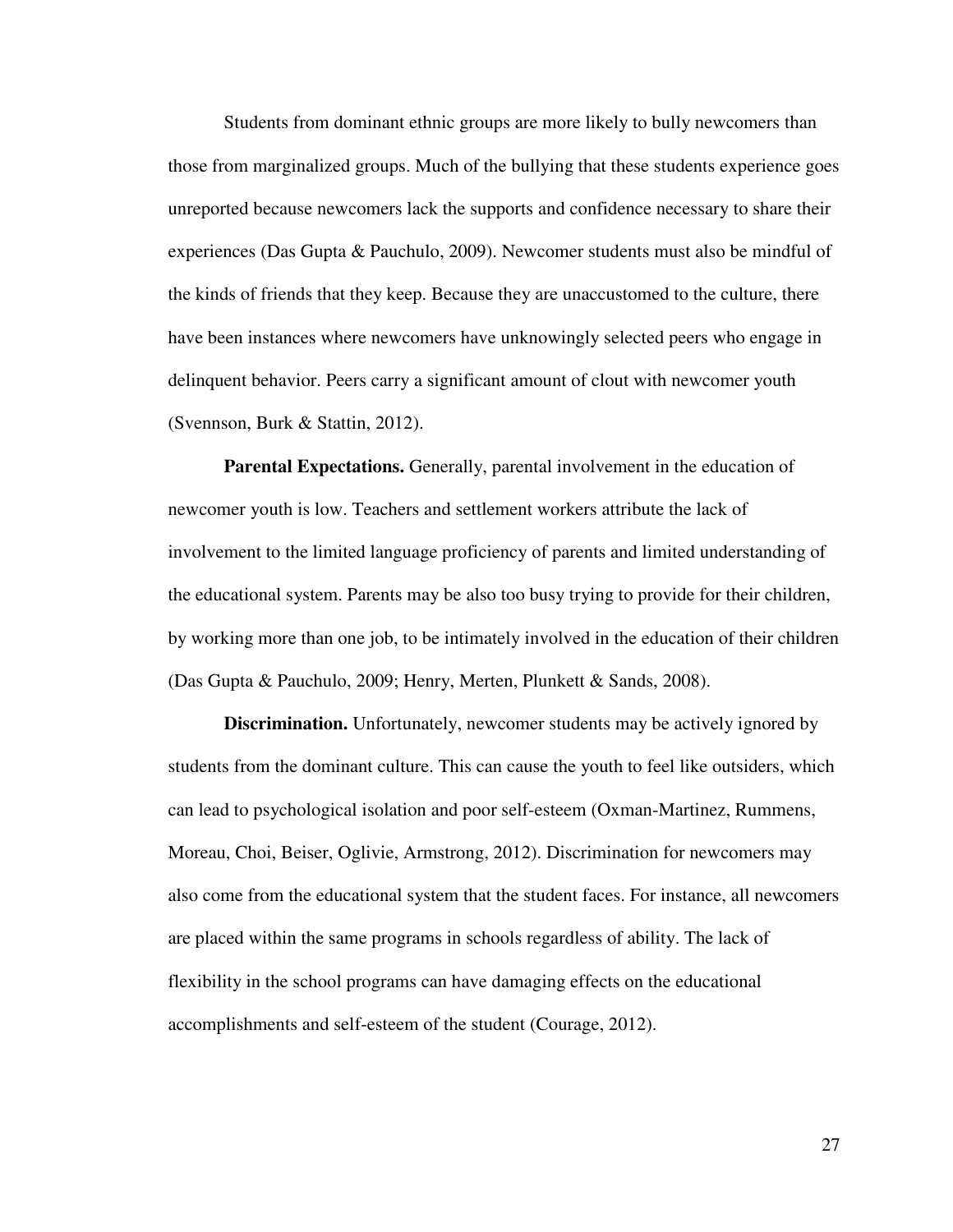Students from dominant ethnic groups are more likely to bully newcomers than those from marginalized groups. Much of the bullying that these students experience goes unreported because newcomers lack the supports and confidence necessary to share their experiences (Das Gupta & Pauchulo, 2009). Newcomer students must also be mindful of the kinds of friends that they keep. Because they are unaccustomed to the culture, there have been instances where newcomers have unknowingly selected peers who engage in delinquent behavior. Peers carry a significant amount of clout with newcomer youth (Svennson, Burk & Stattin, 2012).

**Parental Expectations.** Generally, parental involvement in the education of newcomer youth is low. Teachers and settlement workers attribute the lack of involvement to the limited language proficiency of parents and limited understanding of the educational system. Parents may be also too busy trying to provide for their children, by working more than one job, to be intimately involved in the education of their children (Das Gupta & Pauchulo, 2009; Henry, Merten, Plunkett & Sands, 2008).

**Discrimination.** Unfortunately, newcomer students may be actively ignored by students from the dominant culture. This can cause the youth to feel like outsiders, which can lead to psychological isolation and poor self-esteem (Oxman-Martinez, Rummens, Moreau, Choi, Beiser, Oglivie, Armstrong, 2012). Discrimination for newcomers may also come from the educational system that the student faces. For instance, all newcomers are placed within the same programs in schools regardless of ability. The lack of flexibility in the school programs can have damaging effects on the educational accomplishments and self-esteem of the student (Courage, 2012).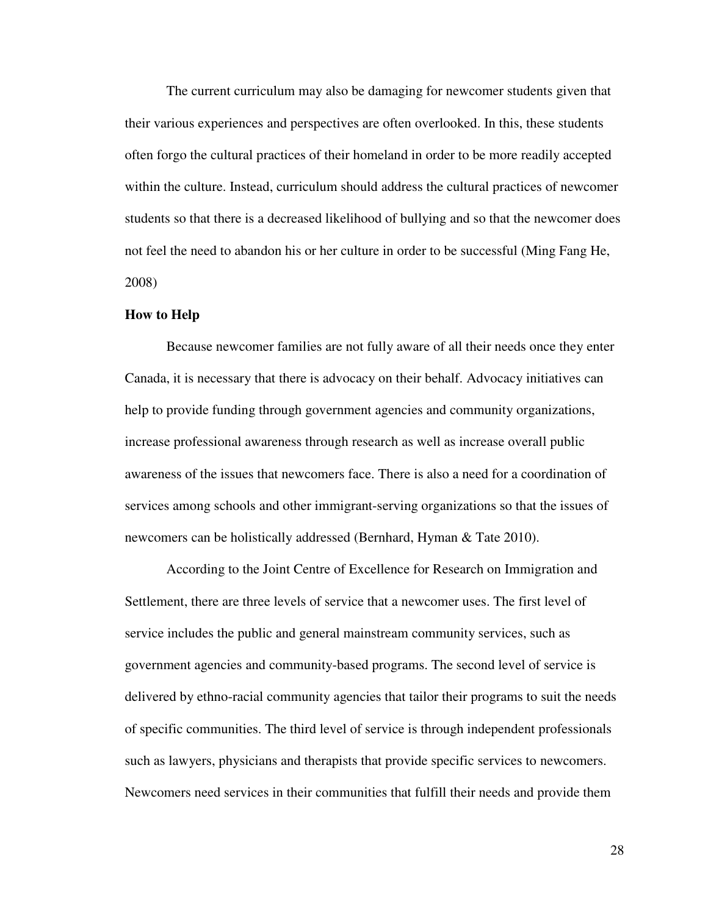The current curriculum may also be damaging for newcomer students given that their various experiences and perspectives are often overlooked. In this, these students often forgo the cultural practices of their homeland in order to be more readily accepted within the culture. Instead, curriculum should address the cultural practices of newcomer students so that there is a decreased likelihood of bullying and so that the newcomer does not feel the need to abandon his or her culture in order to be successful (Ming Fang He, 2008)

**How to Help**

Because newcomer families are not fully aware of all their needs once they enter Canada, it is necessary that there is advocacy on their behalf. Advocacy initiatives can help to provide funding through government agencies and community organizations, increase professional awareness through research as well as increase overall public awareness of the issues that newcomers face. There is also a need for a coordination of services among schools and other immigrant-serving organizations so that the issues of newcomers can be holistically addressed (Bernhard, Hyman & Tate 2010).

According to the Joint Centre of Excellence for Research on Immigration and Settlement, there are three levels of service that a newcomer uses. The first level of service includes the public and general mainstream community services, such as government agencies and community-based programs. The second level of service is delivered by ethno-racial community agencies that tailor their programs to suit the needs of specific communities. The third level of service is through independent professionals such as lawyers, physicians and therapists that provide specific services to newcomers. Newcomers need services in their communities that fulfill their needs and provide them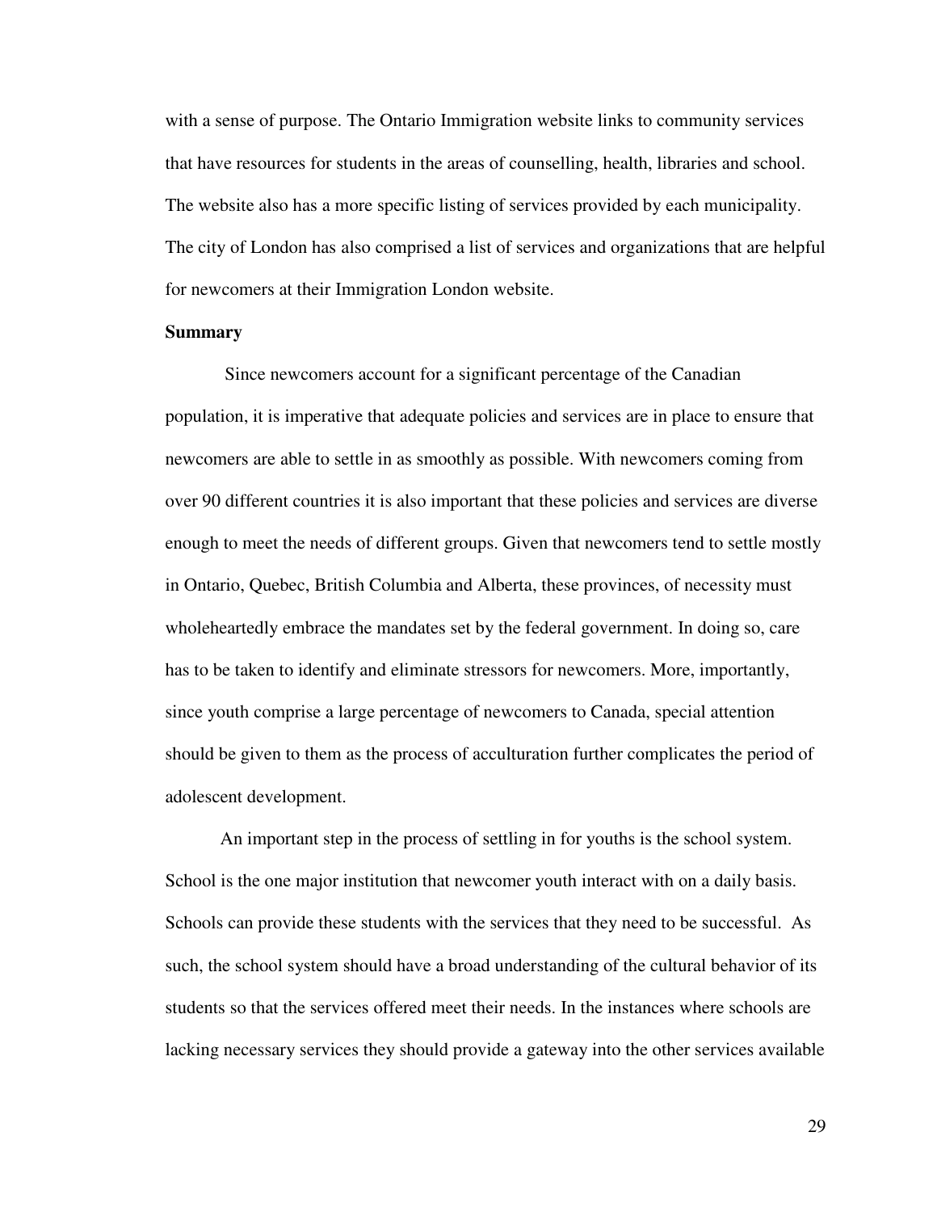with a sense of purpose. The Ontario Immigration website links to community services that have resources for students in the areas of counselling, health, libraries and school. The website also has a more specific listing of services provided by each municipality. The city of London has also comprised a list of services and organizations that are helpful for newcomers at their Immigration London website.

**Summary**

Since newcomers account for a significant percentage of the Canadian population, it is imperative that adequate policies and services are in place to ensure that newcomers are able to settle in as smoothly as possible. With newcomers coming from over 90 different countries it is also important that these policies and services are diverse enough to meet the needs of different groups. Given that newcomers tend to settle mostly in Ontario, Quebec, British Columbia and Alberta, these provinces, of necessity must wholeheartedly embrace the mandates set by the federal government. In doing so, care has to be taken to identify and eliminate stressors for newcomers. More, importantly, since youth comprise a large percentage of newcomers to Canada, special attention should be given to them as the process of acculturation further complicates the period of adolescent development.

An important step in the process of settling in for youths is the school system. School is the one major institution that newcomer youth interact with on a daily basis. Schools can provide these students with the services that they need to be successful. As such, the school system should have a broad understanding of the cultural behavior of its students so that the services offered meet their needs. In the instances where schools are lacking necessary services they should provide a gateway into the other services available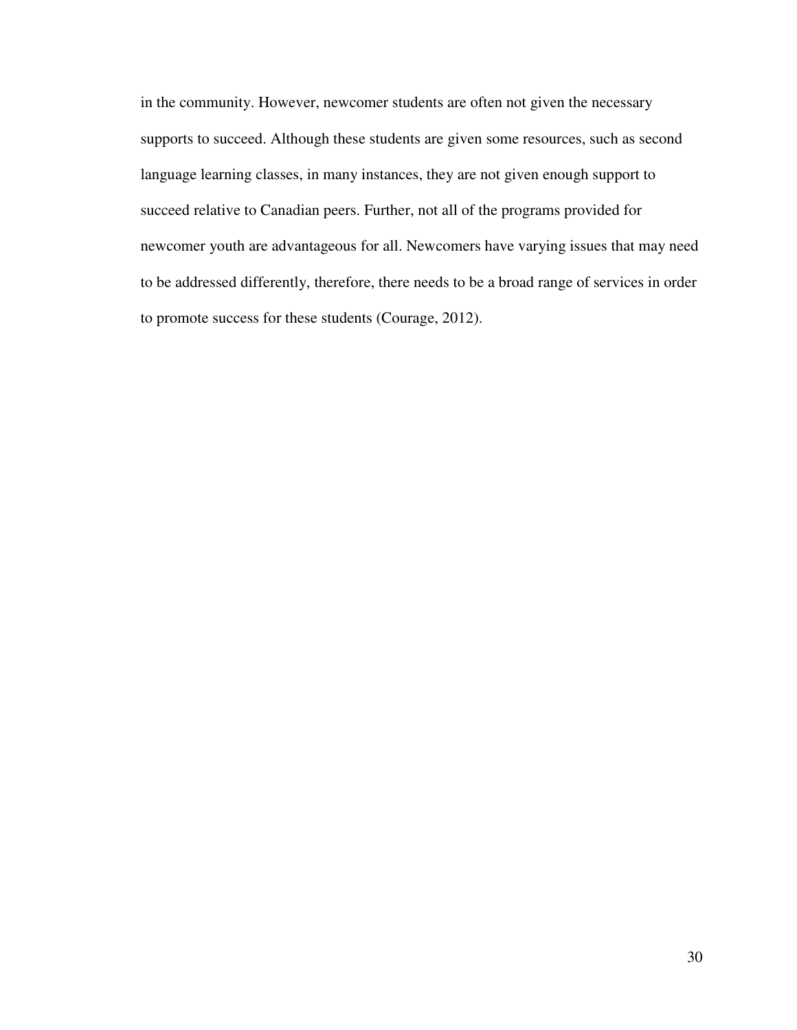in the community. However, newcomer students are often not given the necessary supports to succeed. Although these students are given some resources, such as second language learning classes, in many instances, they are not given enough support to succeed relative to Canadian peers. Further, not all of the programs provided for newcomer youth are advantageous for all. Newcomers have varying issues that may need to be addressed differently, therefore, there needs to be a broad range of services in order to promote success for these students (Courage, 2012).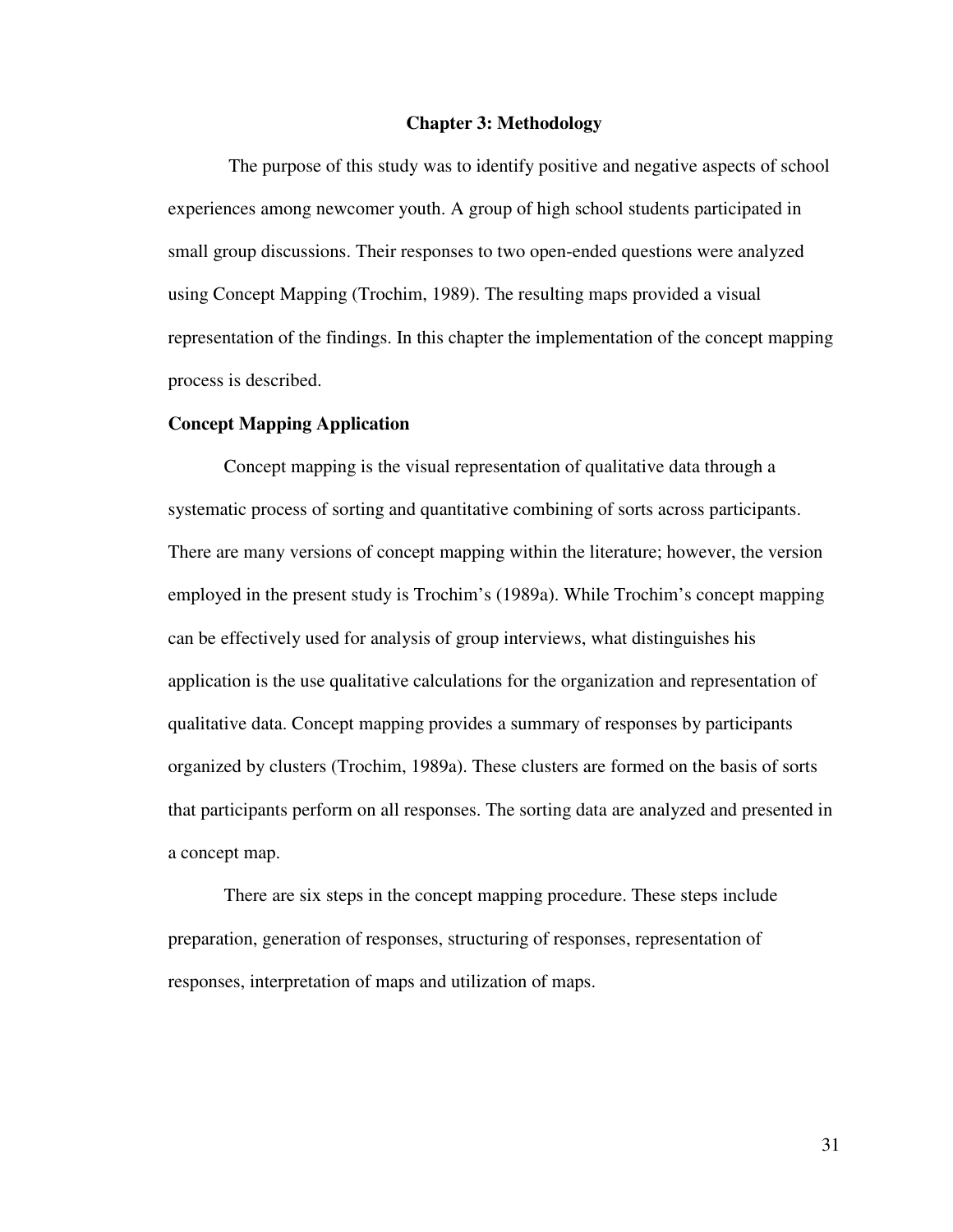# Chapter 3: Methodology

The purpose of this study was to identify positive and negative aspects of school experiences among newcomer youth. A group of high school students participated in small group discussions. Their responses to two open-ended questions were analyzed using Concept Mapping (Trochim, 1989). The resulting maps provided a visual representation of the findings. In this chapter the implementation of the concept mapping process is described.

## Concept Mapping Application

Concept mapping is the visual representation of qualitative data through a systematic process of sorting and quantitative combining of sorts across participants. There are many versions of concept mapping within the literature; however, the version employed in the present study is Trochim's (1989a). While Trochim's concept mapping can be effectively used for analysis of group interviews, what distinguishes his application is the use qualitative calculations for the organization and representation of qualitative data. Concept mapping provides a summary of responses by participants organized by clusters (Trochim, 1989a). These clusters are formed on the basis of sorts that participants perform on all responses. The sorting data are analyzed and presented in a concept map.

There are six steps in the concept mapping procedure. These steps include preparation, generation of responses, structuring of responses, representation of responses, interpretation of maps and utilization of maps.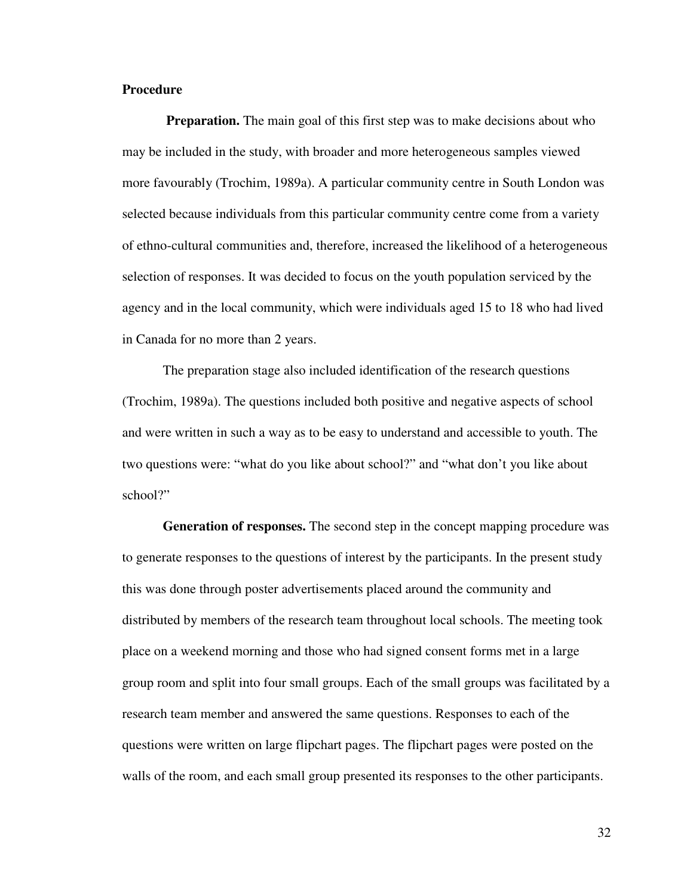**Procedure**

**Preparation.** The main goal of this first step was to make decisions about who may be included in the study, with broader and more heterogeneous samples viewed more favourably (Trochim, 1989a). A particular community centre in South London was selected because individuals from this particular community centre come from a variety of ethno-cultural communities and, therefore, increased the likelihood of a heterogeneous selection of responses. It was decided to focus on the youth population serviced by the agency and in the local community, which were individuals aged 15 to 18 who had lived in Canada for no more than 2 years.

The preparation stage also included identification of the research questions (Trochim, 1989a). The questions included both positive and negative aspects of school and were written in such a way as to be easy to understand and accessible to youth. The two questions were: "what do you like about school?" and "what don't you like about school?"

**Generation of responses.** The second step in the concept mapping procedure was to generate responses to the questions of interest by the participants. In the present study this was done through poster advertisements placed around the community and distributed by members of the research team throughout local schools. The meeting took place on a weekend morning and those who had signed consent forms met in a large group room and split into four small groups. Each of the small groups was facilitated by a research team member and answered the same questions. Responses to each of the questions were written on large flipchart pages. The flipchart pages were posted on the walls of the room, and each small group presented its responses to the other participants.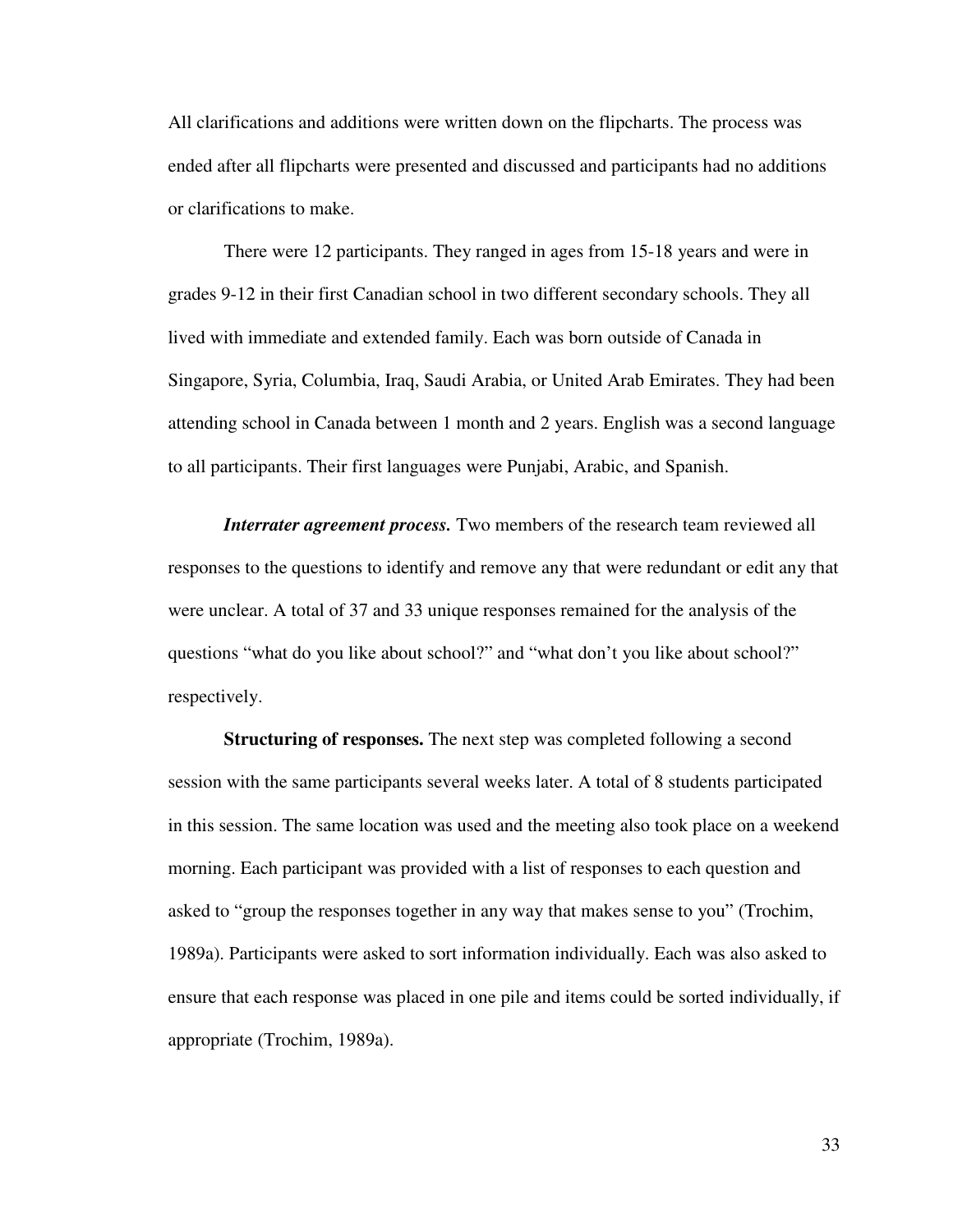All clarifications and additions were written down on the flipcharts. The process was ended after all flipcharts were presented and discussed and participants had no additions or clarifications to make.

There were 12 participants. They ranged in ages from 15-18 years and were in grades 9-12 in their first Canadian school in two different secondary schools. They all lived with immediate and extended family. Each was born outside of Canada in Singapore, Syria, Columbia, Iraq, Saudi Arabia, or United Arab Emirates. They had been attending school in Canada between 1 month and 2 years. English was a second language to all participants. Their first languages were Punjabi, Arabic, and Spanish.

***Interrater agreement process.*** Two members of the research team reviewed all responses to the questions to identify and remove any that were redundant or edit any that were unclear. A total of 37 and 33 unique responses remained for the analysis of the questions "what do you like about school?" and "what don't you like about school?" respectively.

**Structuring of responses.** The next step was completed following a second session with the same participants several weeks later. A total of 8 students participated in this session. The same location was used and the meeting also took place on a weekend morning. Each participant was provided with a list of responses to each question and asked to "group the responses together in any way that makes sense to you" (Trochim, 1989a). Participants were asked to sort information individually. Each was also asked to ensure that each response was placed in one pile and items could be sorted individually, if appropriate (Trochim, 1989a).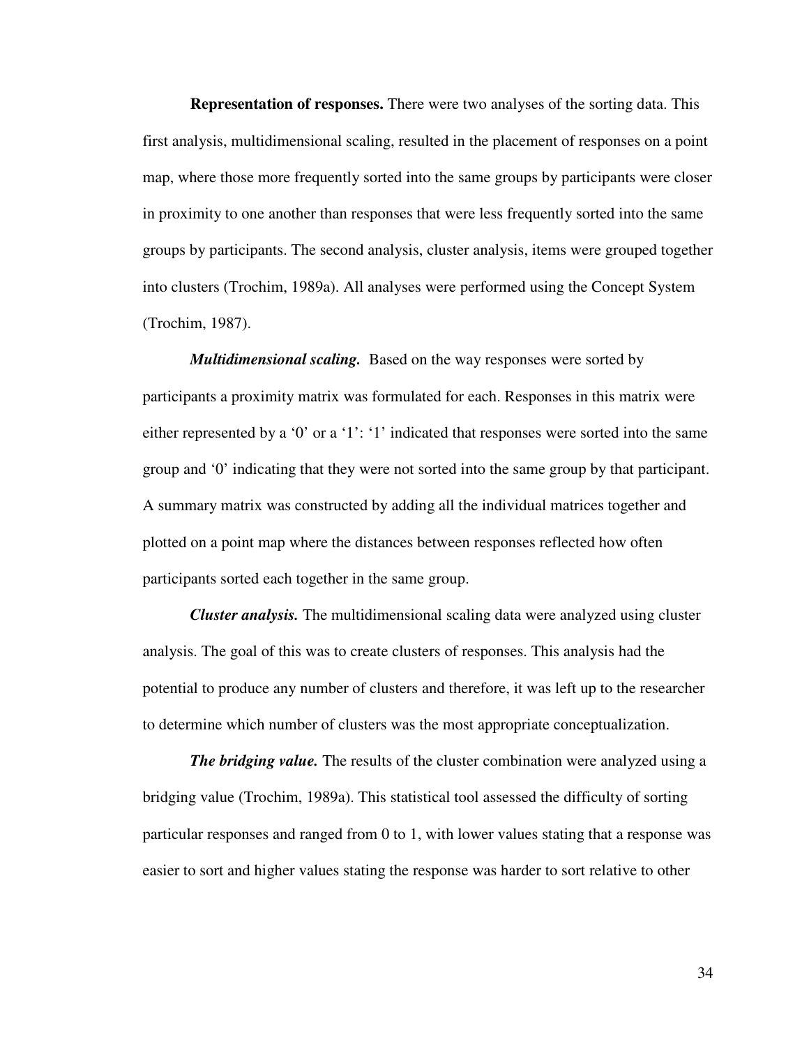**Representation of responses.** There were two analyses of the sorting data. This first analysis, multidimensional scaling, resulted in the placement of responses on a point map, where those more frequently sorted into the same groups by participants were closer in proximity to one another than responses that were less frequently sorted into the same groups by participants. The second analysis, cluster analysis, items were grouped together into clusters (Trochim, 1989a). All analyses were performed using the Concept System (Trochim, 1987).

***Multidimensional scaling.*** Based on the way responses were sorted by participants a proximity matrix was formulated for each. Responses in this matrix were either represented by a '0' or a '1': '1' indicated that responses were sorted into the same group and '0' indicating that they were not sorted into the same group by that participant. A summary matrix was constructed by adding all the individual matrices together and plotted on a point map where the distances between responses reflected how often participants sorted each together in the same group.

***Cluster analysis.*** The multidimensional scaling data were analyzed using cluster analysis. The goal of this was to create clusters of responses. This analysis had the potential to produce any number of clusters and therefore, it was left up to the researcher to determine which number of clusters was the most appropriate conceptualization.

***The bridging value.*** The results of the cluster combination were analyzed using a bridging value (Trochim, 1989a). This statistical tool assessed the difficulty of sorting particular responses and ranged from 0 to 1, with lower values stating that a response was easier to sort and higher values stating the response was harder to sort relative to other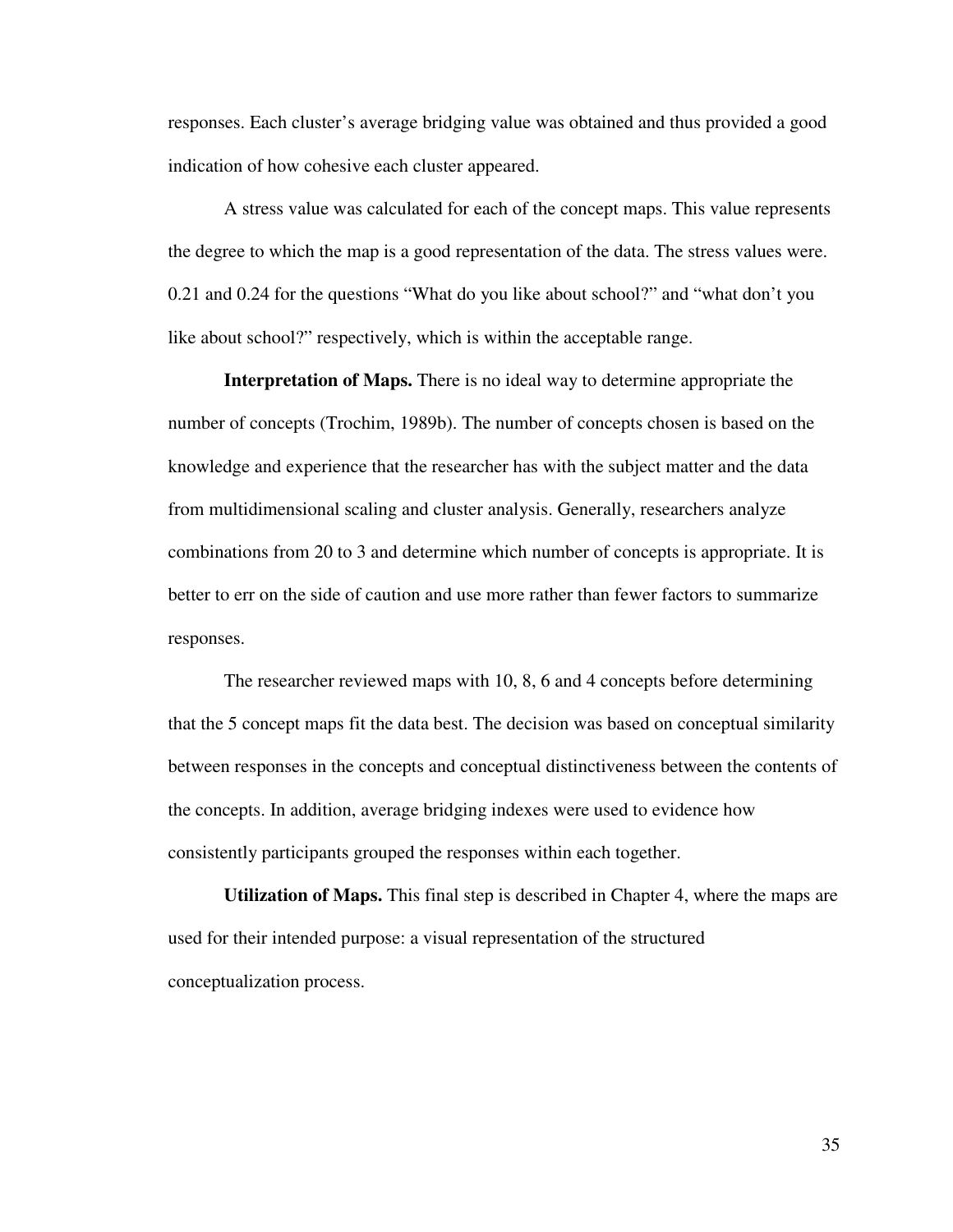responses. Each cluster's average bridging value was obtained and thus provided a good indication of how cohesive each cluster appeared.

A stress value was calculated for each of the concept maps. This value represents the degree to which the map is a good representation of the data. The stress values were. 0.21 and 0.24 for the questions "What do you like about school?" and "what don't you like about school?" respectively, which is within the acceptable range.

**Interpretation of Maps.** There is no ideal way to determine appropriate the number of concepts (Trochim, 1989b). The number of concepts chosen is based on the knowledge and experience that the researcher has with the subject matter and the data from multidimensional scaling and cluster analysis. Generally, researchers analyze combinations from 20 to 3 and determine which number of concepts is appropriate. It is better to err on the side of caution and use more rather than fewer factors to summarize responses.

The researcher reviewed maps with 10, 8, 6 and 4 concepts before determining that the 5 concept maps fit the data best. The decision was based on conceptual similarity between responses in the concepts and conceptual distinctiveness between the contents of the concepts. In addition, average bridging indexes were used to evidence how consistently participants grouped the responses within each together.

**Utilization of Maps.** This final step is described in Chapter 4, where the maps are used for their intended purpose: a visual representation of the structured conceptualization process.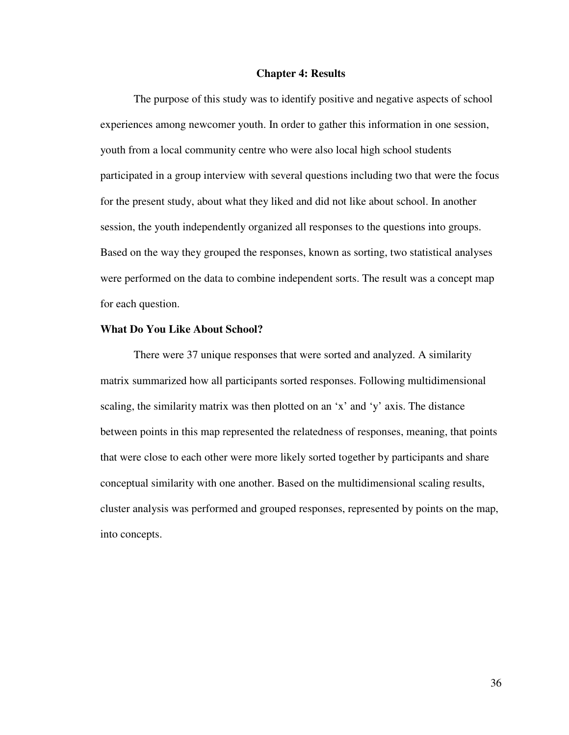# Chapter 4: Results

The purpose of this study was to identify positive and negative aspects of school experiences among newcomer youth. In order to gather this information in one session, youth from a local community centre who were also local high school students participated in a group interview with several questions including two that were the focus for the present study, about what they liked and did not like about school. In another session, the youth independently organized all responses to the questions into groups. Based on the way they grouped the responses, known as sorting, two statistical analyses were performed on the data to combine independent sorts. The result was a concept map for each question.

## What Do You Like About School?

There were 37 unique responses that were sorted and analyzed. A similarity matrix summarized how all participants sorted responses. Following multidimensional scaling, the similarity matrix was then plotted on an 'x' and 'y' axis. The distance between points in this map represented the relatedness of responses, meaning, that points that were close to each other were more likely sorted together by participants and share conceptual similarity with one another. Based on the multidimensional scaling results, cluster analysis was performed and grouped responses, represented by points on the map, into concepts.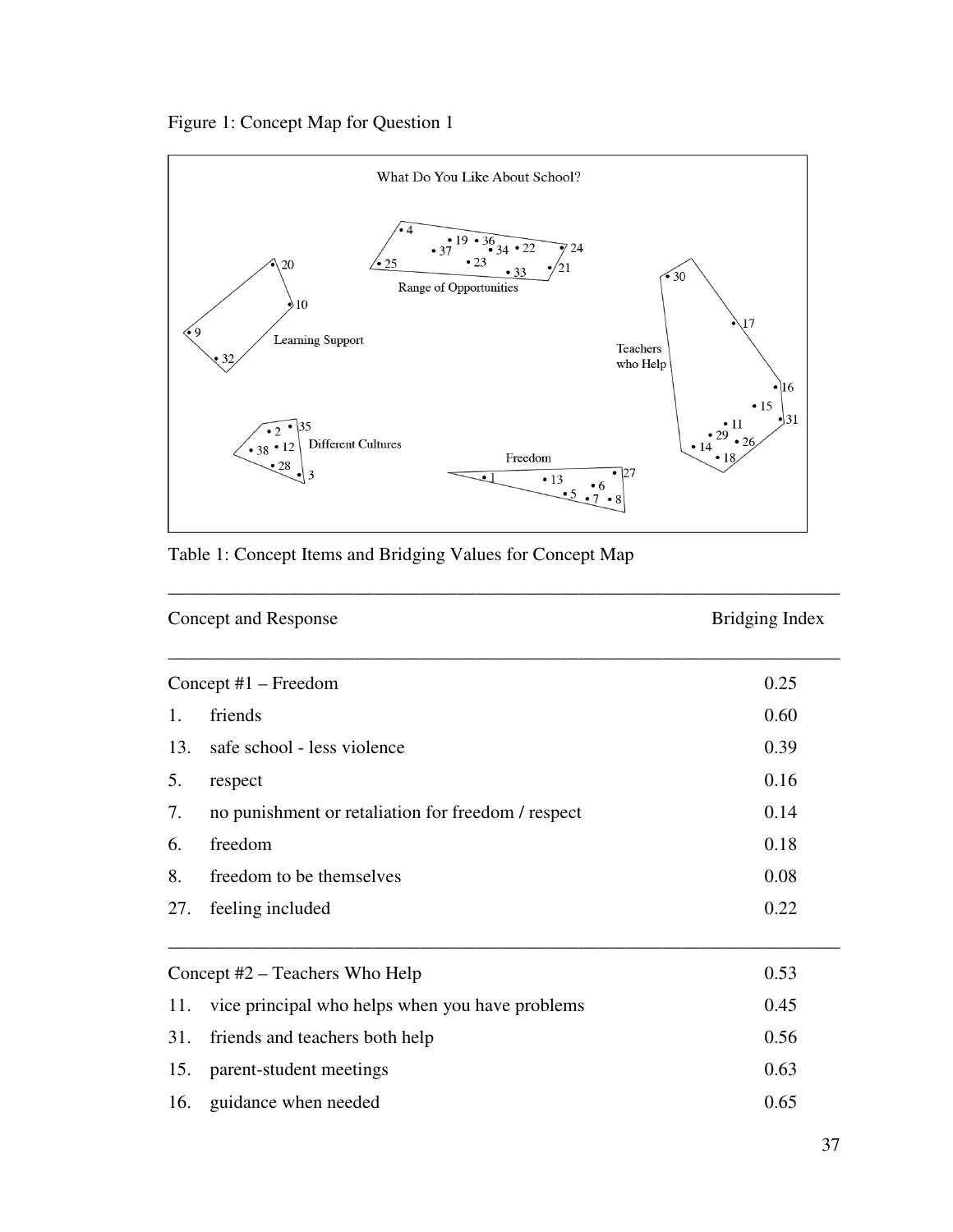Figure 1: Concept Map for Question 1

What Do You Like About School?

Range of Opportunities

Learning Support

Teachers who Help

Different Cultures

Freedom

4 19 36 37 34 22 24 25 23 33 21 20 10 9 32 30 17 16 15 31 11 29 26 14 18 2 35 38 12 28 3 27 1 13 6 5 7 8

Table 1: Concept Items and Bridging Values for Concept Map

| Concept and Response | | Bridging Index |
|---|---|---|
| Concept #1 – Freedom | | 0.25 |
| 1. | friends | 0.60 |
| 13. | safe school - less violence | 0.39 |
| 5. | respect | 0.16 |
| 7. | no punishment or retaliation for freedom / respect | 0.14 |
| 6. | freedom | 0.18 |
| 8. | freedom to be themselves | 0.08 |
| 27. | feeling included | 0.22 |
| Concept #2 – Teachers Who Help | | 0.53 |
| 11. | vice principal who helps when you have problems | 0.45 |
| 31. | friends and teachers both help | 0.56 |
| 15. | parent-student meetings | 0.63 |
| 16. | guidance when needed | 0.65 |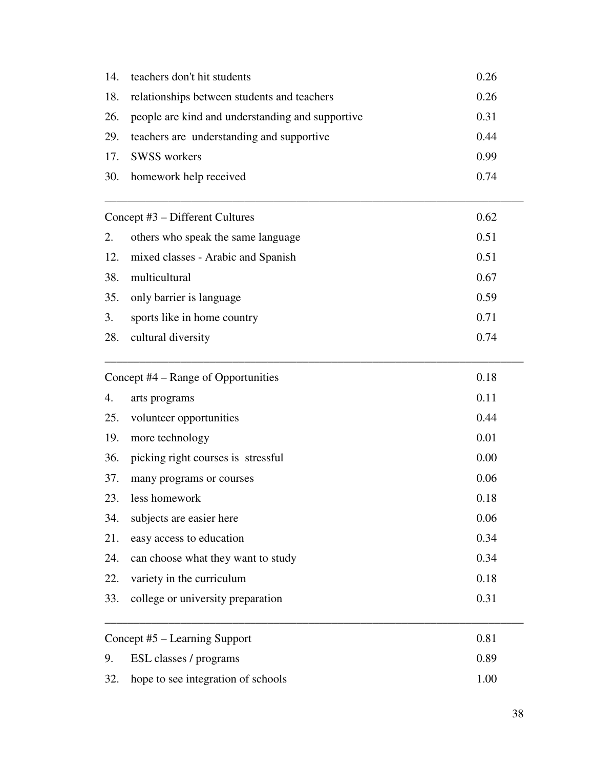| | | |
|---|---|---|
| 14. | teachers don't hit students | 0.26 |
| 18. | relationships between students and teachers | 0.26 |
| 26. | people are kind and understanding and supportive | 0.31 |
| 29. | teachers are understanding and supportive | 0.44 |
| 17. | SWSS workers | 0.99 |
| 30. | homework help received | 0.74 |

| Concept #3 – Different Cultures | | 0.62 |
|---|---|---|
| 2. | others who speak the same language | 0.51 |
| 12. | mixed classes - Arabic and Spanish | 0.51 |
| 38. | multicultural | 0.67 |
| 35. | only barrier is language | 0.59 |
| 3. | sports like in home country | 0.71 |
| 28. | cultural diversity | 0.74 |

| Concept #4 – Range of Opportunities | | 0.18 |
|---|---|---|
| 4. | arts programs | 0.11 |
| 25. | volunteer opportunities | 0.44 |
| 19. | more technology | 0.01 |
| 36. | picking right courses is stressful | 0.00 |
| 37. | many programs or courses | 0.06 |
| 23. | less homework | 0.18 |
| 34. | subjects are easier here | 0.06 |
| 21. | easy access to education | 0.34 |
| 24. | can choose what they want to study | 0.34 |
| 22. | variety in the curriculum | 0.18 |
| 33. | college or university preparation | 0.31 |

| Concept #5 – Learning Support | | 0.81 |
|---|---|---|
| 9. | ESL classes / programs | 0.89 |
| 32. | hope to see integration of schools | 1.00 |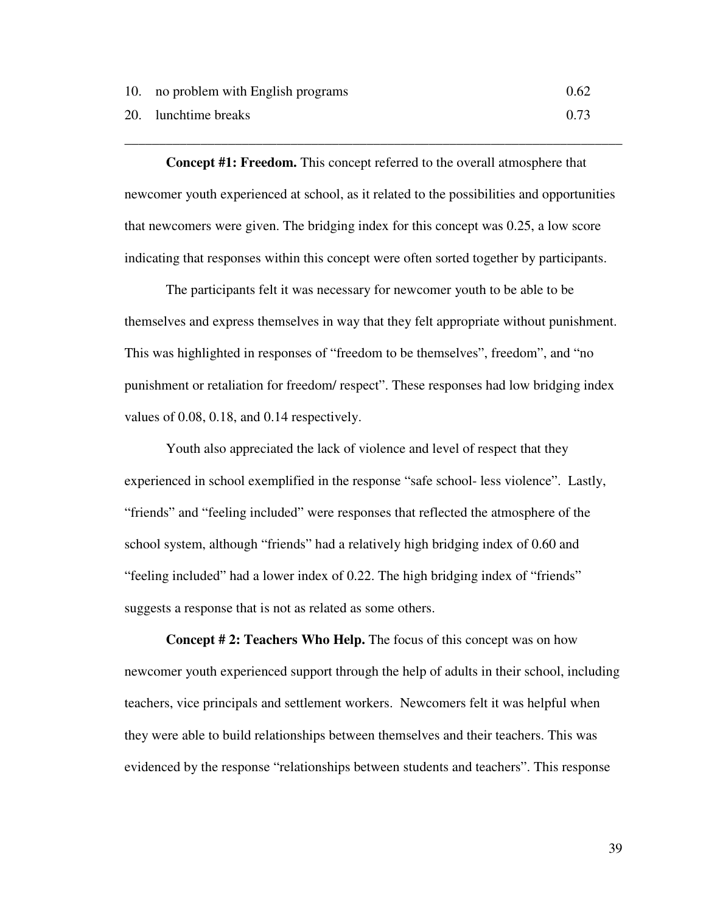| | | |
|---|---|---|
| 10. | no problem with English programs | 0.62 |
| 20. | lunchtime breaks | 0.73 |

**Concept #1: Freedom.** This concept referred to the overall atmosphere that newcomer youth experienced at school, as it related to the possibilities and opportunities that newcomers were given. The bridging index for this concept was 0.25, a low score indicating that responses within this concept were often sorted together by participants.

The participants felt it was necessary for newcomer youth to be able to be themselves and express themselves in way that they felt appropriate without punishment. This was highlighted in responses of "freedom to be themselves", freedom", and "no punishment or retaliation for freedom/ respect". These responses had low bridging index values of 0.08, 0.18, and 0.14 respectively.

Youth also appreciated the lack of violence and level of respect that they experienced in school exemplified in the response "safe school- less violence". Lastly, "friends" and "feeling included" were responses that reflected the atmosphere of the school system, although "friends" had a relatively high bridging index of 0.60 and "feeling included" had a lower index of 0.22. The high bridging index of "friends" suggests a response that is not as related as some others.

**Concept # 2: Teachers Who Help.** The focus of this concept was on how newcomer youth experienced support through the help of adults in their school, including teachers, vice principals and settlement workers. Newcomers felt it was helpful when they were able to build relationships between themselves and their teachers. This was evidenced by the response "relationships between students and teachers". This response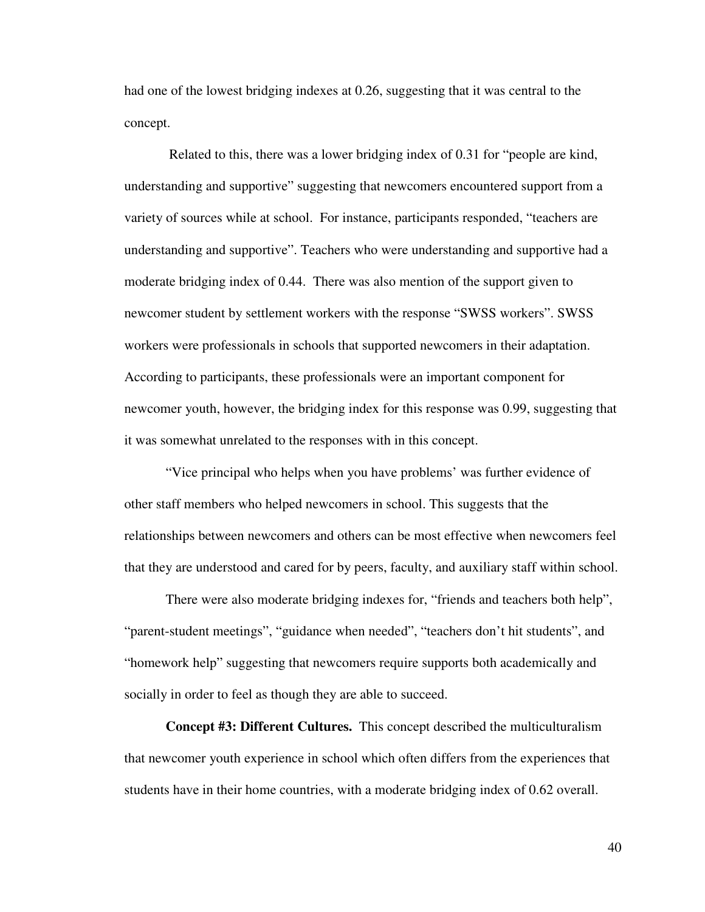had one of the lowest bridging indexes at 0.26, suggesting that it was central to the concept.

Related to this, there was a lower bridging index of 0.31 for "people are kind, understanding and supportive" suggesting that newcomers encountered support from a variety of sources while at school. For instance, participants responded, "teachers are understanding and supportive". Teachers who were understanding and supportive had a moderate bridging index of 0.44. There was also mention of the support given to newcomer student by settlement workers with the response "SWSS workers". SWSS workers were professionals in schools that supported newcomers in their adaptation. According to participants, these professionals were an important component for newcomer youth, however, the bridging index for this response was 0.99, suggesting that it was somewhat unrelated to the responses with in this concept.

"Vice principal who helps when you have problems' was further evidence of other staff members who helped newcomers in school. This suggests that the relationships between newcomers and others can be most effective when newcomers feel that they are understood and cared for by peers, faculty, and auxiliary staff within school.

There were also moderate bridging indexes for, "friends and teachers both help", "parent-student meetings", "guidance when needed", "teachers don't hit students", and "homework help" suggesting that newcomers require supports both academically and socially in order to feel as though they are able to succeed.

**Concept #3: Different Cultures.** This concept described the multiculturalism that newcomer youth experience in school which often differs from the experiences that students have in their home countries, with a moderate bridging index of 0.62 overall.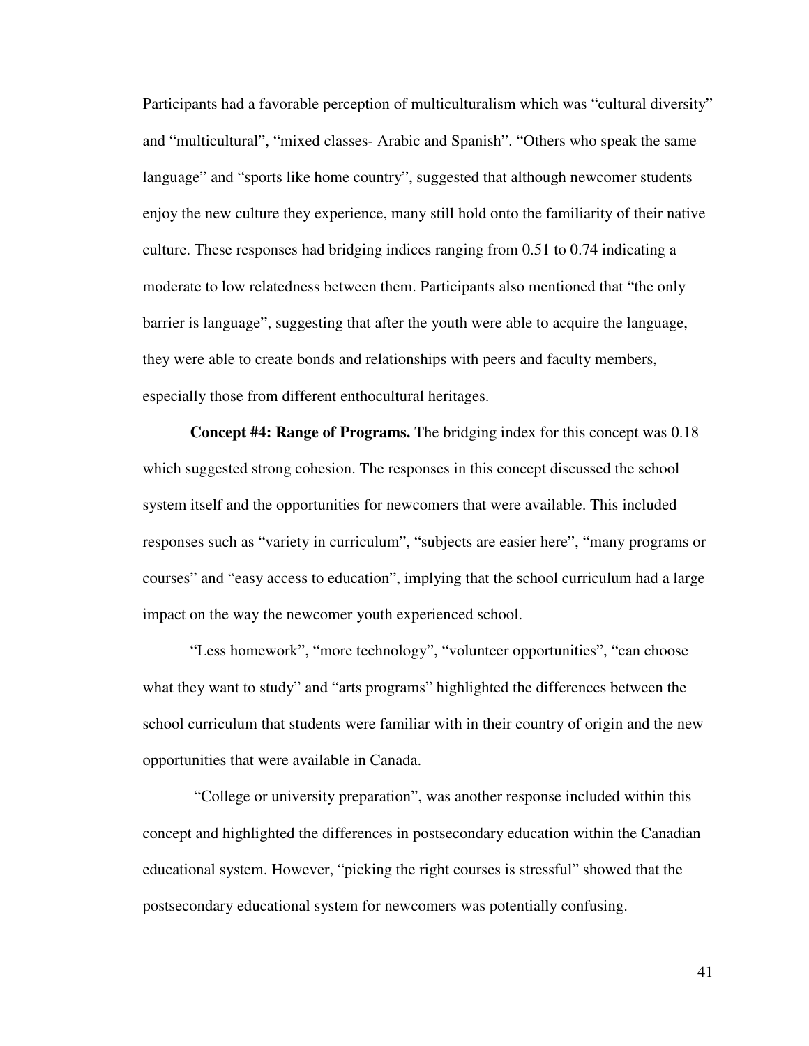Participants had a favorable perception of multiculturalism which was “cultural diversity” and “multicultural”, “mixed classes- Arabic and Spanish”. “Others who speak the same language” and “sports like home country”, suggested that although newcomer students enjoy the new culture they experience, many still hold onto the familiarity of their native culture. These responses had bridging indices ranging from 0.51 to 0.74 indicating a moderate to low relatedness between them. Participants also mentioned that “the only barrier is language”, suggesting that after the youth were able to acquire the language, they were able to create bonds and relationships with peers and faculty members, especially those from different enthocultural heritages.

**Concept #4: Range of Programs.** The bridging index for this concept was 0.18 which suggested strong cohesion. The responses in this concept discussed the school system itself and the opportunities for newcomers that were available. This included responses such as “variety in curriculum”, “subjects are easier here”, “many programs or courses” and “easy access to education”, implying that the school curriculum had a large impact on the way the newcomer youth experienced school.

“Less homework”, “more technology”, “volunteer opportunities”, “can choose what they want to study” and “arts programs” highlighted the differences between the school curriculum that students were familiar with in their country of origin and the new opportunities that were available in Canada.

“College or university preparation”, was another response included within this concept and highlighted the differences in postsecondary education within the Canadian educational system. However, “picking the right courses is stressful” showed that the postsecondary educational system for newcomers was potentially confusing.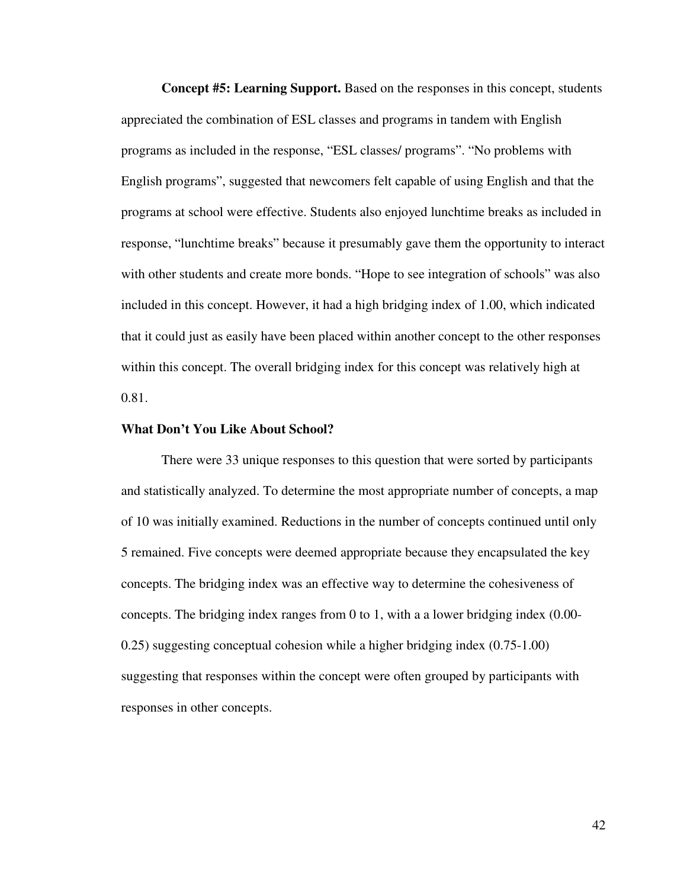**Concept #5: Learning Support.** Based on the responses in this concept, students appreciated the combination of ESL classes and programs in tandem with English programs as included in the response, “ESL classes/ programs”. “No problems with English programs”, suggested that newcomers felt capable of using English and that the programs at school were effective. Students also enjoyed lunchtime breaks as included in response, “lunchtime breaks” because it presumably gave them the opportunity to interact with other students and create more bonds. “Hope to see integration of schools” was also included in this concept. However, it had a high bridging index of 1.00, which indicated that it could just as easily have been placed within another concept to the other responses within this concept. The overall bridging index for this concept was relatively high at 0.81.

### What Don’t You Like About School?

There were 33 unique responses to this question that were sorted by participants and statistically analyzed. To determine the most appropriate number of concepts, a map of 10 was initially examined. Reductions in the number of concepts continued until only 5 remained. Five concepts were deemed appropriate because they encapsulated the key concepts. The bridging index was an effective way to determine the cohesiveness of concepts. The bridging index ranges from 0 to 1, with a a lower bridging index (0.00-0.25) suggesting conceptual cohesion while a higher bridging index (0.75-1.00) suggesting that responses within the concept were often grouped by participants with responses in other concepts.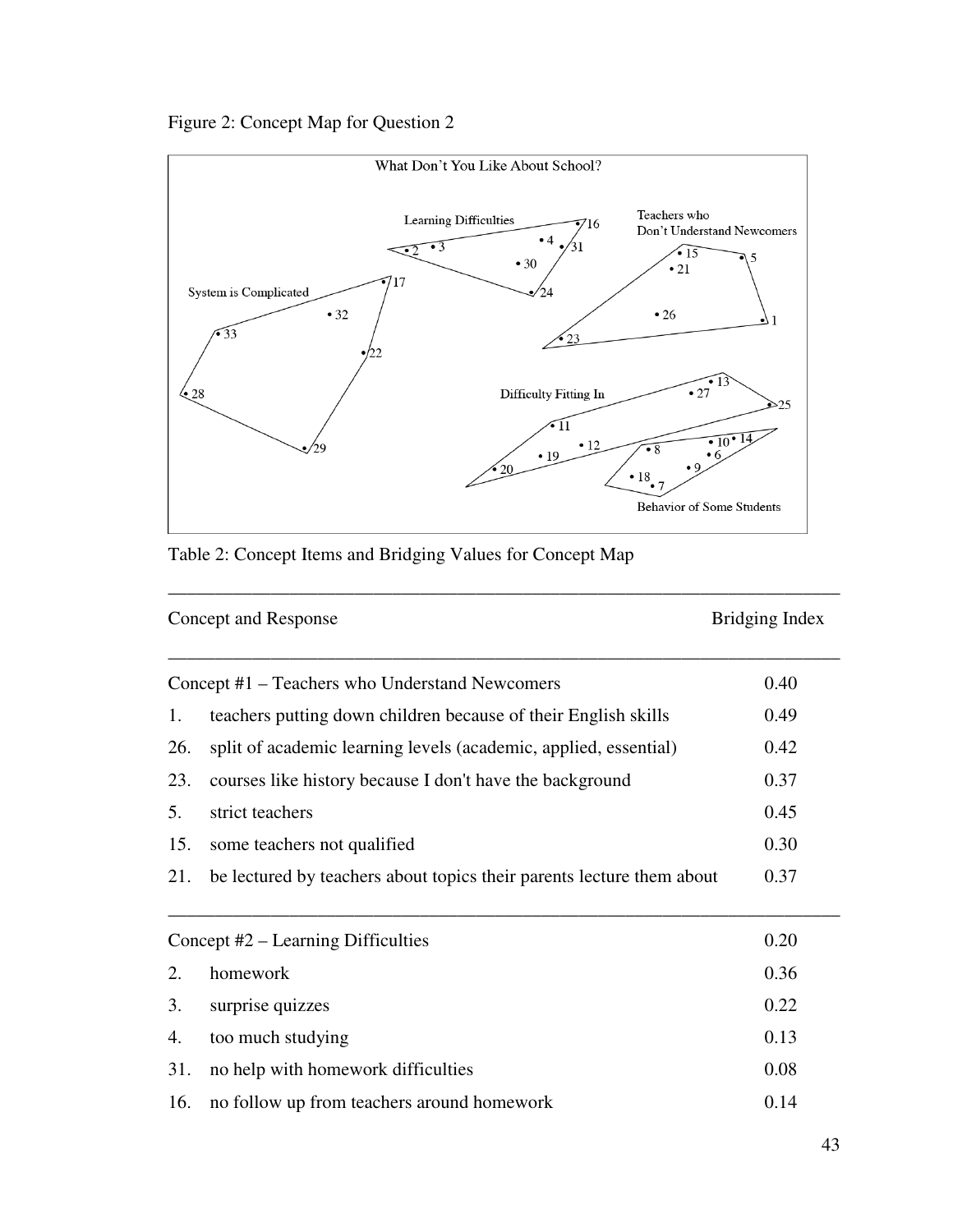Figure 2: Concept Map for Question 2

What Don't You Like About School?

Learning Difficulties

16
2
3
4
31
30
24

Teachers who Don't Understand Newcomers

15
5
21
26
1
23

System is Complicated

17
32
33
22
28
29

Difficulty Fitting In

13
27
25
11
12
19
20

10
14
8
6
9
18
7

Behavior of Some Students

Table 2: Concept Items and Bridging Values for Concept Map

| Concept and Response | | Bridging Index |
|---|---|---|
| Concept #1 – Teachers who Understand Newcomers | | 0.40 |
| 1. | teachers putting down children because of their English skills | 0.49 |
| 26. | split of academic learning levels (academic, applied, essential) | 0.42 |
| 23. | courses like history because I don't have the background | 0.37 |
| 5. | strict teachers | 0.45 |
| 15. | some teachers not qualified | 0.30 |
| 21. | be lectured by teachers about topics their parents lecture them about | 0.37 |
| Concept #2 – Learning Difficulties | | 0.20 |
| 2. | homework | 0.36 |
| 3. | surprise quizzes | 0.22 |
| 4. | too much studying | 0.13 |
| 31. | no help with homework difficulties | 0.08 |
| 16. | no follow up from teachers around homework | 0.14 |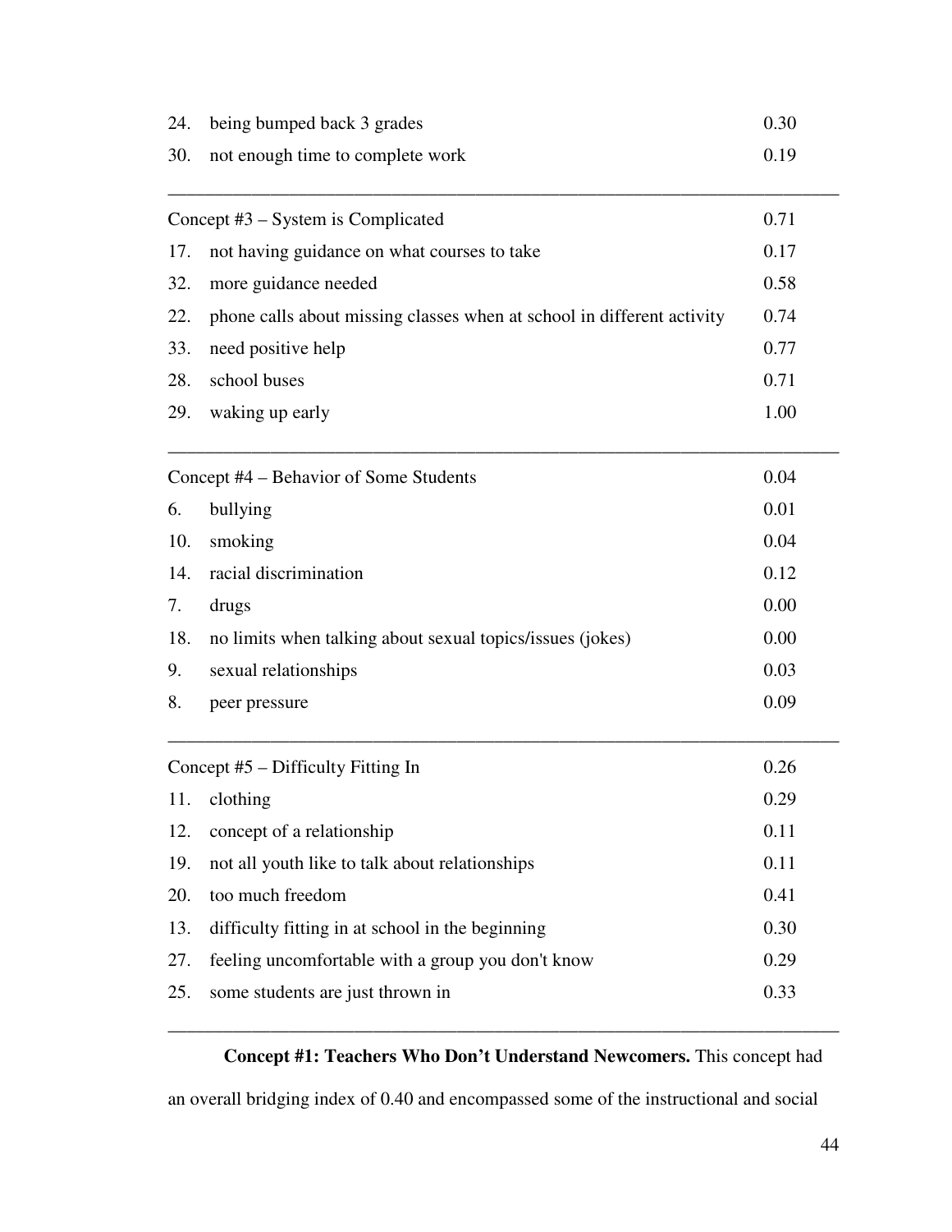| | | |
|---|---|---|
| 24. | being bumped back 3 grades | 0.30 |
| 30. | not enough time to complete work | 0.19 |
| Concept #3 – System is Complicated | | 0.71 |
| 17. | not having guidance on what courses to take | 0.17 |
| 32. | more guidance needed | 0.58 |
| 22. | phone calls about missing classes when at school in different activity | 0.74 |
| 33. | need positive help | 0.77 |
| 28. | school buses | 0.71 |
| 29. | waking up early | 1.00 |
| Concept #4 – Behavior of Some Students | | 0.04 |
| 6. | bullying | 0.01 |
| 10. | smoking | 0.04 |
| 14. | racial discrimination | 0.12 |
| 7. | drugs | 0.00 |
| 18. | no limits when talking about sexual topics/issues (jokes) | 0.00 |
| 9. | sexual relationships | 0.03 |
| 8. | peer pressure | 0.09 |
| Concept #5 – Difficulty Fitting In | | 0.26 |
| 11. | clothing | 0.29 |
| 12. | concept of a relationship | 0.11 |
| 19. | not all youth like to talk about relationships | 0.11 |
| 20. | too much freedom | 0.41 |
| 13. | difficulty fitting in at school in the beginning | 0.30 |
| 27. | feeling uncomfortable with a group you don't know | 0.29 |
| 25. | some students are just thrown in | 0.33 |

**Concept #1: Teachers Who Don't Understand Newcomers.** This concept had an overall bridging index of 0.40 and encompassed some of the instructional and social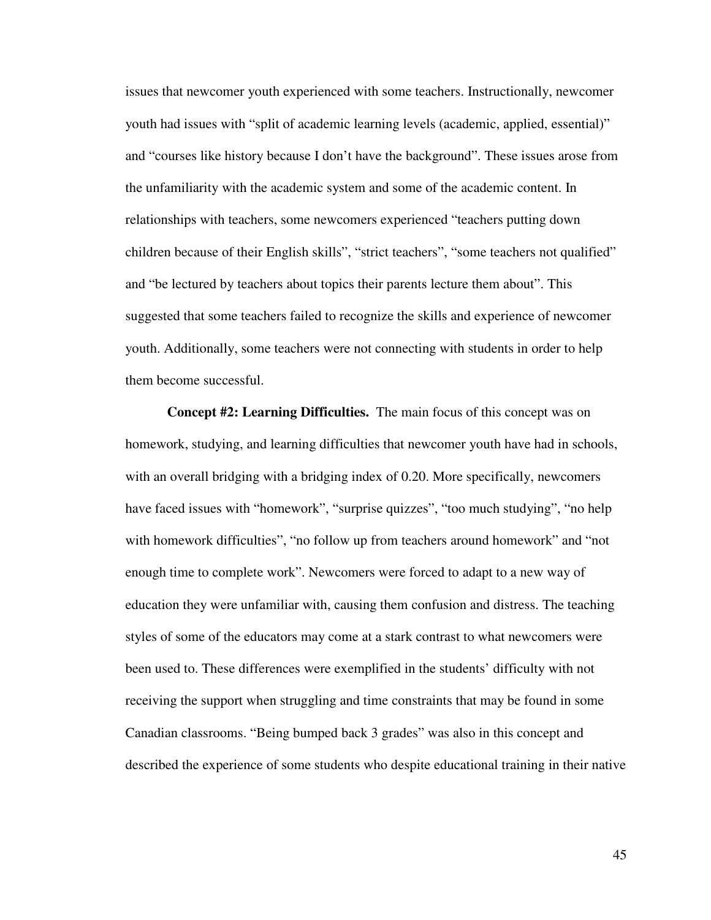issues that newcomer youth experienced with some teachers. Instructionally, newcomer youth had issues with "split of academic learning levels (academic, applied, essential)" and "courses like history because I don't have the background". These issues arose from the unfamiliarity with the academic system and some of the academic content. In relationships with teachers, some newcomers experienced "teachers putting down children because of their English skills", "strict teachers", "some teachers not qualified" and "be lectured by teachers about topics their parents lecture them about". This suggested that some teachers failed to recognize the skills and experience of newcomer youth. Additionally, some teachers were not connecting with students in order to help them become successful.

**Concept #2: Learning Difficulties.** The main focus of this concept was on homework, studying, and learning difficulties that newcomer youth have had in schools, with an overall bridging with a bridging index of 0.20. More specifically, newcomers have faced issues with "homework", "surprise quizzes", "too much studying", "no help with homework difficulties", "no follow up from teachers around homework" and "not enough time to complete work". Newcomers were forced to adapt to a new way of education they were unfamiliar with, causing them confusion and distress. The teaching styles of some of the educators may come at a stark contrast to what newcomers were been used to. These differences were exemplified in the students' difficulty with not receiving the support when struggling and time constraints that may be found in some Canadian classrooms. "Being bumped back 3 grades" was also in this concept and described the experience of some students who despite educational training in their native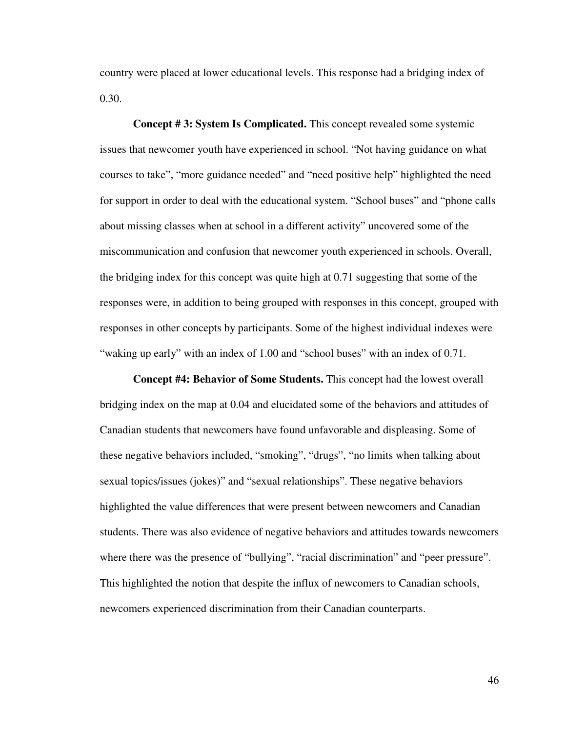country were placed at lower educational levels. This response had a bridging index of 0.30.

**Concept # 3: System Is Complicated.** This concept revealed some systemic issues that newcomer youth have experienced in school. “Not having guidance on what courses to take”, “more guidance needed” and “need positive help” highlighted the need for support in order to deal with the educational system. “School buses” and “phone calls about missing classes when at school in a different activity” uncovered some of the miscommunication and confusion that newcomer youth experienced in schools. Overall, the bridging index for this concept was quite high at 0.71 suggesting that some of the responses were, in addition to being grouped with responses in this concept, grouped with responses in other concepts by participants. Some of the highest individual indexes were “waking up early” with an index of 1.00 and “school buses” with an index of 0.71.

**Concept #4: Behavior of Some Students.** This concept had the lowest overall bridging index on the map at 0.04 and elucidated some of the behaviors and attitudes of Canadian students that newcomers have found unfavorable and displeasing. Some of these negative behaviors included, “smoking”, “drugs”, “no limits when talking about sexual topics/issues (jokes)” and “sexual relationships”. These negative behaviors highlighted the value differences that were present between newcomers and Canadian students. There was also evidence of negative behaviors and attitudes towards newcomers where there was the presence of “bullying”, “racial discrimination” and “peer pressure”. This highlighted the notion that despite the influx of newcomers to Canadian schools, newcomers experienced discrimination from their Canadian counterparts.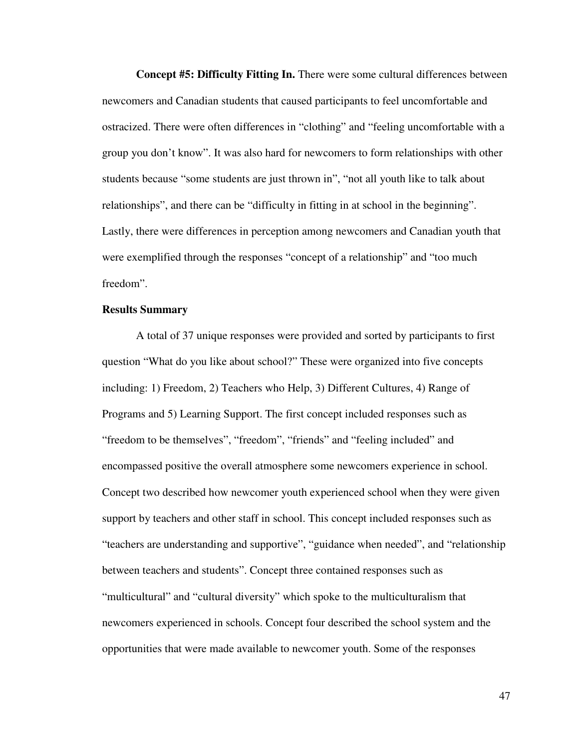**Concept #5: Difficulty Fitting In.** There were some cultural differences between newcomers and Canadian students that caused participants to feel uncomfortable and ostracized. There were often differences in "clothing" and "feeling uncomfortable with a group you don't know". It was also hard for newcomers to form relationships with other students because "some students are just thrown in", "not all youth like to talk about relationships", and there can be "difficulty in fitting in at school in the beginning". Lastly, there were differences in perception among newcomers and Canadian youth that were exemplified through the responses "concept of a relationship" and "too much freedom".

**Results Summary**

A total of 37 unique responses were provided and sorted by participants to first question "What do you like about school?" These were organized into five concepts including: 1) Freedom, 2) Teachers who Help, 3) Different Cultures, 4) Range of Programs and 5) Learning Support. The first concept included responses such as "freedom to be themselves", "freedom", "friends" and "feeling included" and encompassed positive the overall atmosphere some newcomers experience in school. Concept two described how newcomer youth experienced school when they were given support by teachers and other staff in school. This concept included responses such as "teachers are understanding and supportive", "guidance when needed", and "relationship between teachers and students". Concept three contained responses such as "multicultural" and "cultural diversity" which spoke to the multiculturalism that newcomers experienced in schools. Concept four described the school system and the opportunities that were made available to newcomer youth. Some of the responses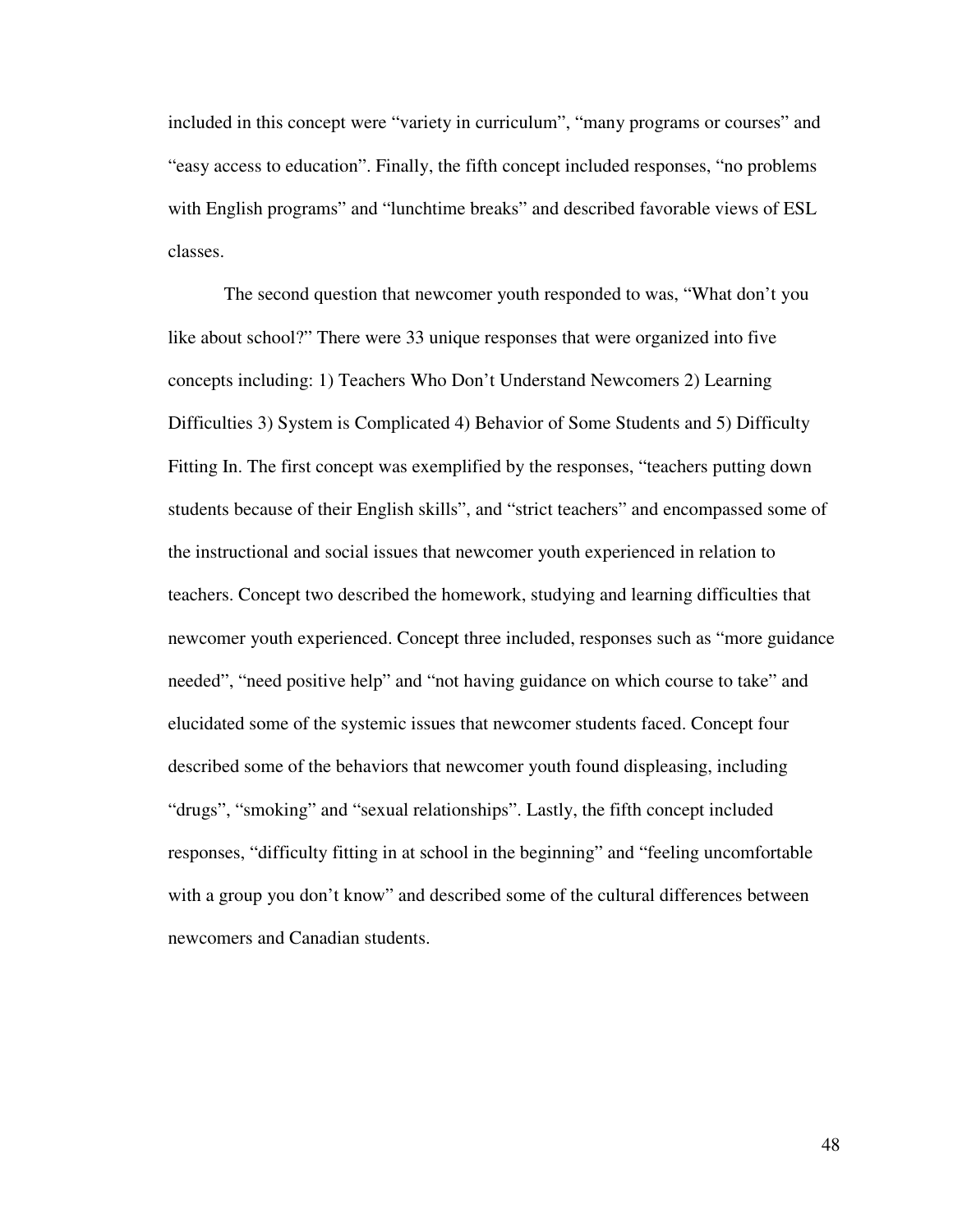included in this concept were “variety in curriculum”, “many programs or courses” and “easy access to education”. Finally, the fifth concept included responses, “no problems with English programs” and “lunchtime breaks” and described favorable views of ESL classes.

The second question that newcomer youth responded to was, “What don’t you like about school?” There were 33 unique responses that were organized into five concepts including: 1) Teachers Who Don’t Understand Newcomers 2) Learning Difficulties 3) System is Complicated 4) Behavior of Some Students and 5) Difficulty Fitting In. The first concept was exemplified by the responses, “teachers putting down students because of their English skills”, and “strict teachers” and encompassed some of the instructional and social issues that newcomer youth experienced in relation to teachers. Concept two described the homework, studying and learning difficulties that newcomer youth experienced. Concept three included, responses such as “more guidance needed”, “need positive help” and “not having guidance on which course to take” and elucidated some of the systemic issues that newcomer students faced. Concept four described some of the behaviors that newcomer youth found displeasing, including “drugs”, “smoking” and “sexual relationships”. Lastly, the fifth concept included responses, “difficulty fitting in at school in the beginning” and “feeling uncomfortable with a group you don’t know” and described some of the cultural differences between newcomers and Canadian students.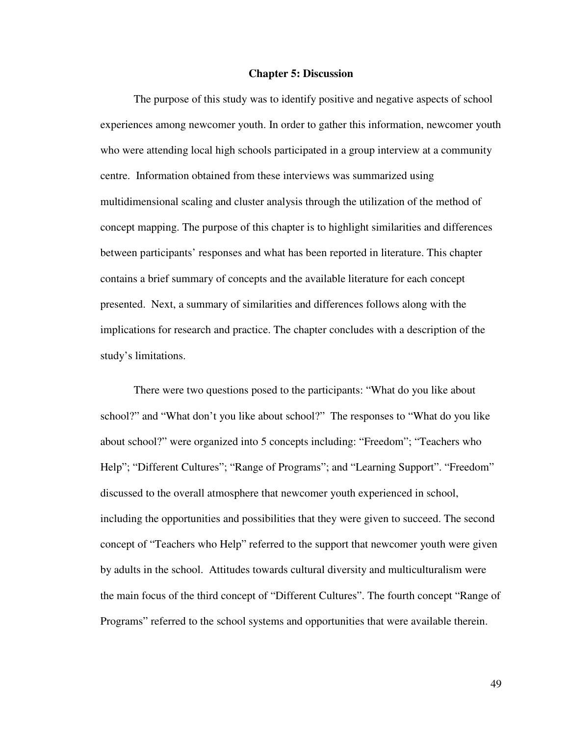# Chapter 5: Discussion

The purpose of this study was to identify positive and negative aspects of school experiences among newcomer youth. In order to gather this information, newcomer youth who were attending local high schools participated in a group interview at a community centre. Information obtained from these interviews was summarized using multidimensional scaling and cluster analysis through the utilization of the method of concept mapping. The purpose of this chapter is to highlight similarities and differences between participants' responses and what has been reported in literature. This chapter contains a brief summary of concepts and the available literature for each concept presented. Next, a summary of similarities and differences follows along with the implications for research and practice. The chapter concludes with a description of the study's limitations.

There were two questions posed to the participants: "What do you like about school?" and "What don't you like about school?" The responses to "What do you like about school?" were organized into 5 concepts including: "Freedom"; "Teachers who Help"; "Different Cultures"; "Range of Programs"; and "Learning Support". "Freedom" discussed to the overall atmosphere that newcomer youth experienced in school, including the opportunities and possibilities that they were given to succeed. The second concept of "Teachers who Help" referred to the support that newcomer youth were given by adults in the school. Attitudes towards cultural diversity and multiculturalism were the main focus of the third concept of "Different Cultures". The fourth concept "Range of Programs" referred to the school systems and opportunities that were available therein.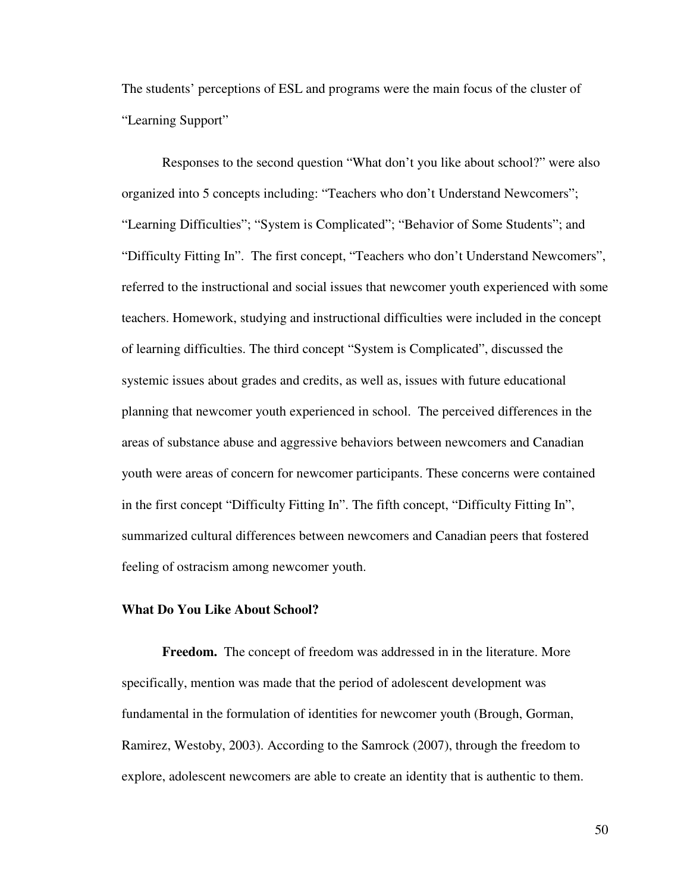The students' perceptions of ESL and programs were the main focus of the cluster of "Learning Support"

Responses to the second question "What don't you like about school?" were also organized into 5 concepts including: "Teachers who don't Understand Newcomers"; "Learning Difficulties"; "System is Complicated"; "Behavior of Some Students"; and "Difficulty Fitting In". The first concept, "Teachers who don't Understand Newcomers", referred to the instructional and social issues that newcomer youth experienced with some teachers. Homework, studying and instructional difficulties were included in the concept of learning difficulties. The third concept "System is Complicated", discussed the systemic issues about grades and credits, as well as, issues with future educational planning that newcomer youth experienced in school. The perceived differences in the areas of substance abuse and aggressive behaviors between newcomers and Canadian youth were areas of concern for newcomer participants. These concerns were contained in the first concept "Difficulty Fitting In". The fifth concept, "Difficulty Fitting In", summarized cultural differences between newcomers and Canadian peers that fostered feeling of ostracism among newcomer youth.

### What Do You Like About School?

**Freedom.** The concept of freedom was addressed in in the literature. More specifically, mention was made that the period of adolescent development was fundamental in the formulation of identities for newcomer youth (Brough, Gorman, Ramirez, Westoby, 2003). According to the Samrock (2007), through the freedom to explore, adolescent newcomers are able to create an identity that is authentic to them.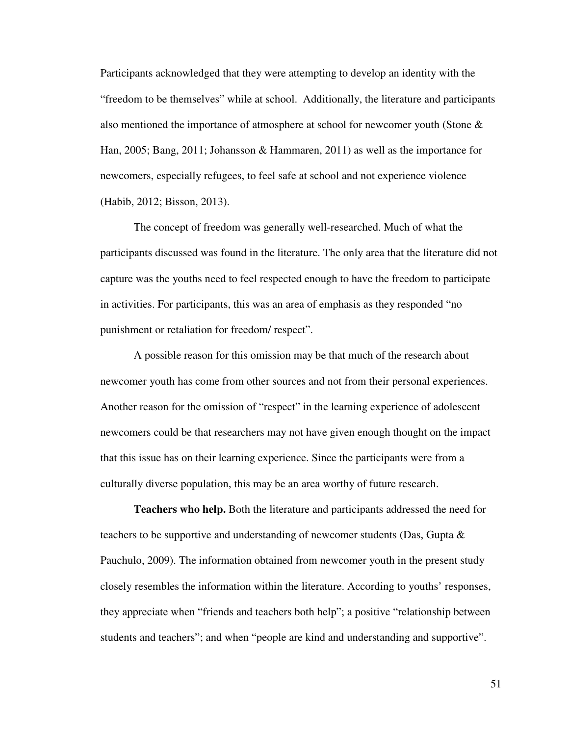Participants acknowledged that they were attempting to develop an identity with the "freedom to be themselves" while at school. Additionally, the literature and participants also mentioned the importance of atmosphere at school for newcomer youth (Stone & Han, 2005; Bang, 2011; Johansson & Hammaren, 2011) as well as the importance for newcomers, especially refugees, to feel safe at school and not experience violence (Habib, 2012; Bisson, 2013).

The concept of freedom was generally well-researched. Much of what the participants discussed was found in the literature. The only area that the literature did not capture was the youths need to feel respected enough to have the freedom to participate in activities. For participants, this was an area of emphasis as they responded "no punishment or retaliation for freedom/ respect".

A possible reason for this omission may be that much of the research about newcomer youth has come from other sources and not from their personal experiences. Another reason for the omission of "respect" in the learning experience of adolescent newcomers could be that researchers may not have given enough thought on the impact that this issue has on their learning experience. Since the participants were from a culturally diverse population, this may be an area worthy of future research.

**Teachers who help.** Both the literature and participants addressed the need for teachers to be supportive and understanding of newcomer students (Das, Gupta & Pauchulo, 2009). The information obtained from newcomer youth in the present study closely resembles the information within the literature. According to youths' responses, they appreciate when "friends and teachers both help"; a positive "relationship between students and teachers"; and when "people are kind and understanding and supportive".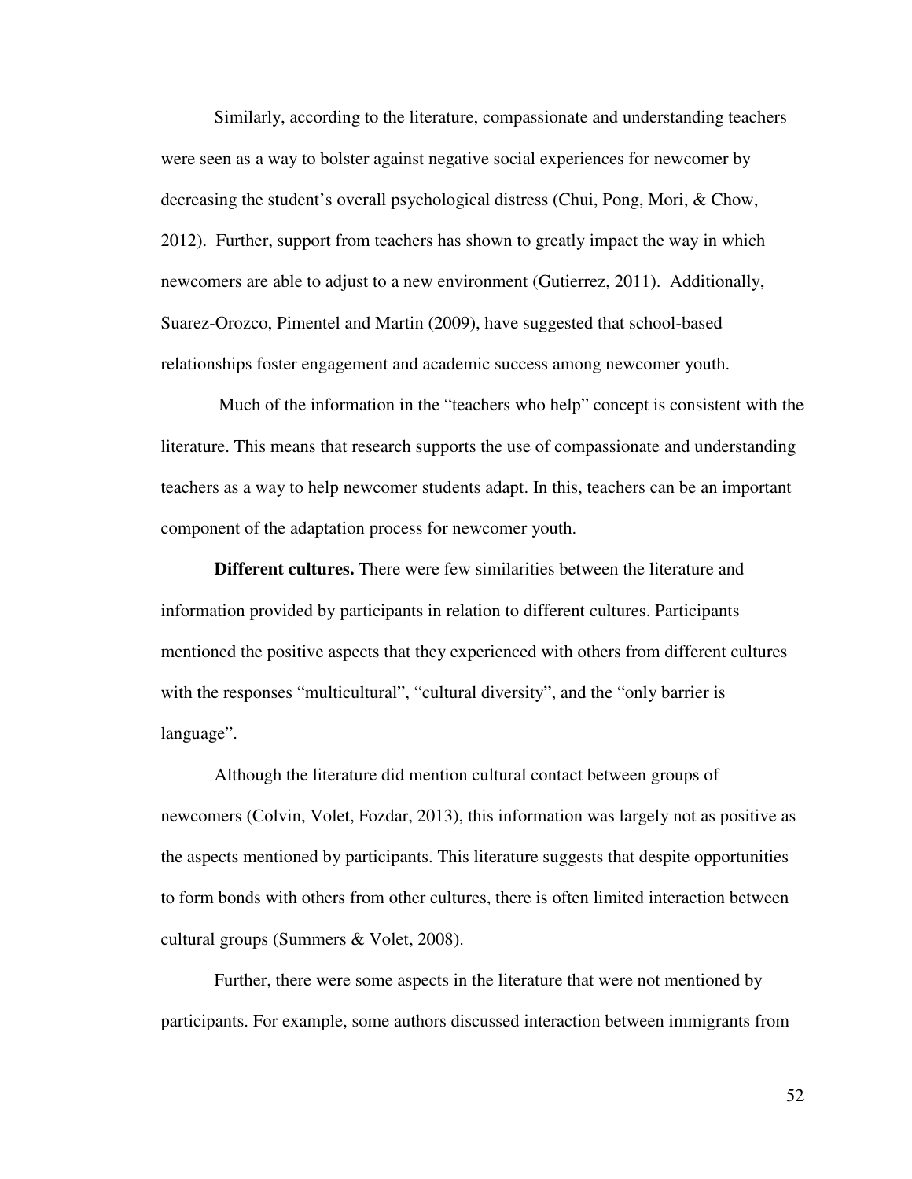Similarly, according to the literature, compassionate and understanding teachers were seen as a way to bolster against negative social experiences for newcomer by decreasing the student's overall psychological distress (Chui, Pong, Mori, & Chow, 2012). Further, support from teachers has shown to greatly impact the way in which newcomers are able to adjust to a new environment (Gutierrez, 2011). Additionally, Suarez-Orozco, Pimentel and Martin (2009), have suggested that school-based relationships foster engagement and academic success among newcomer youth.

Much of the information in the "teachers who help" concept is consistent with the literature. This means that research supports the use of compassionate and understanding teachers as a way to help newcomer students adapt. In this, teachers can be an important component of the adaptation process for newcomer youth.

**Different cultures.** There were few similarities between the literature and information provided by participants in relation to different cultures. Participants mentioned the positive aspects that they experienced with others from different cultures with the responses "multicultural", "cultural diversity", and the "only barrier is language".

Although the literature did mention cultural contact between groups of newcomers (Colvin, Volet, Fozdar, 2013), this information was largely not as positive as the aspects mentioned by participants. This literature suggests that despite opportunities to form bonds with others from other cultures, there is often limited interaction between cultural groups (Summers & Volet, 2008).

Further, there were some aspects in the literature that were not mentioned by participants. For example, some authors discussed interaction between immigrants from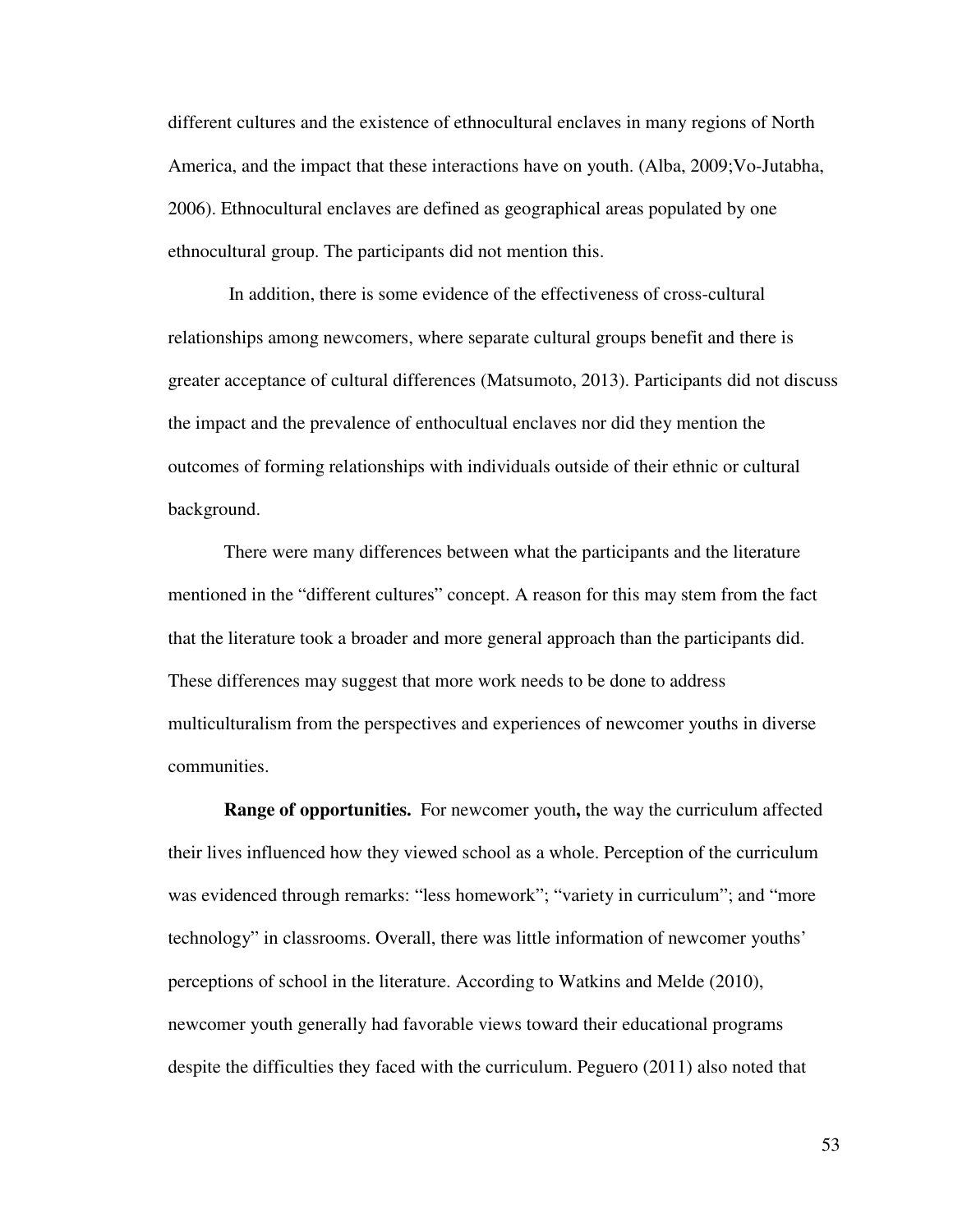different cultures and the existence of ethnocultural enclaves in many regions of North America, and the impact that these interactions have on youth. (Alba, 2009;Vo-Jutabha, 2006). Ethnocultural enclaves are defined as geographical areas populated by one ethnocultural group. The participants did not mention this.

In addition, there is some evidence of the effectiveness of cross-cultural relationships among newcomers, where separate cultural groups benefit and there is greater acceptance of cultural differences (Matsumoto, 2013). Participants did not discuss the impact and the prevalence of enthocultual enclaves nor did they mention the outcomes of forming relationships with individuals outside of their ethnic or cultural background.

There were many differences between what the participants and the literature mentioned in the "different cultures" concept. A reason for this may stem from the fact that the literature took a broader and more general approach than the participants did. These differences may suggest that more work needs to be done to address multiculturalism from the perspectives and experiences of newcomer youths in diverse communities.

**Range of opportunities.** For newcomer youth**,** the way the curriculum affected their lives influenced how they viewed school as a whole. Perception of the curriculum was evidenced through remarks: "less homework"; "variety in curriculum"; and "more technology" in classrooms. Overall, there was little information of newcomer youths' perceptions of school in the literature. According to Watkins and Melde (2010), newcomer youth generally had favorable views toward their educational programs despite the difficulties they faced with the curriculum. Peguero (2011) also noted that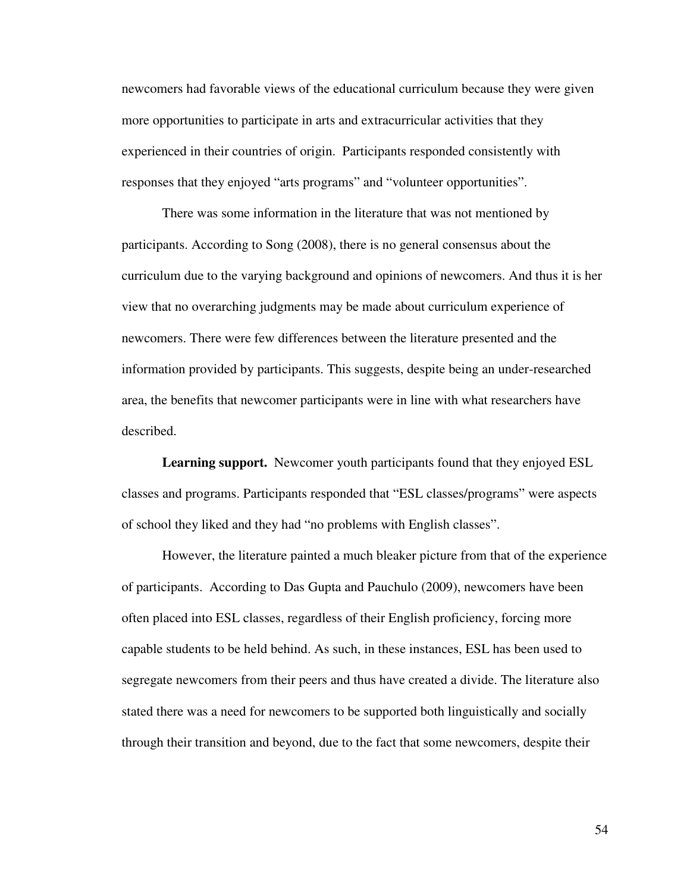newcomers had favorable views of the educational curriculum because they were given more opportunities to participate in arts and extracurricular activities that they experienced in their countries of origin. Participants responded consistently with responses that they enjoyed "arts programs" and "volunteer opportunities".

There was some information in the literature that was not mentioned by participants. According to Song (2008), there is no general consensus about the curriculum due to the varying background and opinions of newcomers. And thus it is her view that no overarching judgments may be made about curriculum experience of newcomers. There were few differences between the literature presented and the information provided by participants. This suggests, despite being an under-researched area, the benefits that newcomer participants were in line with what researchers have described.

**Learning support.** Newcomer youth participants found that they enjoyed ESL classes and programs. Participants responded that "ESL classes/programs" were aspects of school they liked and they had "no problems with English classes".

However, the literature painted a much bleaker picture from that of the experience of participants. According to Das Gupta and Pauchulo (2009), newcomers have been often placed into ESL classes, regardless of their English proficiency, forcing more capable students to be held behind. As such, in these instances, ESL has been used to segregate newcomers from their peers and thus have created a divide. The literature also stated there was a need for newcomers to be supported both linguistically and socially through their transition and beyond, due to the fact that some newcomers, despite their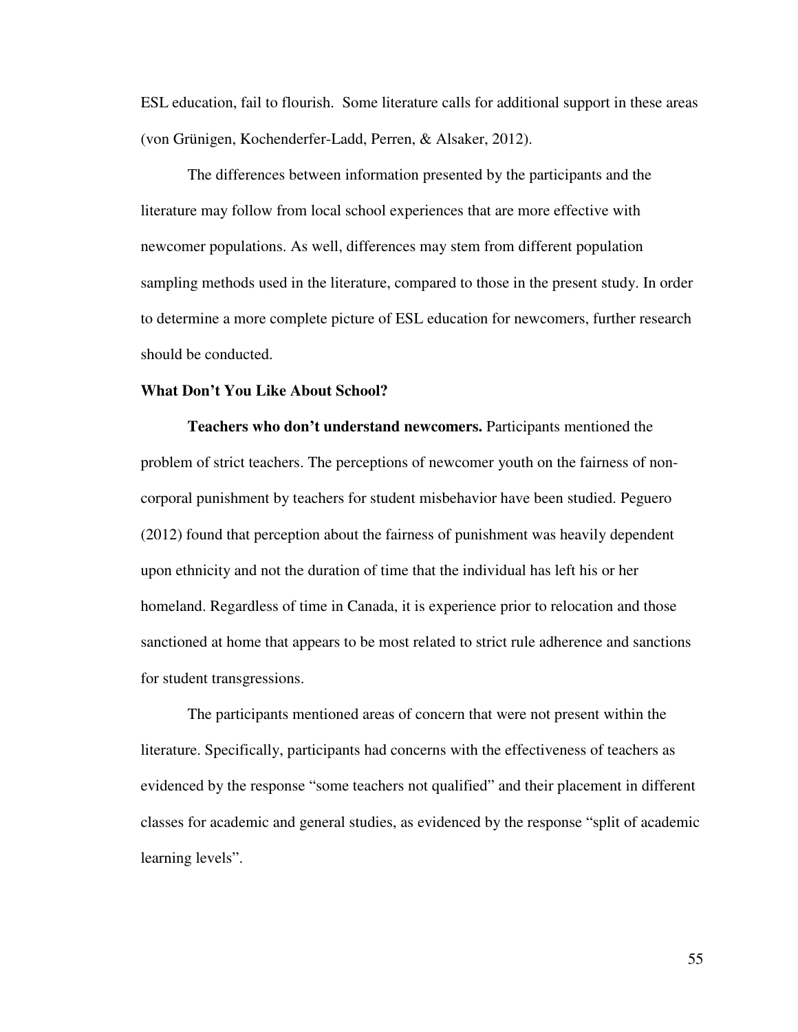ESL education, fail to flourish. Some literature calls for additional support in these areas (von Grünigen, Kochenderfer-Ladd, Perren, & Alsaker, 2012).

The differences between information presented by the participants and the literature may follow from local school experiences that are more effective with newcomer populations. As well, differences may stem from different population sampling methods used in the literature, compared to those in the present study. In order to determine a more complete picture of ESL education for newcomers, further research should be conducted.

### What Don't You Like About School?

**Teachers who don't understand newcomers.** Participants mentioned the problem of strict teachers. The perceptions of newcomer youth on the fairness of non-corporal punishment by teachers for student misbehavior have been studied. Peguero (2012) found that perception about the fairness of punishment was heavily dependent upon ethnicity and not the duration of time that the individual has left his or her homeland. Regardless of time in Canada, it is experience prior to relocation and those sanctioned at home that appears to be most related to strict rule adherence and sanctions for student transgressions.

The participants mentioned areas of concern that were not present within the literature. Specifically, participants had concerns with the effectiveness of teachers as evidenced by the response "some teachers not qualified" and their placement in different classes for academic and general studies, as evidenced by the response "split of academic learning levels".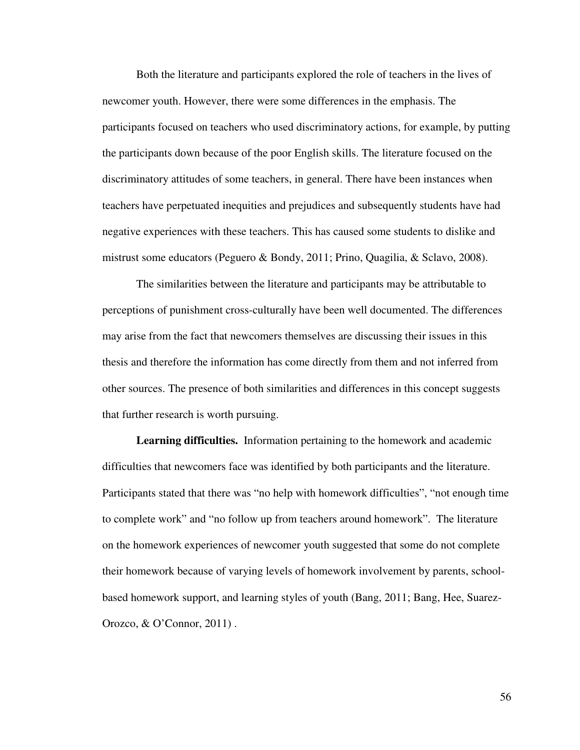Both the literature and participants explored the role of teachers in the lives of newcomer youth. However, there were some differences in the emphasis. The participants focused on teachers who used discriminatory actions, for example, by putting the participants down because of the poor English skills. The literature focused on the discriminatory attitudes of some teachers, in general. There have been instances when teachers have perpetuated inequities and prejudices and subsequently students have had negative experiences with these teachers. This has caused some students to dislike and mistrust some educators (Peguero & Bondy, 2011; Prino, Quagilia, & Sclavo, 2008).

The similarities between the literature and participants may be attributable to perceptions of punishment cross-culturally have been well documented. The differences may arise from the fact that newcomers themselves are discussing their issues in this thesis and therefore the information has come directly from them and not inferred from other sources. The presence of both similarities and differences in this concept suggests that further research is worth pursuing.

**Learning difficulties.** Information pertaining to the homework and academic difficulties that newcomers face was identified by both participants and the literature. Participants stated that there was "no help with homework difficulties", "not enough time to complete work" and "no follow up from teachers around homework". The literature on the homework experiences of newcomer youth suggested that some do not complete their homework because of varying levels of homework involvement by parents, school-based homework support, and learning styles of youth (Bang, 2011; Bang, Hee, Suarez-Orozco, & O'Connor, 2011) .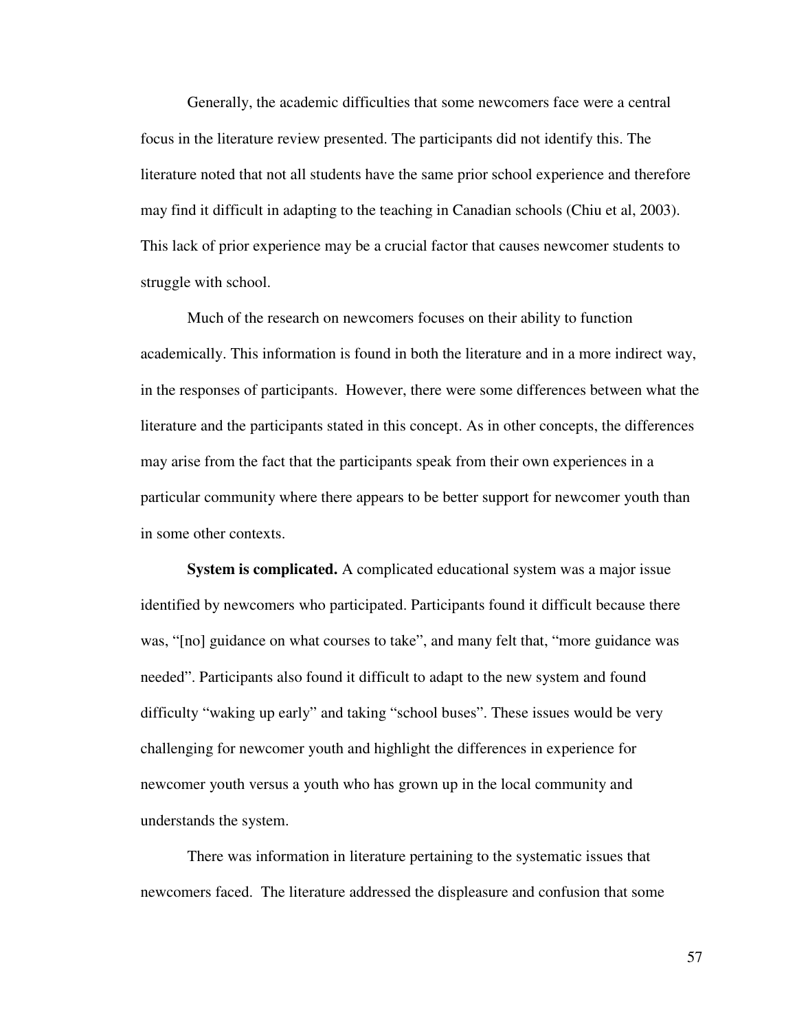Generally, the academic difficulties that some newcomers face were a central focus in the literature review presented. The participants did not identify this. The literature noted that not all students have the same prior school experience and therefore may find it difficult in adapting to the teaching in Canadian schools (Chiu et al, 2003). This lack of prior experience may be a crucial factor that causes newcomer students to struggle with school.

Much of the research on newcomers focuses on their ability to function academically. This information is found in both the literature and in a more indirect way, in the responses of participants. However, there were some differences between what the literature and the participants stated in this concept. As in other concepts, the differences may arise from the fact that the participants speak from their own experiences in a particular community where there appears to be better support for newcomer youth than in some other contexts.

**System is complicated.** A complicated educational system was a major issue identified by newcomers who participated. Participants found it difficult because there was, "[no] guidance on what courses to take", and many felt that, "more guidance was needed". Participants also found it difficult to adapt to the new system and found difficulty "waking up early" and taking "school buses". These issues would be very challenging for newcomer youth and highlight the differences in experience for newcomer youth versus a youth who has grown up in the local community and understands the system.

There was information in literature pertaining to the systematic issues that newcomers faced. The literature addressed the displeasure and confusion that some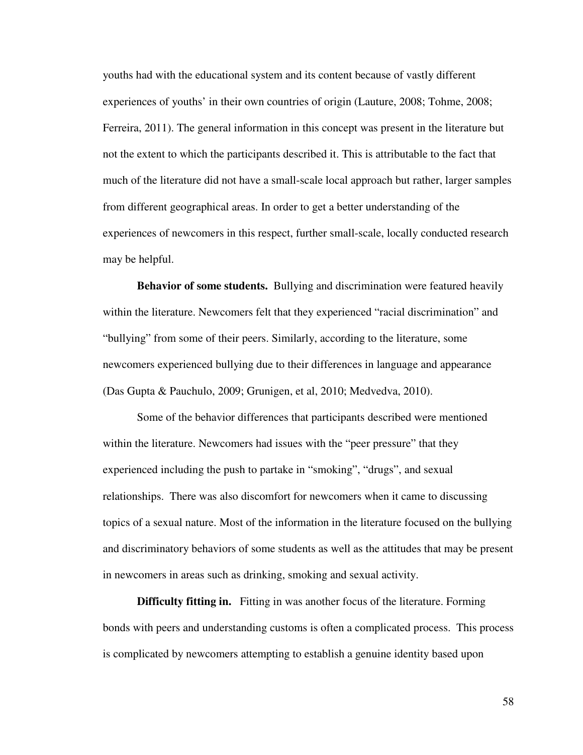youths had with the educational system and its content because of vastly different experiences of youths' in their own countries of origin (Lauture, 2008; Tohme, 2008; Ferreira, 2011). The general information in this concept was present in the literature but not the extent to which the participants described it. This is attributable to the fact that much of the literature did not have a small-scale local approach but rather, larger samples from different geographical areas. In order to get a better understanding of the experiences of newcomers in this respect, further small-scale, locally conducted research may be helpful.

**Behavior of some students.** Bullying and discrimination were featured heavily within the literature. Newcomers felt that they experienced "racial discrimination" and "bullying" from some of their peers. Similarly, according to the literature, some newcomers experienced bullying due to their differences in language and appearance (Das Gupta & Pauchulo, 2009; Grunigen, et al, 2010; Medvedva, 2010).

Some of the behavior differences that participants described were mentioned within the literature. Newcomers had issues with the "peer pressure" that they experienced including the push to partake in "smoking", "drugs", and sexual relationships. There was also discomfort for newcomers when it came to discussing topics of a sexual nature. Most of the information in the literature focused on the bullying and discriminatory behaviors of some students as well as the attitudes that may be present in newcomers in areas such as drinking, smoking and sexual activity.

**Difficulty fitting in.** Fitting in was another focus of the literature. Forming bonds with peers and understanding customs is often a complicated process. This process is complicated by newcomers attempting to establish a genuine identity based upon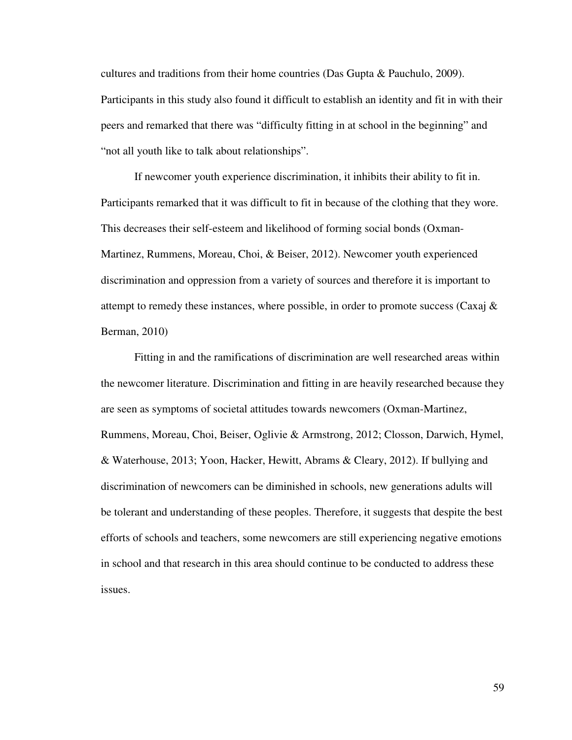cultures and traditions from their home countries (Das Gupta & Pauchulo, 2009). Participants in this study also found it difficult to establish an identity and fit in with their peers and remarked that there was "difficulty fitting in at school in the beginning" and "not all youth like to talk about relationships".

If newcomer youth experience discrimination, it inhibits their ability to fit in. Participants remarked that it was difficult to fit in because of the clothing that they wore. This decreases their self-esteem and likelihood of forming social bonds (Oxman-Martinez, Rummens, Moreau, Choi, & Beiser, 2012). Newcomer youth experienced discrimination and oppression from a variety of sources and therefore it is important to attempt to remedy these instances, where possible, in order to promote success (Caxaj & Berman, 2010)

Fitting in and the ramifications of discrimination are well researched areas within the newcomer literature. Discrimination and fitting in are heavily researched because they are seen as symptoms of societal attitudes towards newcomers (Oxman-Martinez, Rummens, Moreau, Choi, Beiser, Oglivie & Armstrong, 2012; Closson, Darwich, Hymel, & Waterhouse, 2013; Yoon, Hacker, Hewitt, Abrams & Cleary, 2012). If bullying and discrimination of newcomers can be diminished in schools, new generations adults will be tolerant and understanding of these peoples. Therefore, it suggests that despite the best efforts of schools and teachers, some newcomers are still experiencing negative emotions in school and that research in this area should continue to be conducted to address these issues.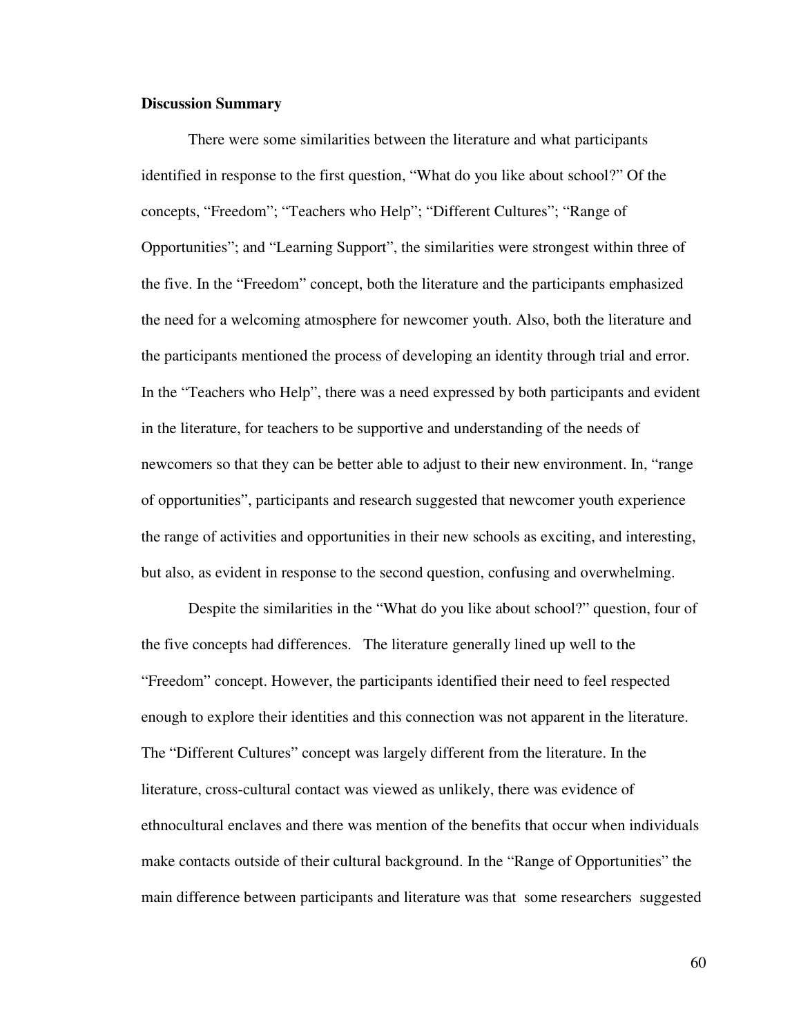**Discussion Summary**

There were some similarities between the literature and what participants identified in response to the first question, “What do you like about school?” Of the concepts, “Freedom”; “Teachers who Help”; “Different Cultures”; “Range of Opportunities”; and “Learning Support”, the similarities were strongest within three of the five. In the “Freedom” concept, both the literature and the participants emphasized the need for a welcoming atmosphere for newcomer youth. Also, both the literature and the participants mentioned the process of developing an identity through trial and error. In the “Teachers who Help”, there was a need expressed by both participants and evident in the literature, for teachers to be supportive and understanding of the needs of newcomers so that they can be better able to adjust to their new environment. In, “range of opportunities”, participants and research suggested that newcomer youth experience the range of activities and opportunities in their new schools as exciting, and interesting, but also, as evident in response to the second question, confusing and overwhelming.

Despite the similarities in the “What do you like about school?” question, four of the five concepts had differences. The literature generally lined up well to the “Freedom” concept. However, the participants identified their need to feel respected enough to explore their identities and this connection was not apparent in the literature. The “Different Cultures” concept was largely different from the literature. In the literature, cross-cultural contact was viewed as unlikely, there was evidence of ethnocultural enclaves and there was mention of the benefits that occur when individuals make contacts outside of their cultural background. In the “Range of Opportunities” the main difference between participants and literature was that some researchers suggested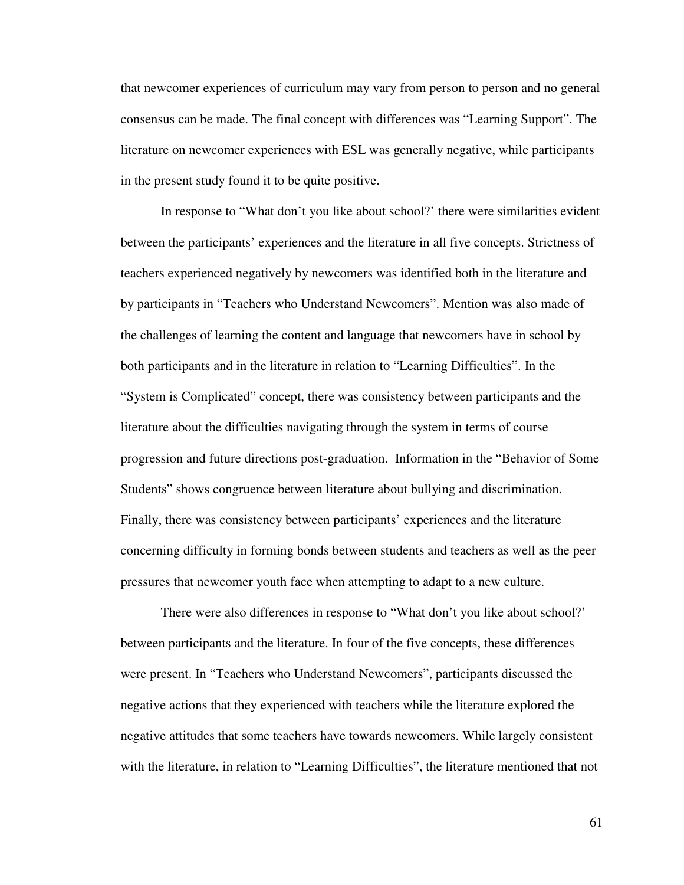that newcomer experiences of curriculum may vary from person to person and no general consensus can be made. The final concept with differences was "Learning Support". The literature on newcomer experiences with ESL was generally negative, while participants in the present study found it to be quite positive.

In response to "What don't you like about school?' there were similarities evident between the participants' experiences and the literature in all five concepts. Strictness of teachers experienced negatively by newcomers was identified both in the literature and by participants in "Teachers who Understand Newcomers". Mention was also made of the challenges of learning the content and language that newcomers have in school by both participants and in the literature in relation to "Learning Difficulties". In the "System is Complicated" concept, there was consistency between participants and the literature about the difficulties navigating through the system in terms of course progression and future directions post-graduation. Information in the "Behavior of Some Students" shows congruence between literature about bullying and discrimination. Finally, there was consistency between participants' experiences and the literature concerning difficulty in forming bonds between students and teachers as well as the peer pressures that newcomer youth face when attempting to adapt to a new culture.

There were also differences in response to "What don't you like about school?' between participants and the literature. In four of the five concepts, these differences were present. In "Teachers who Understand Newcomers", participants discussed the negative actions that they experienced with teachers while the literature explored the negative attitudes that some teachers have towards newcomers. While largely consistent with the literature, in relation to "Learning Difficulties", the literature mentioned that not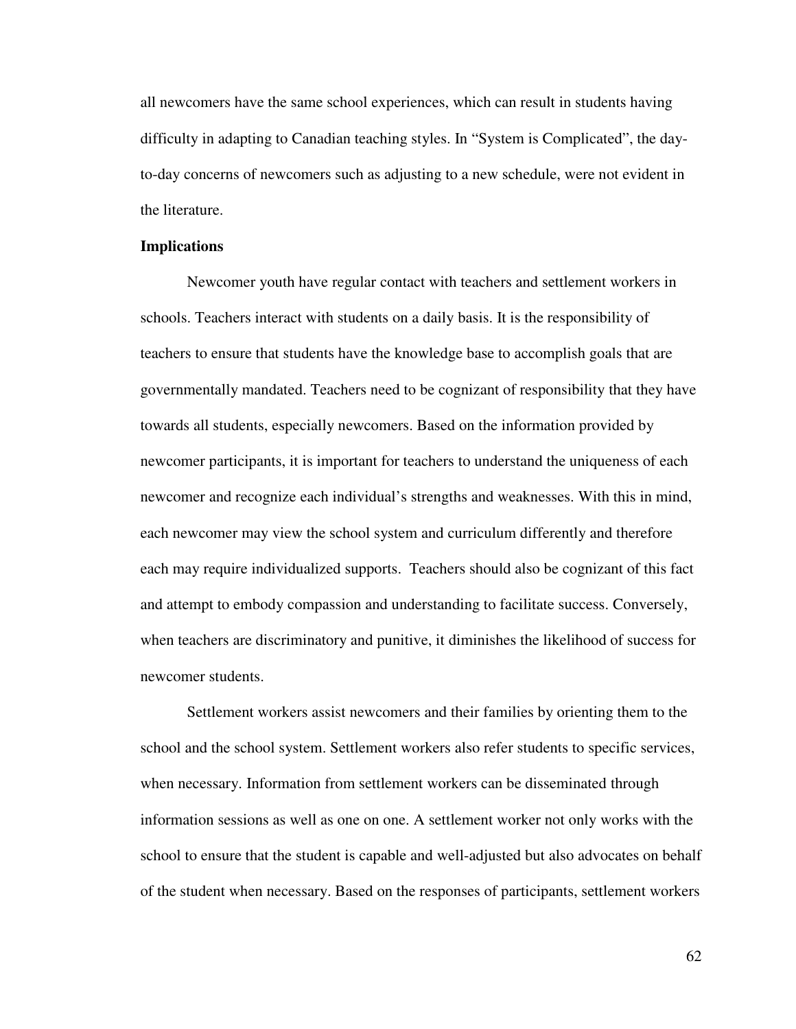all newcomers have the same school experiences, which can result in students having difficulty in adapting to Canadian teaching styles. In "System is Complicated", the day-to-day concerns of newcomers such as adjusting to a new schedule, were not evident in the literature.

**Implications**

Newcomer youth have regular contact with teachers and settlement workers in schools. Teachers interact with students on a daily basis. It is the responsibility of teachers to ensure that students have the knowledge base to accomplish goals that are governmentally mandated. Teachers need to be cognizant of responsibility that they have towards all students, especially newcomers. Based on the information provided by newcomer participants, it is important for teachers to understand the uniqueness of each newcomer and recognize each individual's strengths and weaknesses. With this in mind, each newcomer may view the school system and curriculum differently and therefore each may require individualized supports. Teachers should also be cognizant of this fact and attempt to embody compassion and understanding to facilitate success. Conversely, when teachers are discriminatory and punitive, it diminishes the likelihood of success for newcomer students.

Settlement workers assist newcomers and their families by orienting them to the school and the school system. Settlement workers also refer students to specific services, when necessary. Information from settlement workers can be disseminated through information sessions as well as one on one. A settlement worker not only works with the school to ensure that the student is capable and well-adjusted but also advocates on behalf of the student when necessary. Based on the responses of participants, settlement workers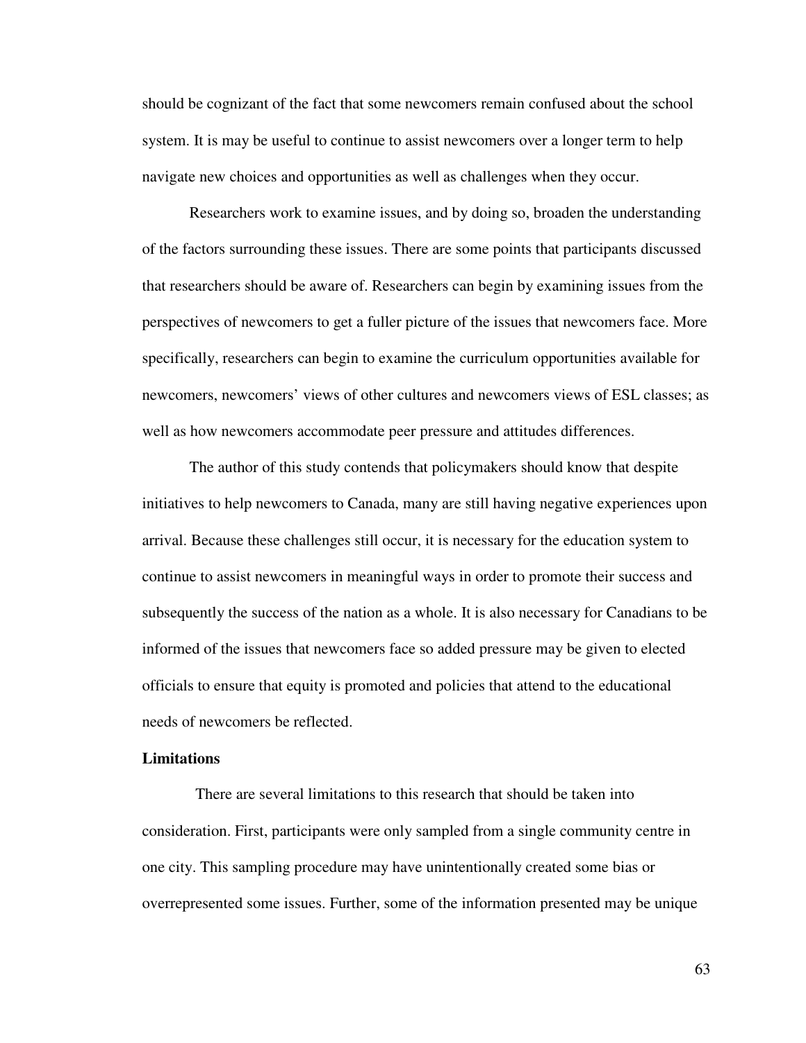should be cognizant of the fact that some newcomers remain confused about the school system. It is may be useful to continue to assist newcomers over a longer term to help navigate new choices and opportunities as well as challenges when they occur.

Researchers work to examine issues, and by doing so, broaden the understanding of the factors surrounding these issues. There are some points that participants discussed that researchers should be aware of. Researchers can begin by examining issues from the perspectives of newcomers to get a fuller picture of the issues that newcomers face. More specifically, researchers can begin to examine the curriculum opportunities available for newcomers, newcomers' views of other cultures and newcomers views of ESL classes; as well as how newcomers accommodate peer pressure and attitudes differences.

The author of this study contends that policymakers should know that despite initiatives to help newcomers to Canada, many are still having negative experiences upon arrival. Because these challenges still occur, it is necessary for the education system to continue to assist newcomers in meaningful ways in order to promote their success and subsequently the success of the nation as a whole. It is also necessary for Canadians to be informed of the issues that newcomers face so added pressure may be given to elected officials to ensure that equity is promoted and policies that attend to the educational needs of newcomers be reflected.

**Limitations**

There are several limitations to this research that should be taken into consideration. First, participants were only sampled from a single community centre in one city. This sampling procedure may have unintentionally created some bias or overrepresented some issues. Further, some of the information presented may be unique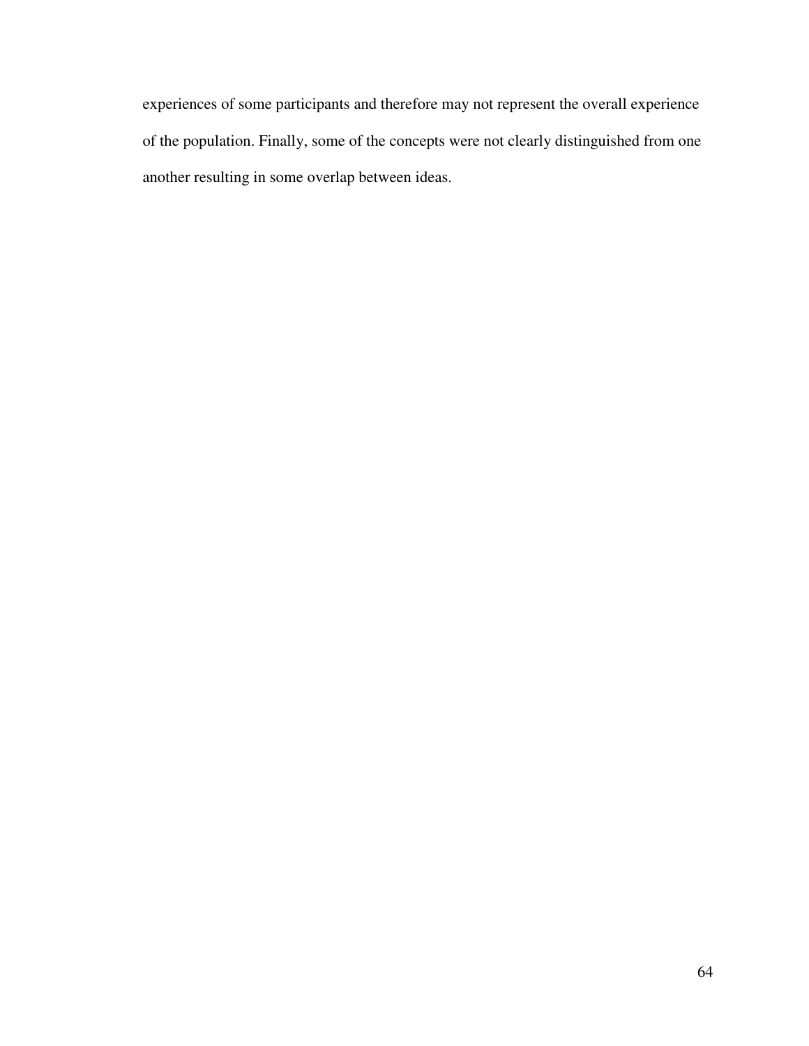experiences of some participants and therefore may not represent the overall experience of the population. Finally, some of the concepts were not clearly distinguished from one another resulting in some overlap between ideas.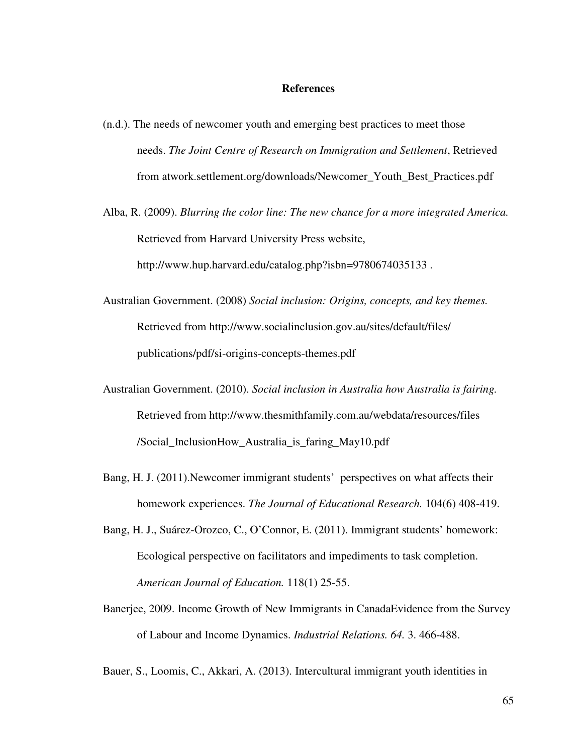# References

(n.d.). The needs of newcomer youth and emerging best practices to meet those needs. *The Joint Centre of Research on Immigration and Settlement*, Retrieved from atwork.settlement.org/downloads/Newcomer_Youth_Best_Practices.pdf

Alba, R. (2009). *Blurring the color line: The new chance for a more integrated America.* Retrieved from Harvard University Press website, http://www.hup.harvard.edu/catalog.php?isbn=9780674035133 .

Australian Government. (2008) *Social inclusion: Origins, concepts, and key themes.* Retrieved from http://www.socialinclusion.gov.au/sites/default/files/ publications/pdf/si-origins-concepts-themes.pdf

Australian Government. (2010). *Social inclusion in Australia how Australia is fairing.* Retrieved from http://www.thesmithfamily.com.au/webdata/resources/files /Social_InclusionHow_Australia_is_faring_May10.pdf

Bang, H. J. (2011).Newcomer immigrant students' perspectives on what affects their homework experiences. *The Journal of Educational Research.* 104(6) 408-419.

Bang, H. J., Suárez-Orozco, C., O'Connor, E. (2011). Immigrant students' homework: Ecological perspective on facilitators and impediments to task completion. *American Journal of Education.* 118(1) 25-55.

Banerjee, 2009. Income Growth of New Immigrants in CanadaEvidence from the Survey of Labour and Income Dynamics. *Industrial Relations. 64.* 3. 466-488.

Bauer, S., Loomis, C., Akkari, A. (2013). Intercultural immigrant youth identities in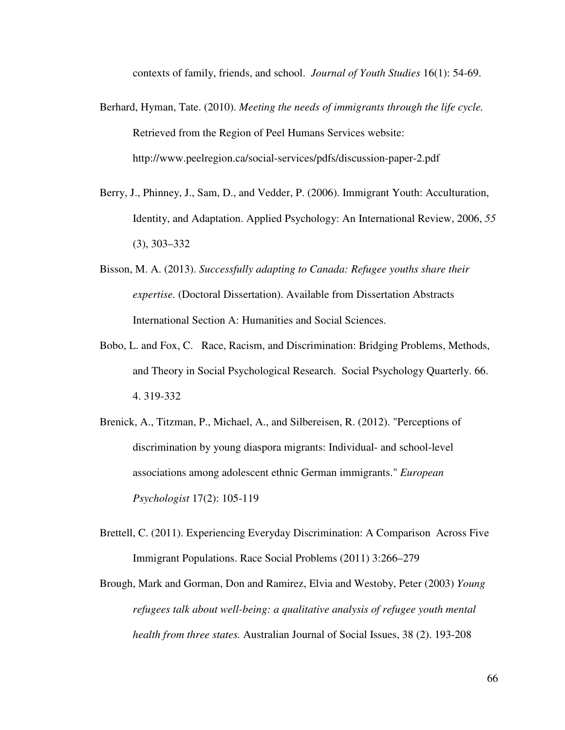contexts of family, friends, and school. *Journal of Youth Studies* 16(1): 54-69.

Berhard, Hyman, Tate. (2010). *Meeting the needs of immigrants through the life cycle.* Retrieved from the Region of Peel Humans Services website: http://www.peelregion.ca/social-services/pdfs/discussion-paper-2.pdf

Berry, J., Phinney, J., Sam, D., and Vedder, P. (2006). Immigrant Youth: Acculturation, Identity, and Adaptation. Applied Psychology: An International Review, 2006, *55* (3), 303–332

Bisson, M. A. (2013). *Successfully adapting to Canada: Refugee youths share their expertise.* (Doctoral Dissertation). Available from Dissertation Abstracts International Section A: Humanities and Social Sciences.

Bobo, L. and Fox, C. Race, Racism, and Discrimination: Bridging Problems, Methods, and Theory in Social Psychological Research. Social Psychology Quarterly. 66. 4. 319-332

Brenick, A., Titzman, P., Michael, A., and Silbereisen, R. (2012). "Perceptions of discrimination by young diaspora migrants: Individual- and school-level associations among adolescent ethnic German immigrants." *European Psychologist* 17(2): 105-119

Brettell, C. (2011). Experiencing Everyday Discrimination: A Comparison Across Five Immigrant Populations. Race Social Problems (2011) 3:266–279

Brough, Mark and Gorman, Don and Ramirez, Elvia and Westoby, Peter (2003) *Young refugees talk about well-being: a qualitative analysis of refugee youth mental health from three states.* Australian Journal of Social Issues, 38 (2). 193-208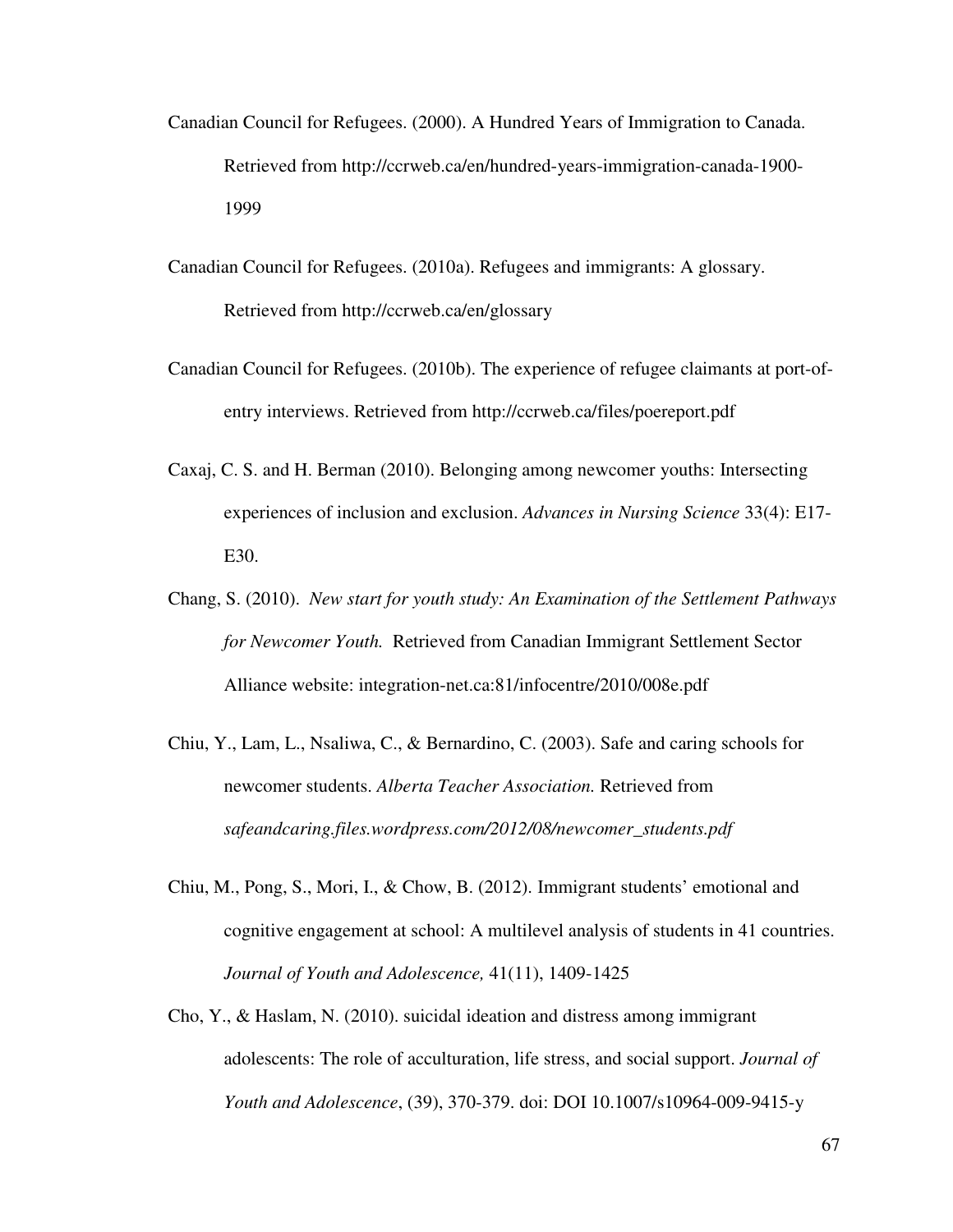Canadian Council for Refugees. (2000). A Hundred Years of Immigration to Canada. Retrieved from http://ccrweb.ca/en/hundred-years-immigration-canada-1900-1999

Canadian Council for Refugees. (2010a). Refugees and immigrants: A glossary. Retrieved from http://ccrweb.ca/en/glossary

Canadian Council for Refugees. (2010b). The experience of refugee claimants at port-of-entry interviews. Retrieved from http://ccrweb.ca/files/poereport.pdf

Caxaj, C. S. and H. Berman (2010). Belonging among newcomer youths: Intersecting experiences of inclusion and exclusion. *Advances in Nursing Science* 33(4): E17-E30.

Chang, S. (2010). *New start for youth study: An Examination of the Settlement Pathways for Newcomer Youth.* Retrieved from Canadian Immigrant Settlement Sector Alliance website: integration-net.ca:81/infocentre/2010/008e.pdf

Chiu, Y., Lam, L., Nsaliwa, C., & Bernardino, C. (2003). Safe and caring schools for newcomer students. *Alberta Teacher Association.* Retrieved from *safeandcaring.files.wordpress.com/2012/08/newcomer_students.pdf*

Chiu, M., Pong, S., Mori, I., & Chow, B. (2012). Immigrant students' emotional and cognitive engagement at school: A multilevel analysis of students in 41 countries. *Journal of Youth and Adolescence,* 41(11), 1409-1425

Cho, Y., & Haslam, N. (2010). suicidal ideation and distress among immigrant adolescents: The role of acculturation, life stress, and social support. *Journal of Youth and Adolescence*, (39), 370-379. doi: DOI 10.1007/s10964-009-9415-y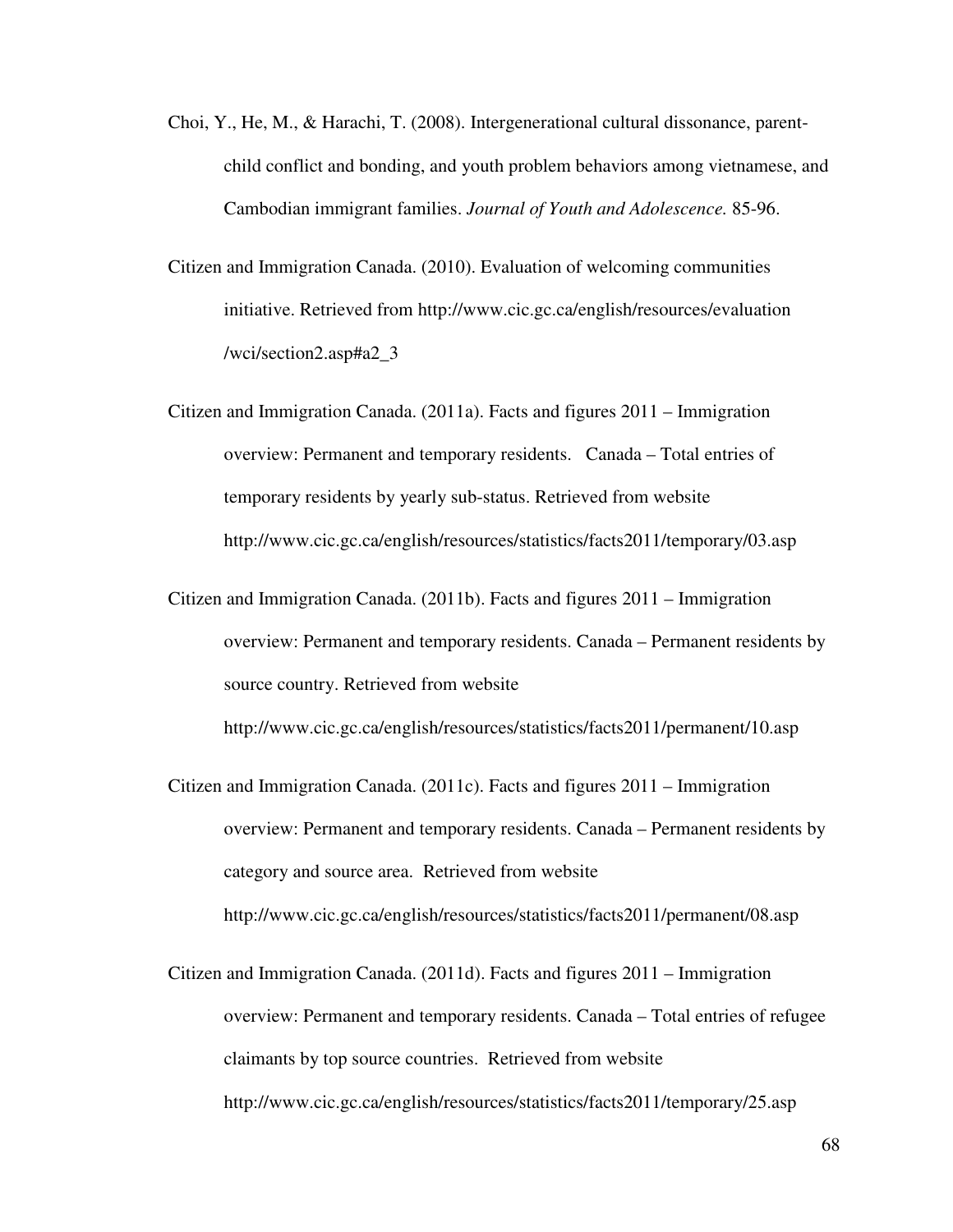Choi, Y., He, M., & Harachi, T. (2008). Intergenerational cultural dissonance, parent-child conflict and bonding, and youth problem behaviors among vietnamese, and Cambodian immigrant families. *Journal of Youth and Adolescence.* 85-96.

Citizen and Immigration Canada. (2010). Evaluation of welcoming communities initiative. Retrieved from http://www.cic.gc.ca/english/resources/evaluation /wci/section2.asp#a2_3

Citizen and Immigration Canada. (2011a). Facts and figures 2011 – Immigration overview: Permanent and temporary residents. Canada – Total entries of temporary residents by yearly sub-status. Retrieved from website http://www.cic.gc.ca/english/resources/statistics/facts2011/temporary/03.asp

Citizen and Immigration Canada. (2011b). Facts and figures 2011 – Immigration overview: Permanent and temporary residents. Canada – Permanent residents by source country. Retrieved from website http://www.cic.gc.ca/english/resources/statistics/facts2011/permanent/10.asp

Citizen and Immigration Canada. (2011c). Facts and figures 2011 – Immigration overview: Permanent and temporary residents. Canada – Permanent residents by category and source area. Retrieved from website http://www.cic.gc.ca/english/resources/statistics/facts2011/permanent/08.asp

Citizen and Immigration Canada. (2011d). Facts and figures 2011 – Immigration overview: Permanent and temporary residents. Canada – Total entries of refugee claimants by top source countries. Retrieved from website http://www.cic.gc.ca/english/resources/statistics/facts2011/temporary/25.asp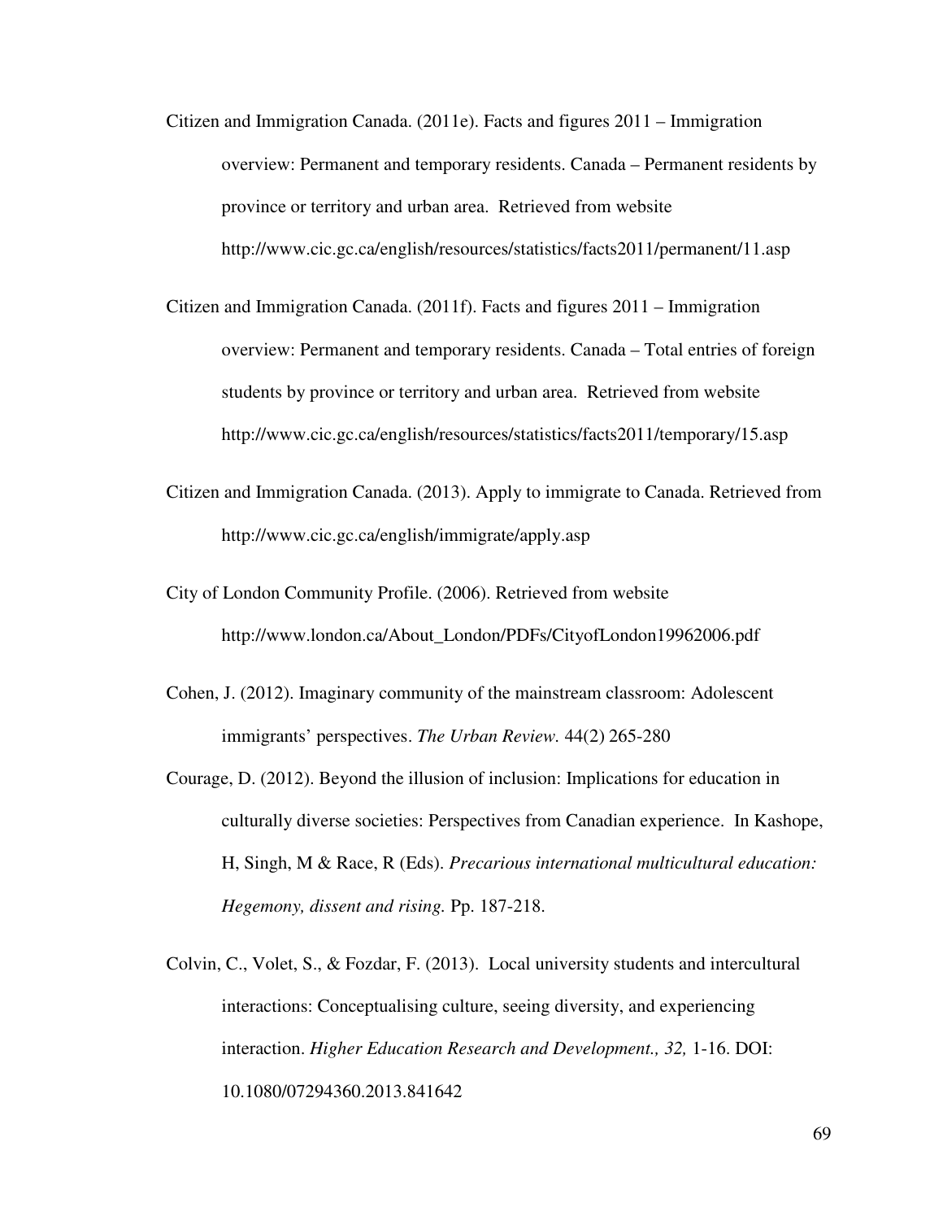Citizen and Immigration Canada. (2011e). Facts and figures 2011 – Immigration overview: Permanent and temporary residents. Canada – Permanent residents by province or territory and urban area. Retrieved from website http://www.cic.gc.ca/english/resources/statistics/facts2011/permanent/11.asp

Citizen and Immigration Canada. (2011f). Facts and figures 2011 – Immigration overview: Permanent and temporary residents. Canada – Total entries of foreign students by province or territory and urban area. Retrieved from website http://www.cic.gc.ca/english/resources/statistics/facts2011/temporary/15.asp

Citizen and Immigration Canada. (2013). Apply to immigrate to Canada. Retrieved from http://www.cic.gc.ca/english/immigrate/apply.asp

City of London Community Profile. (2006). Retrieved from website http://www.london.ca/About_London/PDFs/CityofLondon19962006.pdf

Cohen, J. (2012). Imaginary community of the mainstream classroom: Adolescent immigrants' perspectives. *The Urban Review.* 44(2) 265-280

Courage, D. (2012). Beyond the illusion of inclusion: Implications for education in culturally diverse societies: Perspectives from Canadian experience. In Kashope, H, Singh, M & Race, R (Eds). *Precarious international multicultural education: Hegemony, dissent and rising.* Pp. 187-218.

Colvin, C., Volet, S., & Fozdar, F. (2013). Local university students and intercultural interactions: Conceptualising culture, seeing diversity, and experiencing interaction. *Higher Education Research and Development., 32,* 1-16. DOI: 10.1080/07294360.2013.841642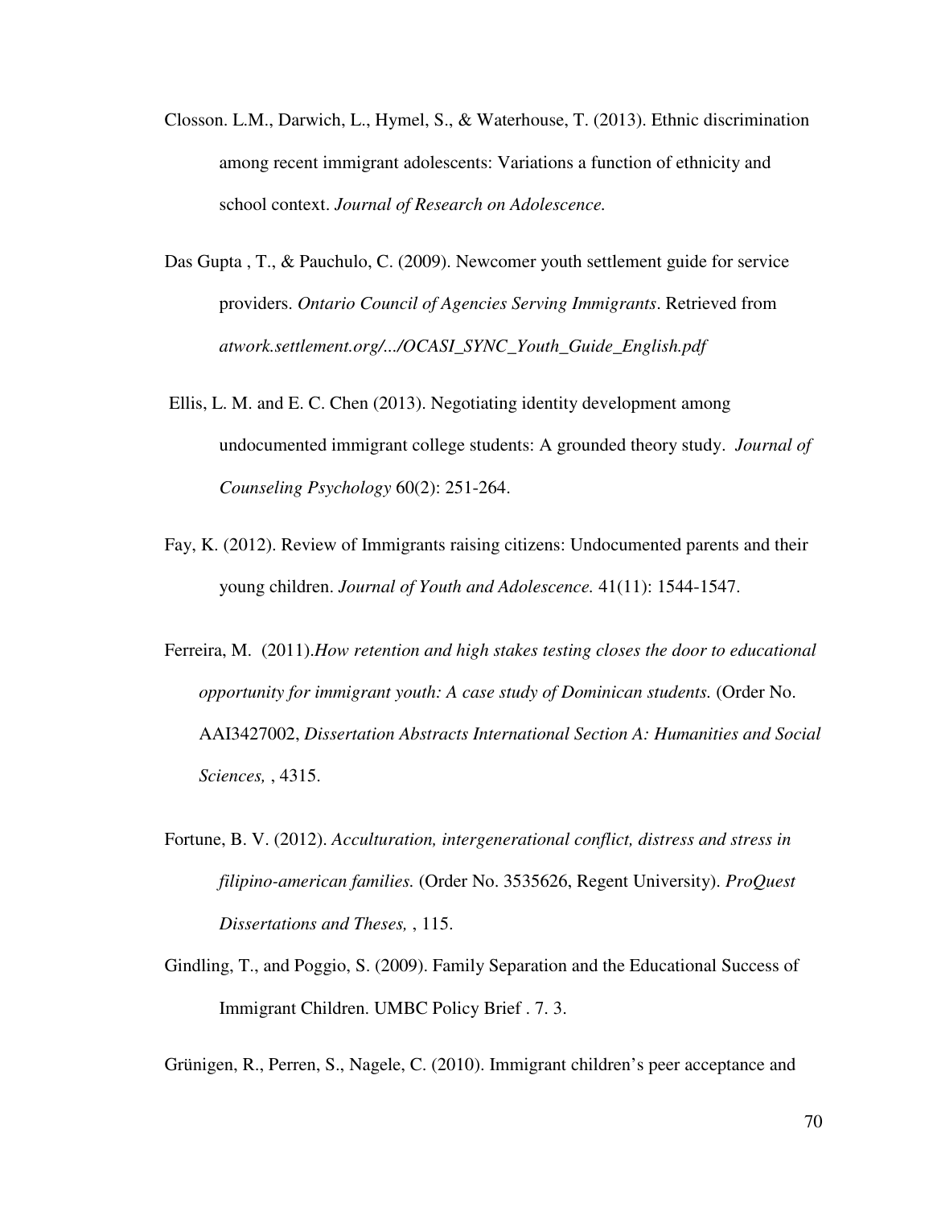Closson. L.M., Darwich, L., Hymel, S., & Waterhouse, T. (2013). Ethnic discrimination among recent immigrant adolescents: Variations a function of ethnicity and school context. *Journal of Research on Adolescence.*

Das Gupta , T., & Pauchulo, C. (2009). Newcomer youth settlement guide for service providers. *Ontario Council of Agencies Serving Immigrants*. Retrieved from *atwork.settlement.org/.../OCASI_SYNC_Youth_Guide_English.pdf*

Ellis, L. M. and E. C. Chen (2013). Negotiating identity development among undocumented immigrant college students: A grounded theory study. *Journal of Counseling Psychology* 60(2): 251-264.

Fay, K. (2012). Review of Immigrants raising citizens: Undocumented parents and their young children. *Journal of Youth and Adolescence.* 41(11): 1544-1547.

Ferreira, M. (2011).*How retention and high stakes testing closes the door to educational opportunity for immigrant youth: A case study of Dominican students.* (Order No. AAI3427002, *Dissertation Abstracts International Section A: Humanities and Social Sciences,* , 4315.

Fortune, B. V. (2012). *Acculturation, intergenerational conflict, distress and stress in filipino-american families.* (Order No. 3535626, Regent University). *ProQuest Dissertations and Theses,* , 115.

Gindling, T., and Poggio, S. (2009). Family Separation and the Educational Success of Immigrant Children. UMBC Policy Brief . 7. 3.

Grünigen, R., Perren, S., Nagele, C. (2010). Immigrant children's peer acceptance and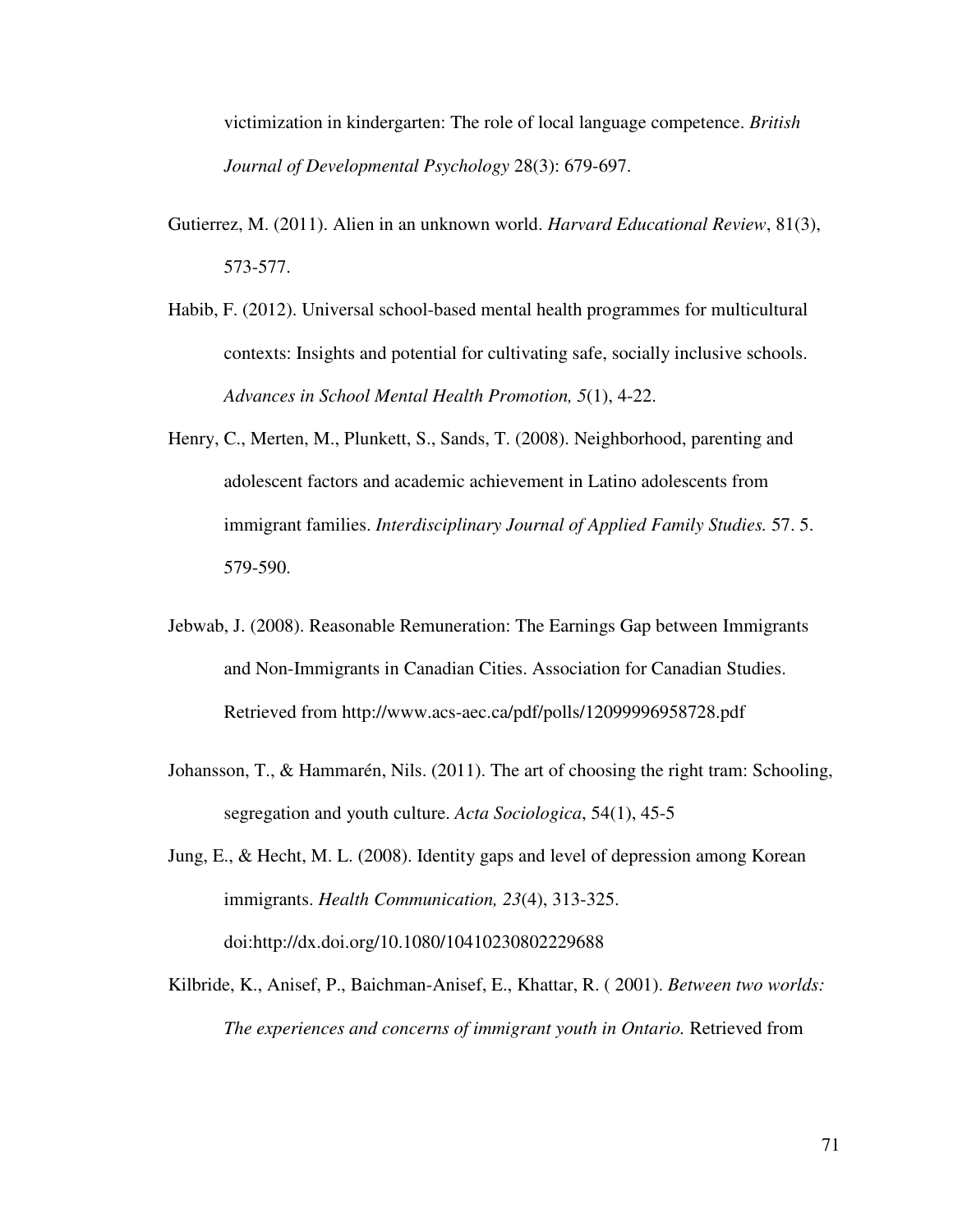victimization in kindergarten: The role of local language competence. *British Journal of Developmental Psychology* 28(3): 679-697.

Gutierrez, M. (2011). Alien in an unknown world. *Harvard Educational Review*, 81(3), 573-577.

Habib, F. (2012). Universal school-based mental health programmes for multicultural contexts: Insights and potential for cultivating safe, socially inclusive schools. *Advances in School Mental Health Promotion, 5*(1), 4-22.

Henry, C., Merten, M., Plunkett, S., Sands, T. (2008). Neighborhood, parenting and adolescent factors and academic achievement in Latino adolescents from immigrant families. *Interdisciplinary Journal of Applied Family Studies.* 57. 5. 579-590.

Jebwab, J. (2008). Reasonable Remuneration: The Earnings Gap between Immigrants and Non-Immigrants in Canadian Cities. Association for Canadian Studies. Retrieved from http://www.acs-aec.ca/pdf/polls/12099996958728.pdf

Johansson, T., & Hammarén, Nils. (2011). The art of choosing the right tram: Schooling, segregation and youth culture. *Acta Sociologica*, 54(1), 45-5

Jung, E., & Hecht, M. L. (2008). Identity gaps and level of depression among Korean immigrants. *Health Communication, 23*(4), 313-325. doi:http://dx.doi.org/10.1080/10410230802229688

Kilbride, K., Anisef, P., Baichman-Anisef, E., Khattar, R. ( 2001). *Between two worlds: The experiences and concerns of immigrant youth in Ontario.* Retrieved from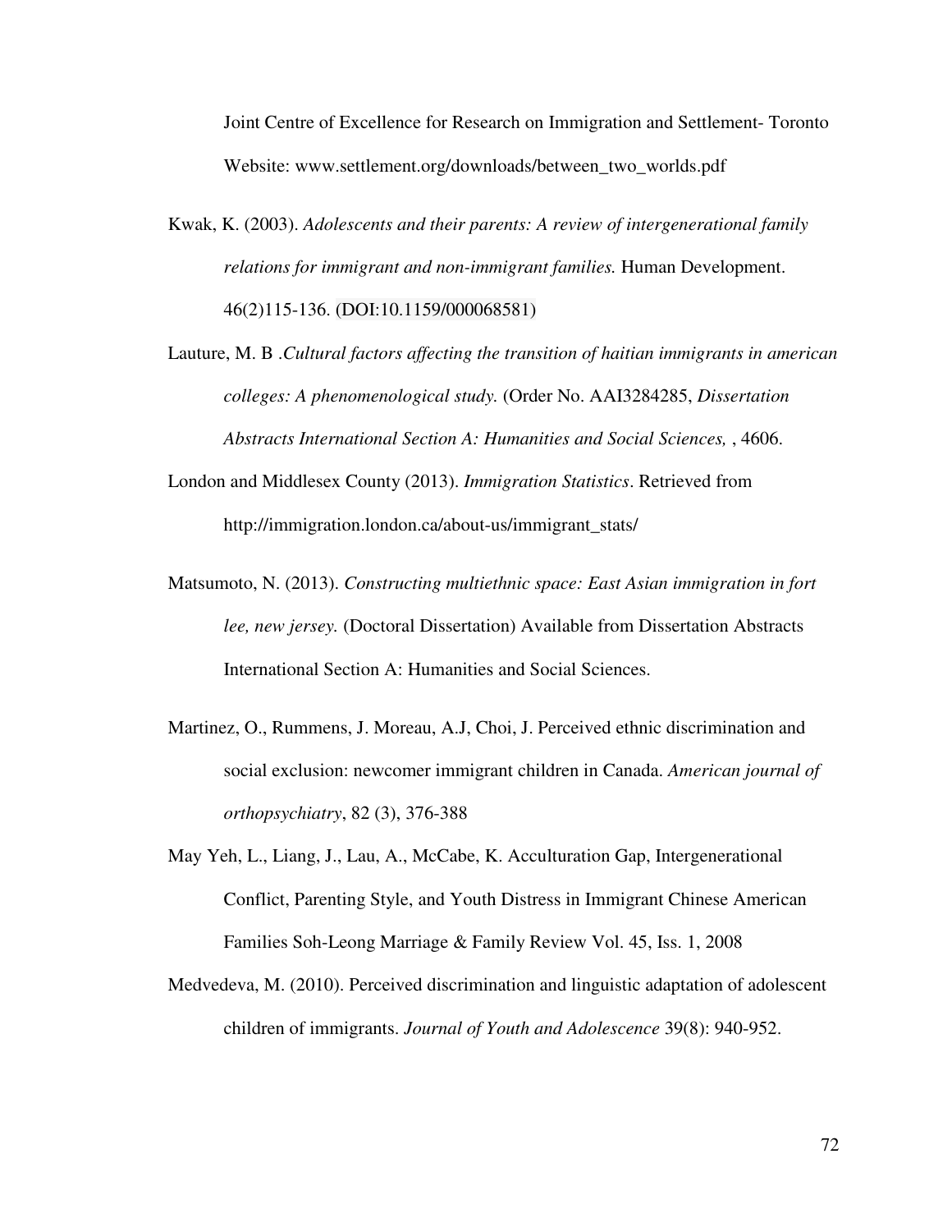Joint Centre of Excellence for Research on Immigration and Settlement- Toronto Website: www.settlement.org/downloads/between_two_worlds.pdf

Kwak, K. (2003). *Adolescents and their parents: A review of intergenerational family relations for immigrant and non-immigrant families.* Human Development. 46(2)115-136. (DOI:10.1159/000068581)

Lauture, M. B .*Cultural factors affecting the transition of haitian immigrants in american colleges: A phenomenological study.* (Order No. AAI3284285, *Dissertation Abstracts International Section A: Humanities and Social Sciences,* , 4606.

London and Middlesex County (2013). *Immigration Statistics*. Retrieved from http://immigration.london.ca/about-us/immigrant_stats/

Matsumoto, N. (2013). *Constructing multiethnic space: East Asian immigration in fort lee, new jersey.* (Doctoral Dissertation) Available from Dissertation Abstracts International Section A: Humanities and Social Sciences.

Martinez, O., Rummens, J. Moreau, A.J, Choi, J. Perceived ethnic discrimination and social exclusion: newcomer immigrant children in Canada. *American journal of orthopsychiatry*, 82 (3), 376-388

May Yeh, L., Liang, J., Lau, A., McCabe, K. Acculturation Gap, Intergenerational Conflict, Parenting Style, and Youth Distress in Immigrant Chinese American Families Soh-Leong Marriage & Family Review Vol. 45, Iss. 1, 2008

Medvedeva, M. (2010). Perceived discrimination and linguistic adaptation of adolescent children of immigrants. *Journal of Youth and Adolescence* 39(8): 940-952.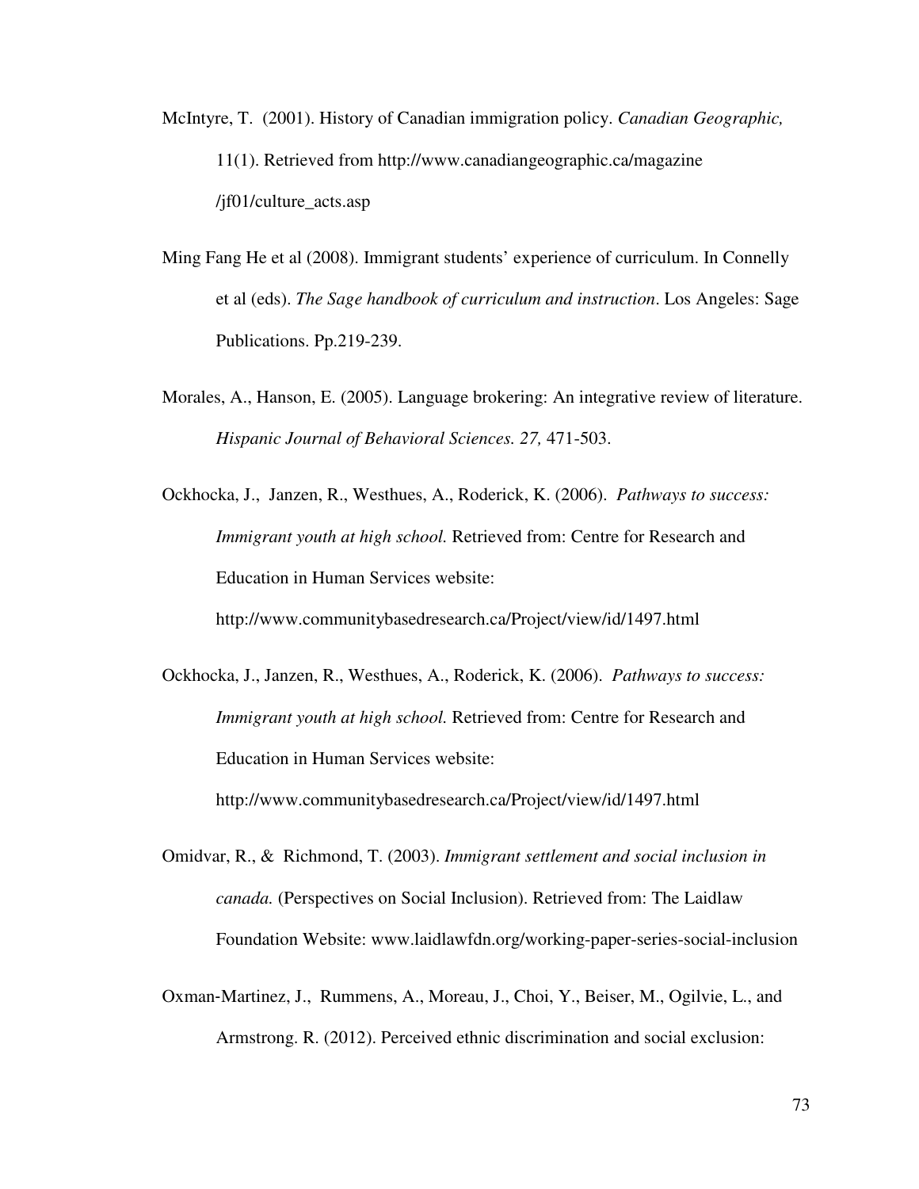McIntyre, T. (2001). History of Canadian immigration policy. *Canadian Geographic,* 11(1). Retrieved from http://www.canadiangeographic.ca/magazine /jf01/culture_acts.asp

Ming Fang He et al (2008). Immigrant students' experience of curriculum. In Connelly et al (eds). *The Sage handbook of curriculum and instruction*. Los Angeles: Sage Publications. Pp.219-239.

Morales, A., Hanson, E. (2005). Language brokering: An integrative review of literature. *Hispanic Journal of Behavioral Sciences. 27,* 471-503.

Ockhocka, J., Janzen, R., Westhues, A., Roderick, K. (2006). *Pathways to success: Immigrant youth at high school.* Retrieved from: Centre for Research and Education in Human Services website: http://www.communitybasedresearch.ca/Project/view/id/1497.html

Ockhocka, J., Janzen, R., Westhues, A., Roderick, K. (2006). *Pathways to success: Immigrant youth at high school.* Retrieved from: Centre for Research and Education in Human Services website: http://www.communitybasedresearch.ca/Project/view/id/1497.html

Omidvar, R., & Richmond, T. (2003). *Immigrant settlement and social inclusion in canada.* (Perspectives on Social Inclusion). Retrieved from: The Laidlaw Foundation Website: www.laidlawfdn.org/working-paper-series-social-inclusion

Oxman-Martinez, J., Rummens, A., Moreau, J., Choi, Y., Beiser, M., Ogilvie, L., and Armstrong. R. (2012). Perceived ethnic discrimination and social exclusion: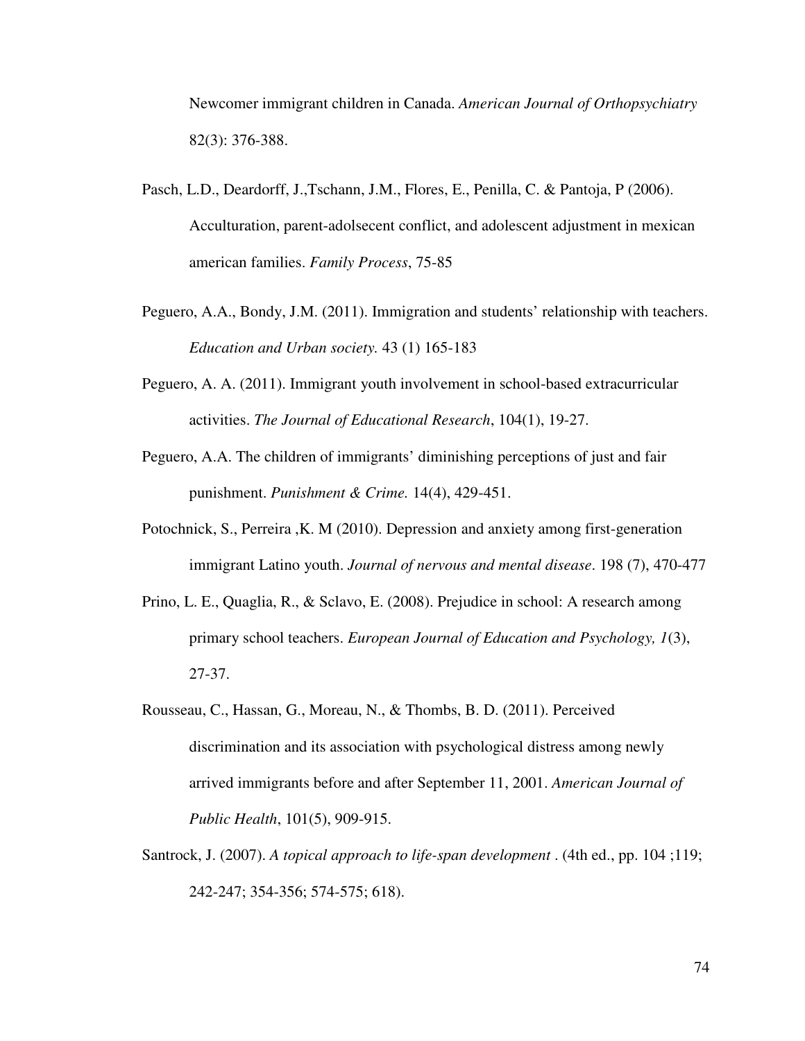Newcomer immigrant children in Canada. *American Journal of Orthopsychiatry* 82(3): 376-388.

Pasch, L.D., Deardorff, J.,Tschann, J.M., Flores, E., Penilla, C. & Pantoja, P (2006). Acculturation, parent-adolsecent conflict, and adolescent adjustment in mexican american families. *Family Process*, 75-85

Peguero, A.A., Bondy, J.M. (2011). Immigration and students' relationship with teachers. *Education and Urban society.* 43 (1) 165-183

Peguero, A. A. (2011). Immigrant youth involvement in school-based extracurricular activities. *The Journal of Educational Research*, 104(1), 19-27.

Peguero, A.A. The children of immigrants' diminishing perceptions of just and fair punishment. *Punishment & Crime.* 14(4), 429-451.

Potochnick, S., Perreira ,K. M (2010). Depression and anxiety among first-generation immigrant Latino youth. *Journal of nervous and mental disease*. 198 (7), 470-477

Prino, L. E., Quaglia, R., & Sclavo, E. (2008). Prejudice in school: A research among primary school teachers. *European Journal of Education and Psychology, 1*(3), 27-37.

Rousseau, C., Hassan, G., Moreau, N., & Thombs, B. D. (2011). Perceived discrimination and its association with psychological distress among newly arrived immigrants before and after September 11, 2001. *American Journal of Public Health*, 101(5), 909-915.

Santrock, J. (2007). *A topical approach to life-span development* . (4th ed., pp. 104 ;119; 242-247; 354-356; 574-575; 618).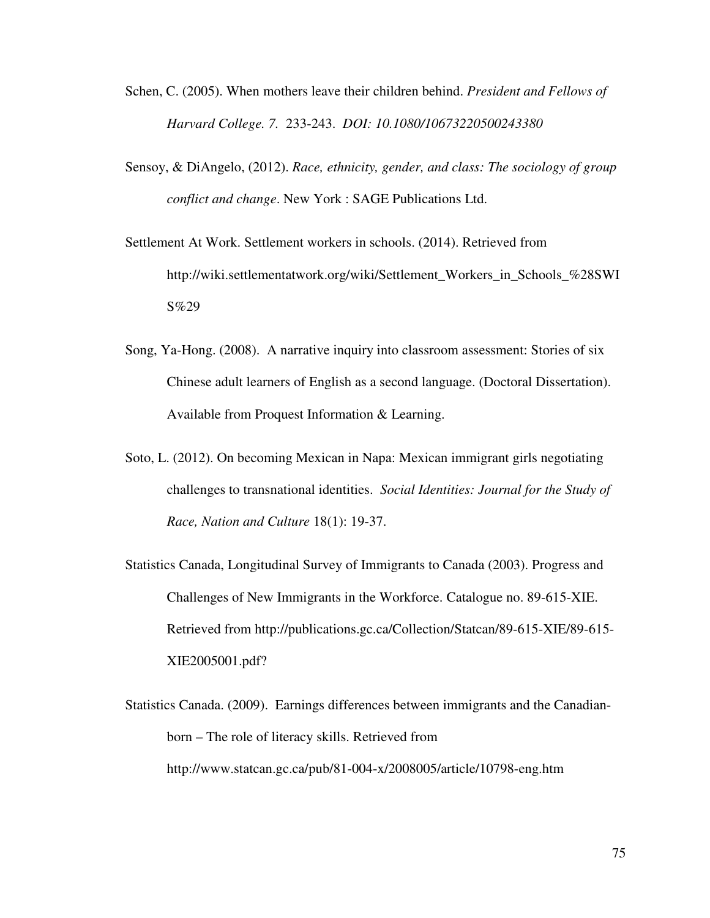Schen, C. (2005). When mothers leave their children behind. *President and Fellows of Harvard College. 7.* 233-243. *DOI: 10.1080/10673220500243380*

Sensoy, & DiAngelo, (2012). *Race, ethnicity, gender, and class: The sociology of group conflict and change*. New York : SAGE Publications Ltd.

Settlement At Work. Settlement workers in schools. (2014). Retrieved from http://wiki.settlementatwork.org/wiki/Settlement_Workers_in_Schools_%28SWIS%29

Song, Ya-Hong. (2008). A narrative inquiry into classroom assessment: Stories of six Chinese adult learners of English as a second language. (Doctoral Dissertation). Available from Proquest Information & Learning.

Soto, L. (2012). On becoming Mexican in Napa: Mexican immigrant girls negotiating challenges to transnational identities. *Social Identities: Journal for the Study of Race, Nation and Culture* 18(1): 19-37.

Statistics Canada, Longitudinal Survey of Immigrants to Canada (2003). Progress and Challenges of New Immigrants in the Workforce. Catalogue no. 89-615-XIE. Retrieved from http://publications.gc.ca/Collection/Statcan/89-615-XIE/89-615-XIE2005001.pdf?

Statistics Canada. (2009). Earnings differences between immigrants and the Canadian-born – The role of literacy skills. Retrieved from http://www.statcan.gc.ca/pub/81-004-x/2008005/article/10798-eng.htm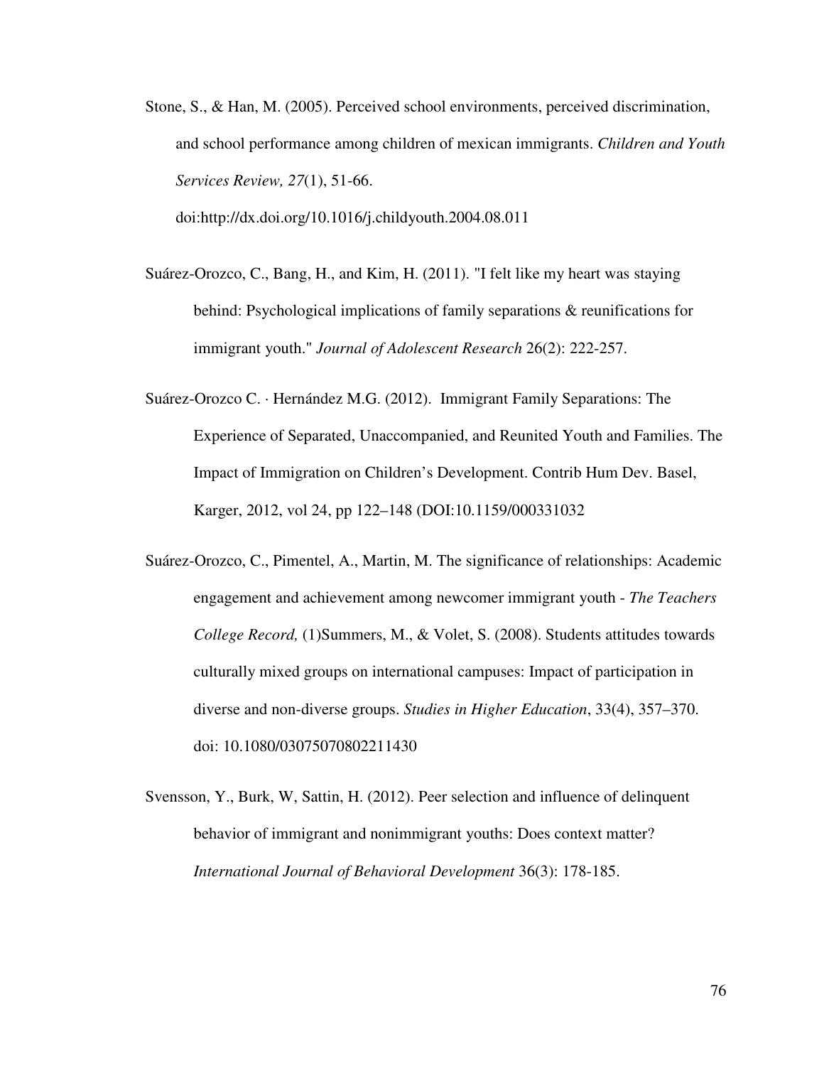Stone, S., & Han, M. (2005). Perceived school environments, perceived discrimination, and school performance among children of mexican immigrants. *Children and Youth Services Review, 27*(1), 51-66. doi:http://dx.doi.org/10.1016/j.childyouth.2004.08.011

Suárez-Orozco, C., Bang, H., and Kim, H. (2011). "I felt like my heart was staying behind: Psychological implications of family separations & reunifications for immigrant youth." *Journal of Adolescent Research* 26(2): 222-257.

Suárez-Orozco C. · Hernández M.G. (2012). Immigrant Family Separations: The Experience of Separated, Unaccompanied, and Reunited Youth and Families. The Impact of Immigration on Children's Development. Contrib Hum Dev. Basel, Karger, 2012, vol 24, pp 122–148 (DOI:10.1159/000331032

Suárez-Orozco, C., Pimentel, A., Martin, M. The significance of relationships: Academic engagement and achievement among newcomer immigrant youth - *The Teachers College Record,* (1)Summers, M., & Volet, S. (2008). Students attitudes towards culturally mixed groups on international campuses: Impact of participation in diverse and non-diverse groups. *Studies in Higher Education*, 33(4), 357–370. doi: 10.1080/03075070802211430

Svensson, Y., Burk, W, Sattin, H. (2012). Peer selection and influence of delinquent behavior of immigrant and nonimmigrant youths: Does context matter? *International Journal of Behavioral Development* 36(3): 178-185.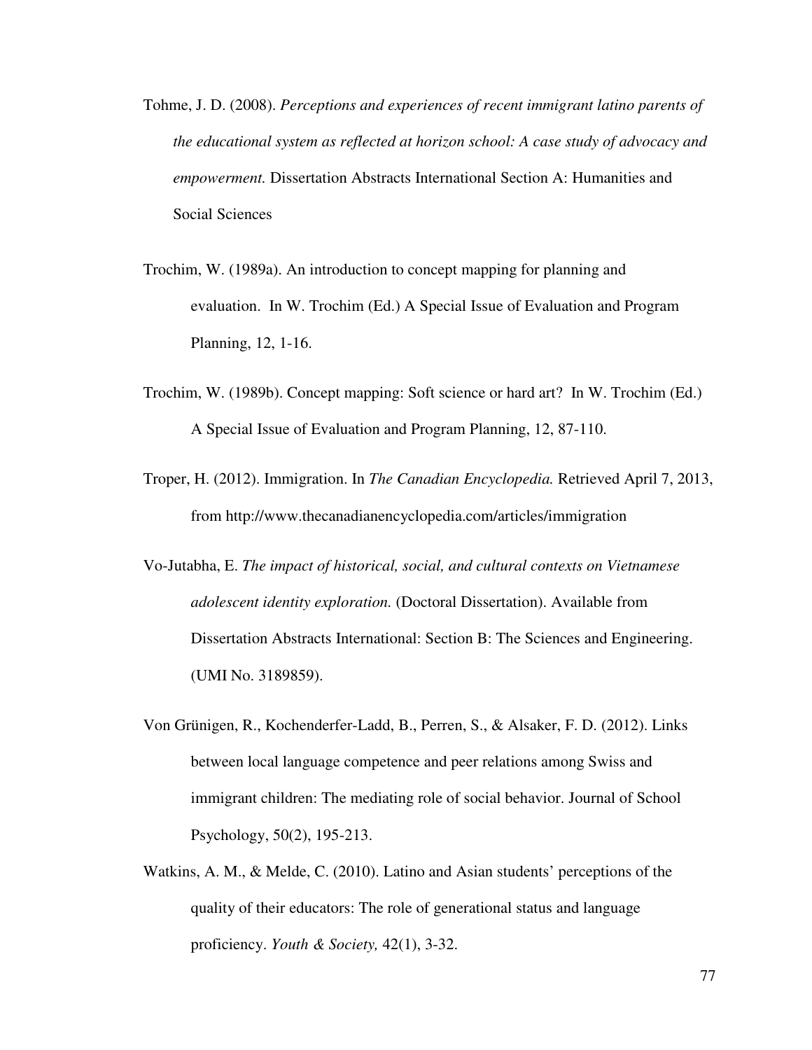Tohme, J. D. (2008). *Perceptions and experiences of recent immigrant latino parents of the educational system as reflected at horizon school: A case study of advocacy and empowerment.* Dissertation Abstracts International Section A: Humanities and Social Sciences

Trochim, W. (1989a). An introduction to concept mapping for planning and evaluation. In W. Trochim (Ed.) A Special Issue of Evaluation and Program Planning, 12, 1-16.

Trochim, W. (1989b). Concept mapping: Soft science or hard art? In W. Trochim (Ed.) A Special Issue of Evaluation and Program Planning, 12, 87-110.

Troper, H. (2012). Immigration. In *The Canadian Encyclopedia.* Retrieved April 7, 2013, from http://www.thecanadianencyclopedia.com/articles/immigration

Vo-Jutabha, E. *The impact of historical, social, and cultural contexts on Vietnamese adolescent identity exploration.* (Doctoral Dissertation). Available from Dissertation Abstracts International: Section B: The Sciences and Engineering. (UMI No. 3189859).

Von Grünigen, R., Kochenderfer-Ladd, B., Perren, S., & Alsaker, F. D. (2012). Links between local language competence and peer relations among Swiss and immigrant children: The mediating role of social behavior. Journal of School Psychology, 50(2), 195-213.

Watkins, A. M., & Melde, C. (2010). Latino and Asian students' perceptions of the quality of their educators: The role of generational status and language proficiency. *Youth & Society,* 42(1), 3-32.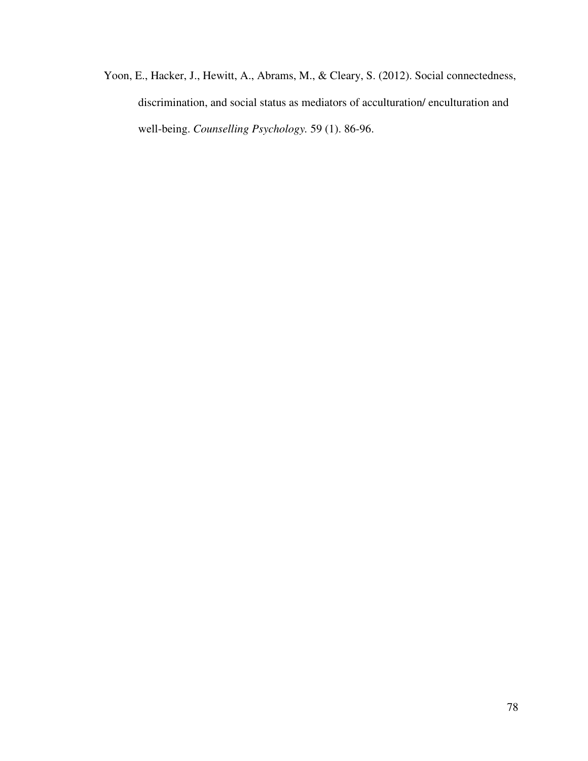Yoon, E., Hacker, J., Hewitt, A., Abrams, M., & Cleary, S. (2012). Social connectedness, discrimination, and social status as mediators of acculturation/ enculturation and well-being. *Counselling Psychology.* 59 (1). 86-96.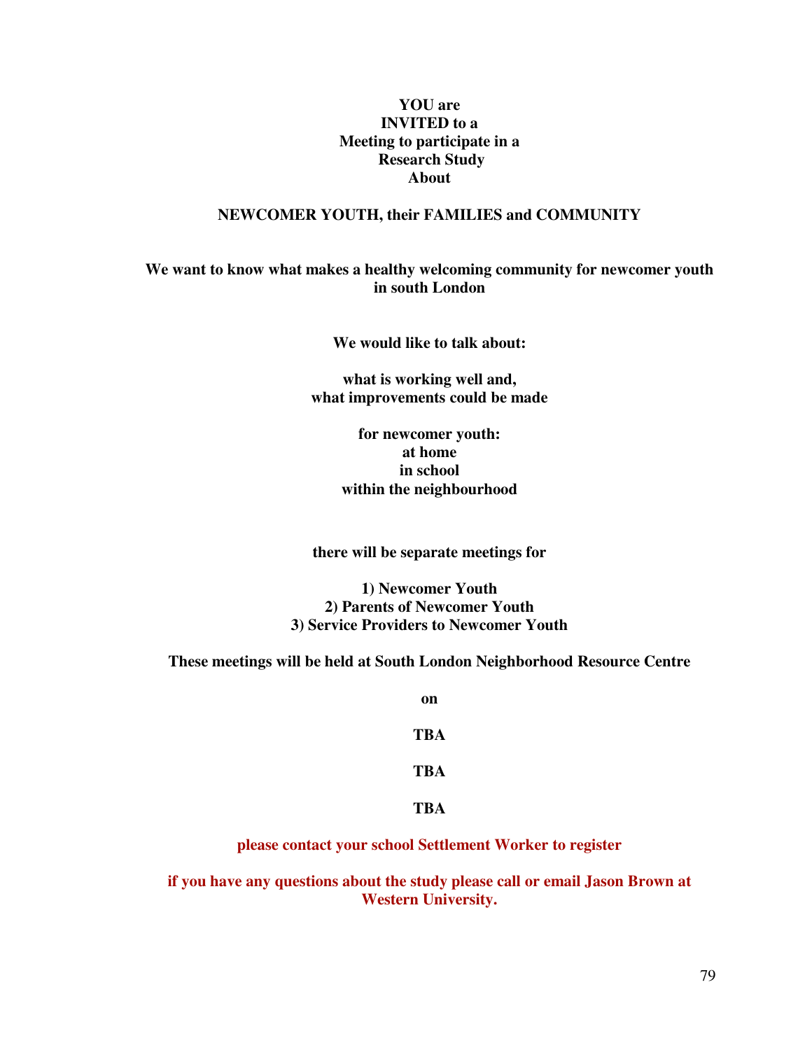**YOU are**
**INVITED to a**
**Meeting to participate in a**
**Research Study**
**About**

**NEWCOMER YOUTH, their FAMILIES and COMMUNITY**

**We want to know what makes a healthy welcoming community for newcomer youth in south London**

**We would like to talk about:**

**what is working well and,**
**what improvements could be made**

**for newcomer youth:**
**at home**
**in school**
**within the neighbourhood**

**there will be separate meetings for**

**1) Newcomer Youth**
**2) Parents of Newcomer Youth**
**3) Service Providers to Newcomer Youth**

**These meetings will be held at South London Neighborhood Resource Centre**

**on**

**TBA**

**TBA**

**TBA**

**please contact your school Settlement Worker to register**

**if you have any questions about the study please call or email Jason Brown at Western University.**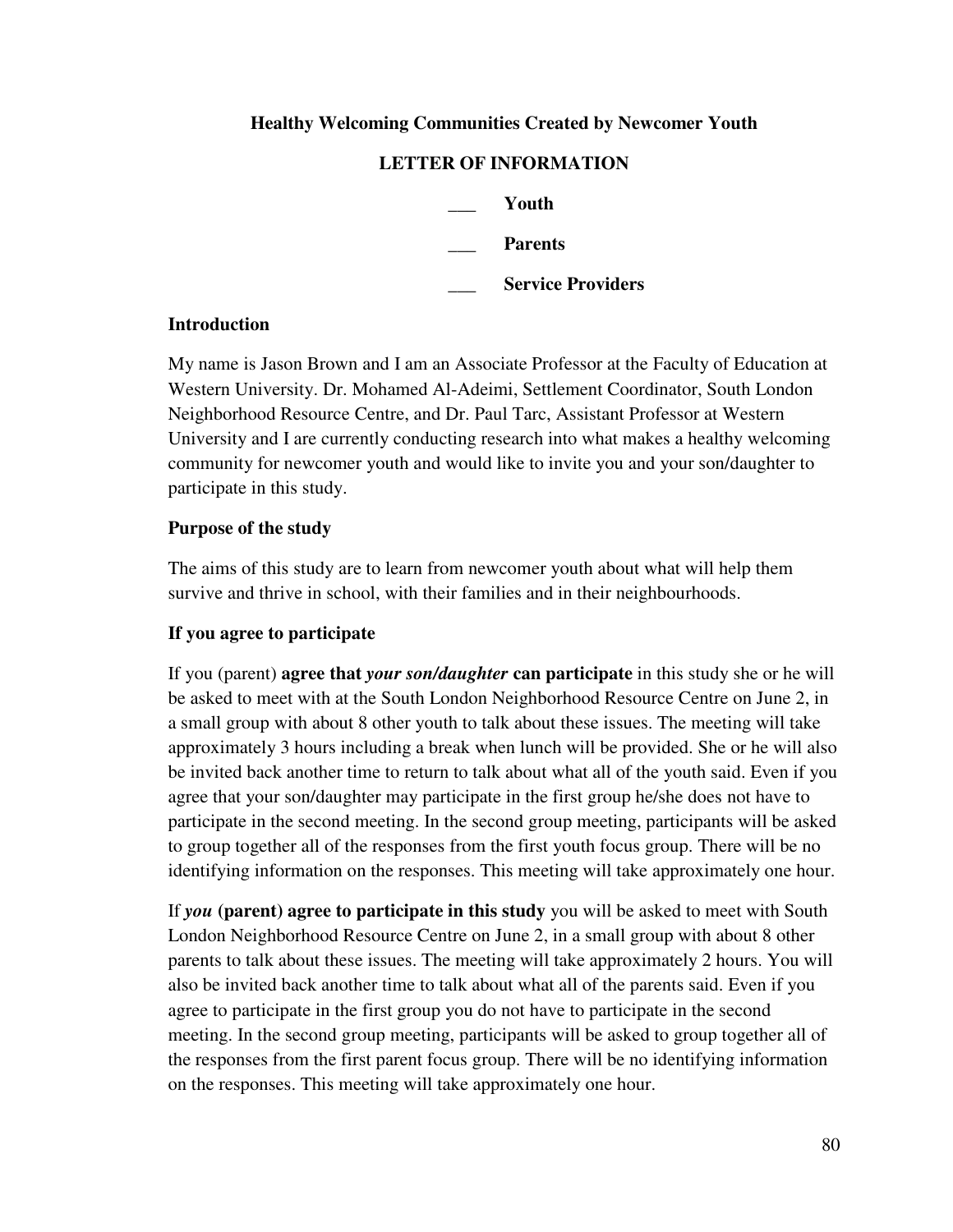**Healthy Welcoming Communities Created by Newcomer Youth**

**LETTER OF INFORMATION**

___ **Youth**

___ **Parents**

___ **Service Providers**

**Introduction**

My name is Jason Brown and I am an Associate Professor at the Faculty of Education at Western University. Dr. Mohamed Al-Adeimi, Settlement Coordinator, South London Neighborhood Resource Centre, and Dr. Paul Tarc, Assistant Professor at Western University and I are currently conducting research into what makes a healthy welcoming community for newcomer youth and would like to invite you and your son/daughter to participate in this study.

**Purpose of the study**

The aims of this study are to learn from newcomer youth about what will help them survive and thrive in school, with their families and in their neighbourhoods.

**If you agree to participate**

If you (parent) **agree that *your son/daughter* can participate** in this study she or he will be asked to meet with at the South London Neighborhood Resource Centre on June 2, in a small group with about 8 other youth to talk about these issues. The meeting will take approximately 3 hours including a break when lunch will be provided. She or he will also be invited back another time to return to talk about what all of the youth said. Even if you agree that your son/daughter may participate in the first group he/she does not have to participate in the second meeting. In the second group meeting, participants will be asked to group together all of the responses from the first youth focus group. There will be no identifying information on the responses. This meeting will take approximately one hour.

If ***you* (parent) agree to participate in this study** you will be asked to meet with South London Neighborhood Resource Centre on June 2, in a small group with about 8 other parents to talk about these issues. The meeting will take approximately 2 hours. You will also be invited back another time to talk about what all of the parents said. Even if you agree to participate in the first group you do not have to participate in the second meeting. In the second group meeting, participants will be asked to group together all of the responses from the first parent focus group. There will be no identifying information on the responses. This meeting will take approximately one hour.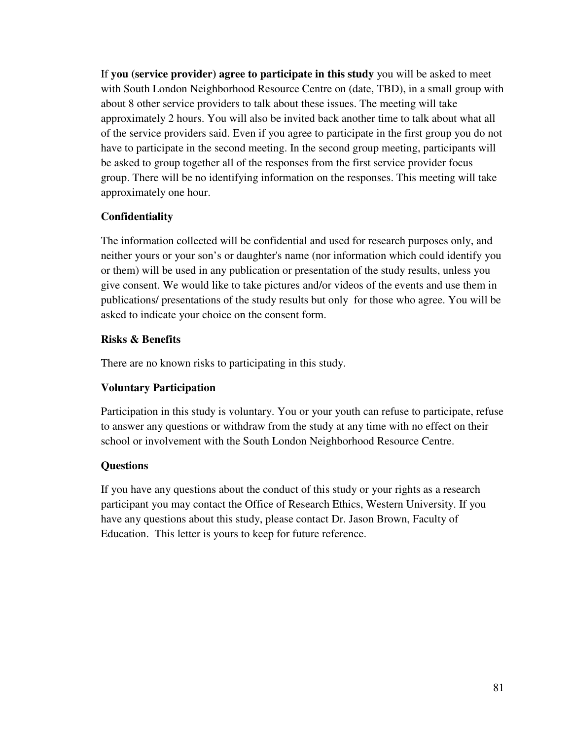If **you (service provider) agree to participate in this study** you will be asked to meet with South London Neighborhood Resource Centre on (date, TBD), in a small group with about 8 other service providers to talk about these issues. The meeting will take approximately 2 hours. You will also be invited back another time to talk about what all of the service providers said. Even if you agree to participate in the first group you do not have to participate in the second meeting. In the second group meeting, participants will be asked to group together all of the responses from the first service provider focus group. There will be no identifying information on the responses. This meeting will take approximately one hour.

### Confidentiality

The information collected will be confidential and used for research purposes only, and neither yours or your son's or daughter's name (nor information which could identify you or them) will be used in any publication or presentation of the study results, unless you give consent. We would like to take pictures and/or videos of the events and use them in publications/ presentations of the study results but only for those who agree. You will be asked to indicate your choice on the consent form.

### Risks & Benefits

There are no known risks to participating in this study.

### Voluntary Participation

Participation in this study is voluntary. You or your youth can refuse to participate, refuse to answer any questions or withdraw from the study at any time with no effect on their school or involvement with the South London Neighborhood Resource Centre.

### Questions

If you have any questions about the conduct of this study or your rights as a research participant you may contact the Office of Research Ethics, Western University. If you have any questions about this study, please contact Dr. Jason Brown, Faculty of Education. This letter is yours to keep for future reference.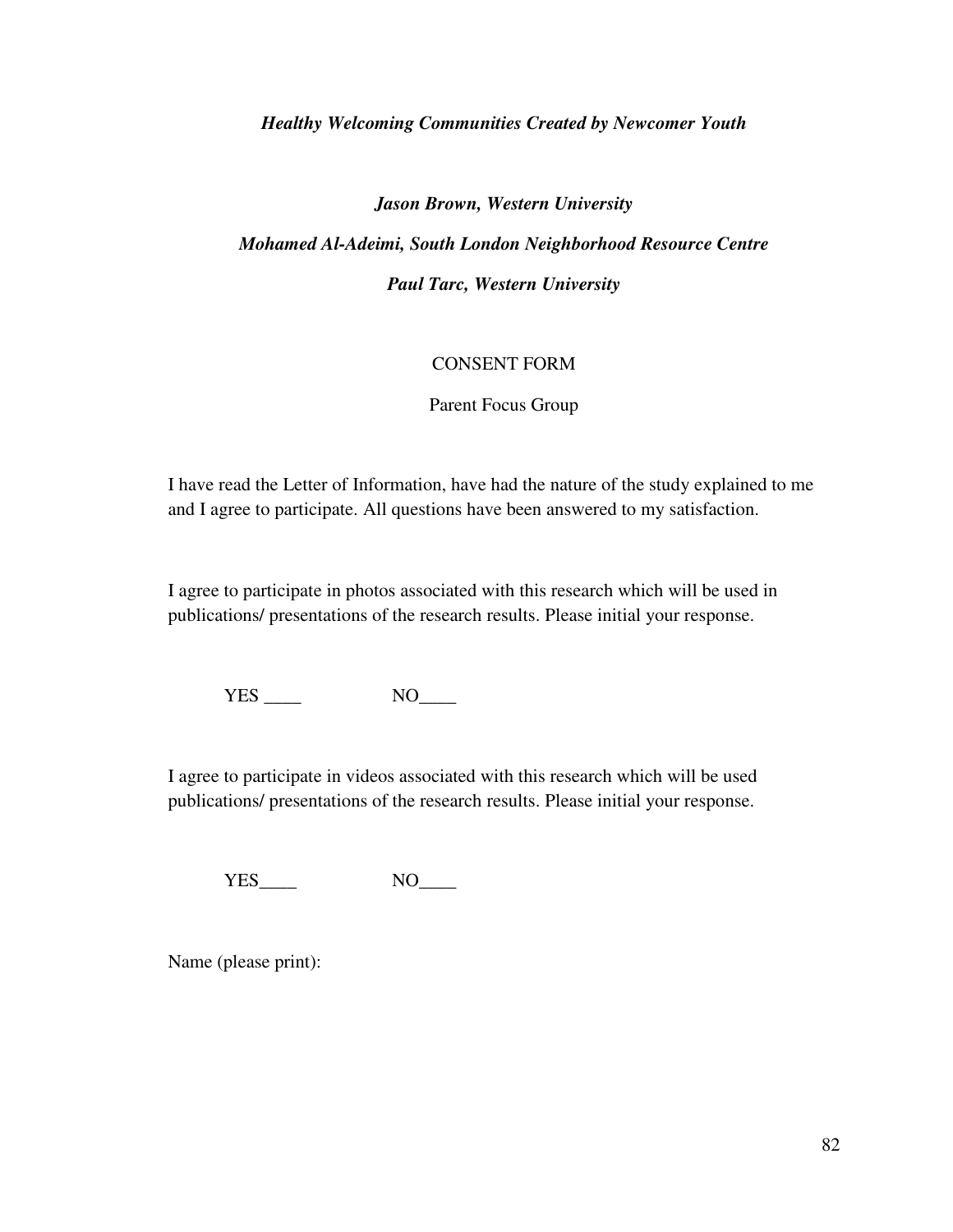***Healthy Welcoming Communities Created by Newcomer Youth***

***Jason Brown, Western University***

***Mohamed Al-Adeimi, South London Neighborhood Resource Centre***

***Paul Tarc, Western University***

CONSENT FORM

Parent Focus Group

I have read the Letter of Information, have had the nature of the study explained to me and I agree to participate. All questions have been answered to my satisfaction.

I agree to participate in photos associated with this research which will be used in publications/ presentations of the research results. Please initial your response.

YES ____ NO____

I agree to participate in videos associated with this research which will be used publications/ presentations of the research results. Please initial your response.

YES____ NO____

Name (please print):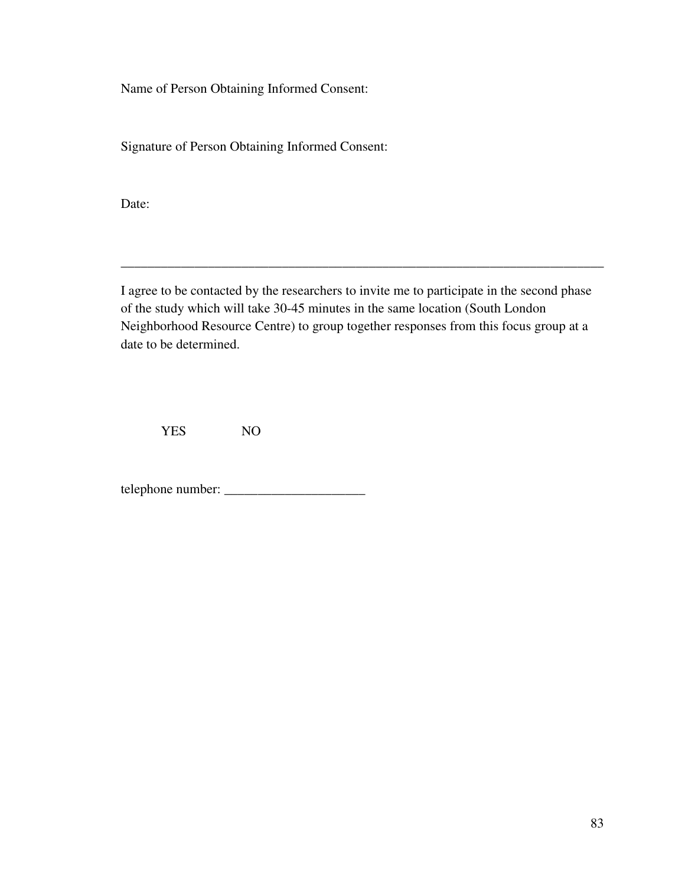Name of Person Obtaining Informed Consent:

Signature of Person Obtaining Informed Consent:

Date:

---

I agree to be contacted by the researchers to invite me to participate in the second phase of the study which will take 30-45 minutes in the same location (South London Neighborhood Resource Centre) to group together responses from this focus group at a date to be determined.

YES NO

telephone number: _____________________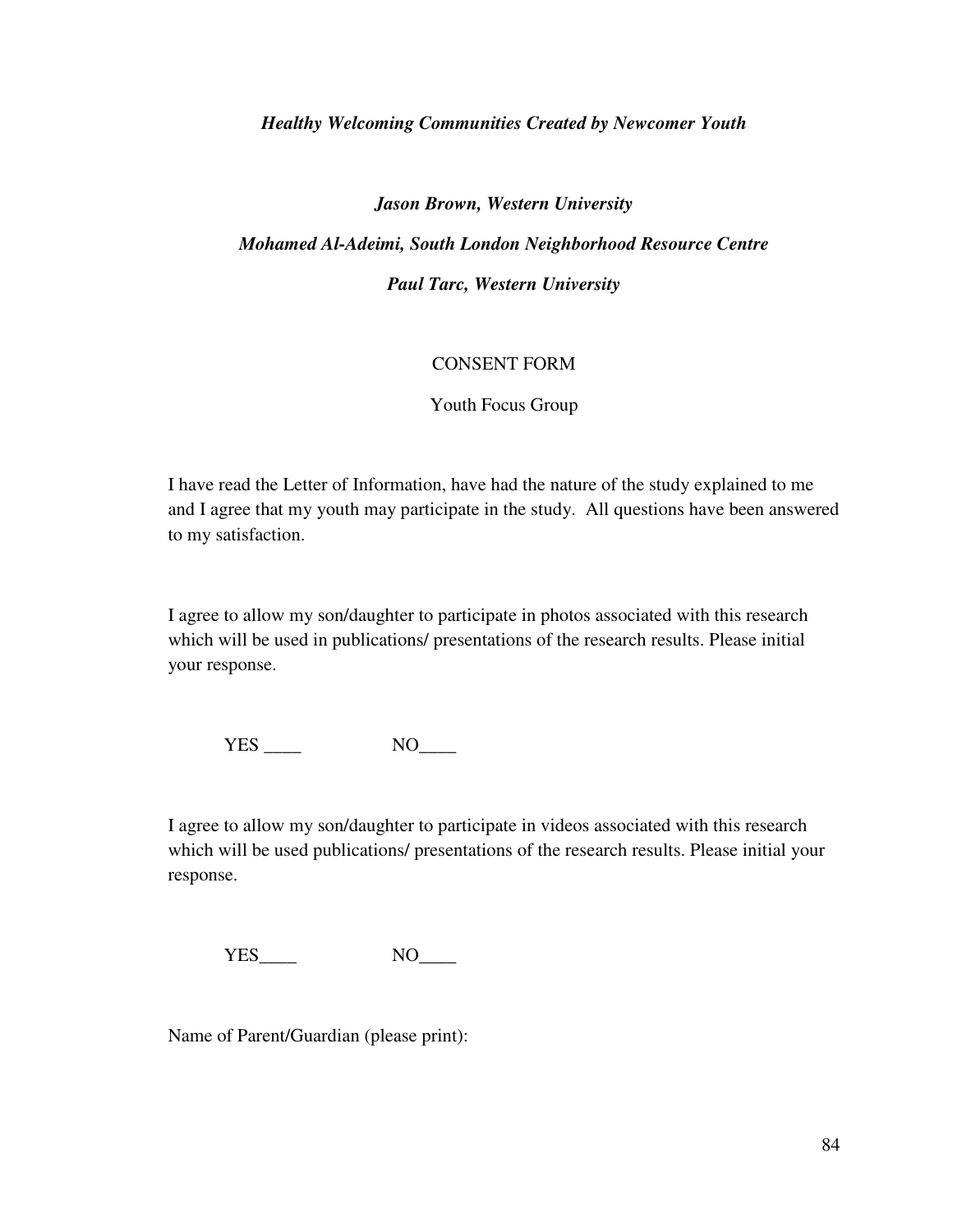***Healthy Welcoming Communities Created by Newcomer Youth***

***Jason Brown, Western University***

***Mohamed Al-Adeimi, South London Neighborhood Resource Centre***

***Paul Tarc, Western University***

CONSENT FORM

Youth Focus Group

I have read the Letter of Information, have had the nature of the study explained to me and I agree that my youth may participate in the study. All questions have been answered to my satisfaction.

I agree to allow my son/daughter to participate in photos associated with this research which will be used in publications/ presentations of the research results. Please initial your response.

YES ____ NO____

I agree to allow my son/daughter to participate in videos associated with this research which will be used publications/ presentations of the research results. Please initial your response.

YES____ NO____

Name of Parent/Guardian (please print):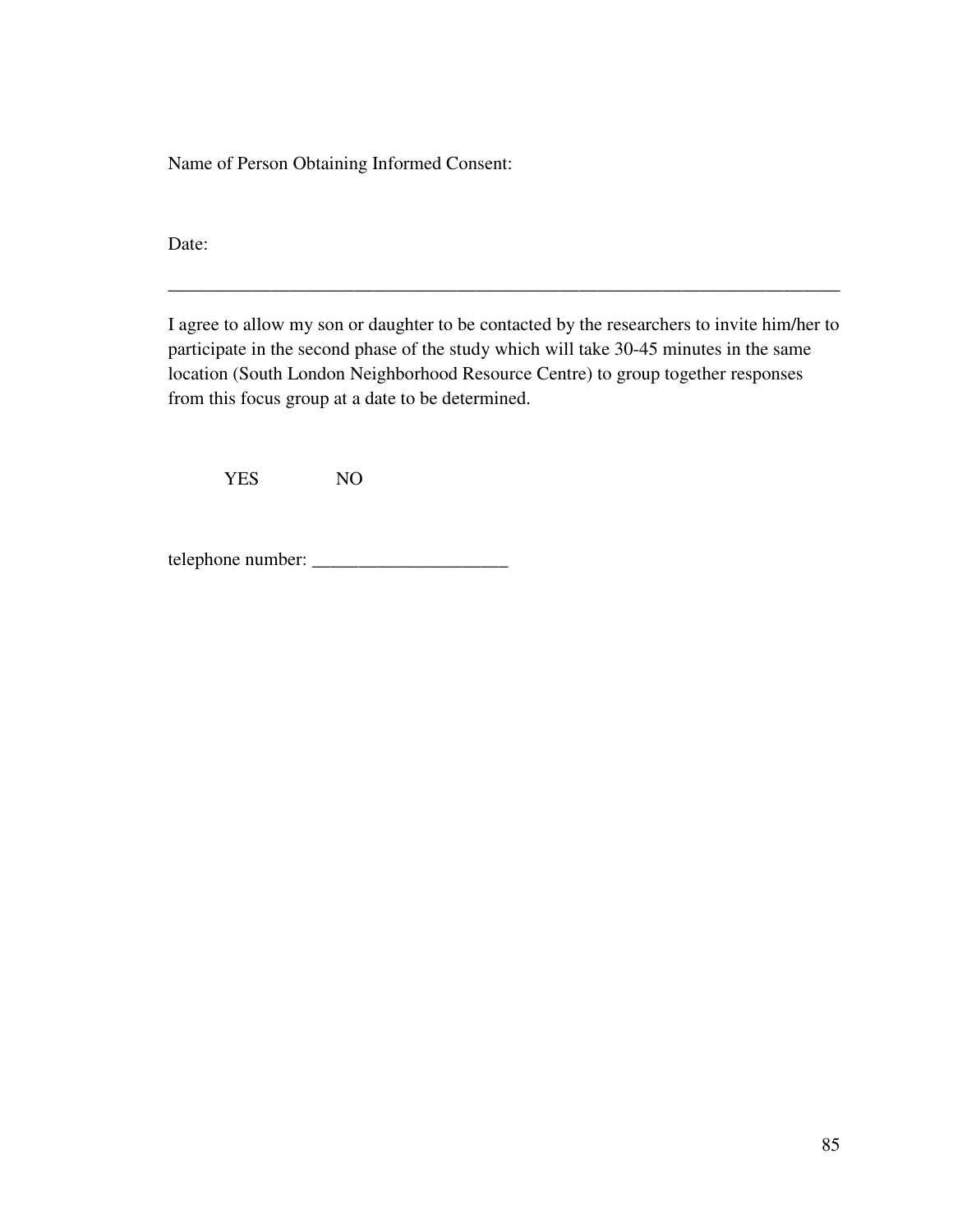Name of Person Obtaining Informed Consent:

Date:

---

I agree to allow my son or daughter to be contacted by the researchers to invite him/her to participate in the second phase of the study which will take 30-45 minutes in the same location (South London Neighborhood Resource Centre) to group together responses from this focus group at a date to be determined.

YES NO

telephone number: _____________________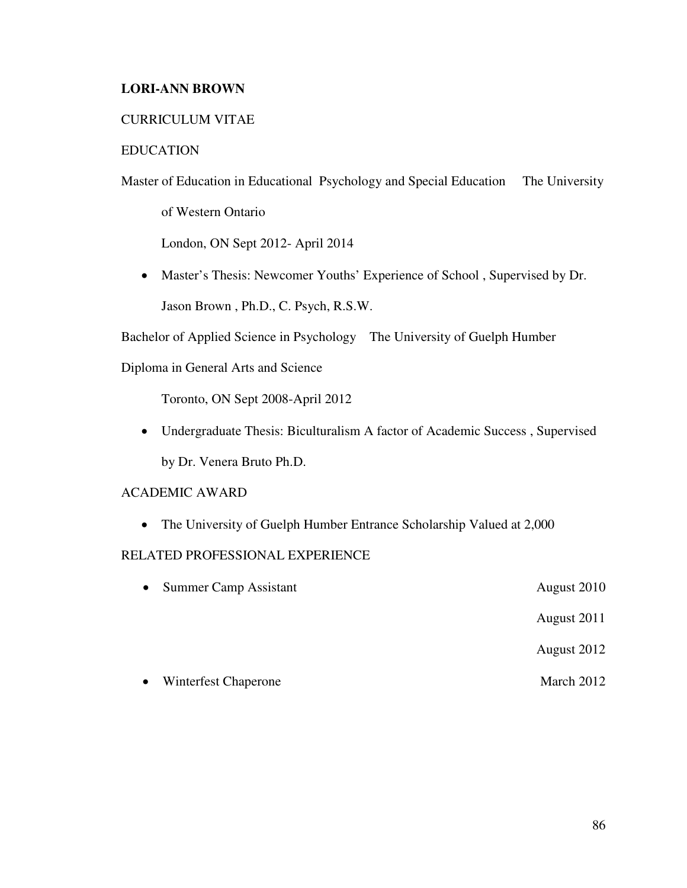**LORI-ANN BROWN**

CURRICULUM VITAE

EDUCATION

Master of Education in Educational Psychology and Special Education The University of Western Ontario

London, ON Sept 2012- April 2014

- Master's Thesis: Newcomer Youths' Experience of School , Supervised by Dr. Jason Brown , Ph.D., C. Psych, R.S.W.

Bachelor of Applied Science in Psychology The University of Guelph Humber

Diploma in General Arts and Science

Toronto, ON Sept 2008-April 2012

- Undergraduate Thesis: Biculturalism A factor of Academic Success , Supervised by Dr. Venera Bruto Ph.D.

ACADEMIC AWARD

- The University of Guelph Humber Entrance Scholarship Valued at 2,000

RELATED PROFESSIONAL EXPERIENCE

- Summer Camp Assistant — August 2010, August 2011, August 2012
- Winterfest Chaperone — March 2012